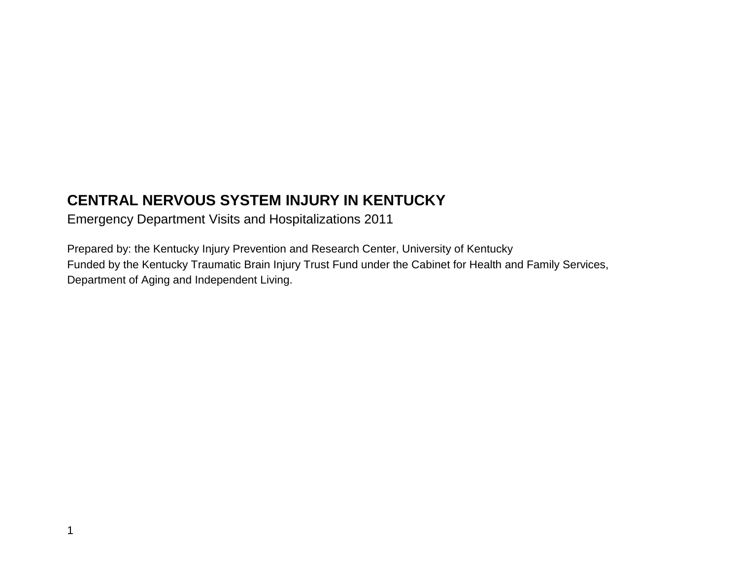# CENTRAL NERVOUS SYSTEM INJURY IN KENTUCKY

Emergency Department Visits and Hospitalizations 2011

Prepared by: the Kentucky Injury Prevention and Research Center, University of Kentucky
Funded by the Kentucky Traumatic Brain Injury Trust Fund under the Cabinet for Health and Family Services, Department of Aging and Independent Living.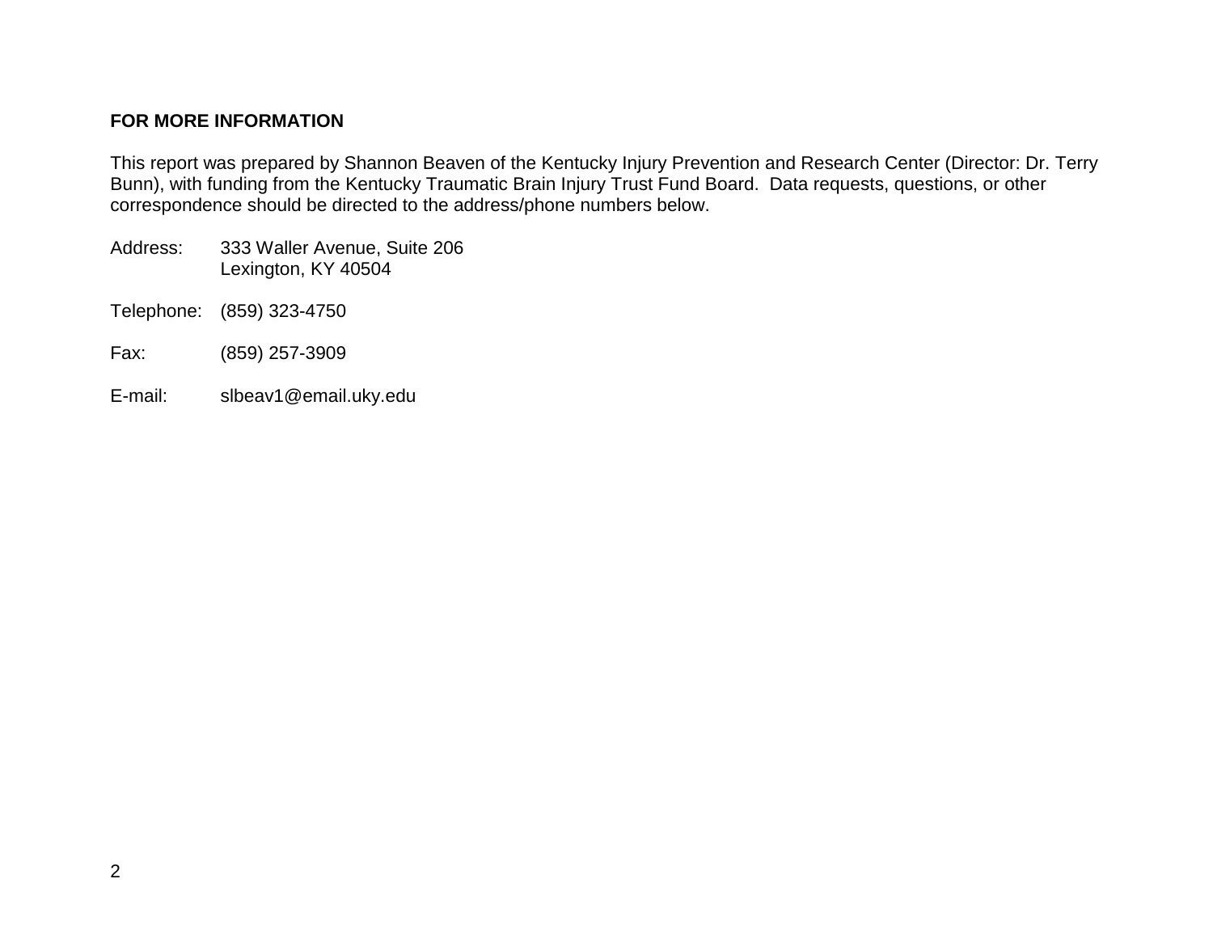**FOR MORE INFORMATION**

This report was prepared by Shannon Beaven of the Kentucky Injury Prevention and Research Center (Director: Dr. Terry Bunn), with funding from the Kentucky Traumatic Brain Injury Trust Fund Board. Data requests, questions, or other correspondence should be directed to the address/phone numbers below.

Address: 333 Waller Avenue, Suite 206
Lexington, KY 40504

Telephone: (859) 323-4750

Fax: (859) 257-3909

E-mail: slbeav1@email.uky.edu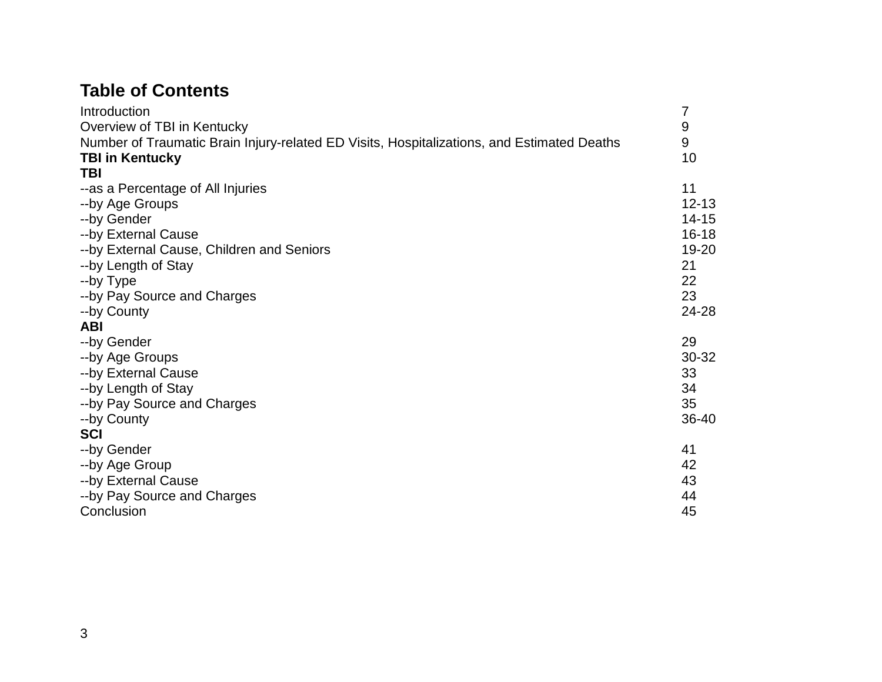## Table of Contents

| | |
|---|---|
| Introduction | 7 |
| Overview of TBI in Kentucky | 9 |
| Number of Traumatic Brain Injury-related ED Visits, Hospitalizations, and Estimated Deaths | 9 |
| **TBI in Kentucky** | 10 |
| **TBI** | |
| --as a Percentage of All Injuries | 11 |
| --by Age Groups | 12-13 |
| --by Gender | 14-15 |
| --by External Cause | 16-18 |
| --by External Cause, Children and Seniors | 19-20 |
| --by Length of Stay | 21 |
| --by Type | 22 |
| --by Pay Source and Charges | 23 |
| --by County | 24-28 |
| **ABI** | |
| --by Gender | 29 |
| --by Age Groups | 30-32 |
| --by External Cause | 33 |
| --by Length of Stay | 34 |
| --by Pay Source and Charges | 35 |
| --by County | 36-40 |
| **SCI** | |
| --by Gender | 41 |
| --by Age Group | 42 |
| --by External Cause | 43 |
| --by Pay Source and Charges | 44 |
| Conclusion | 45 |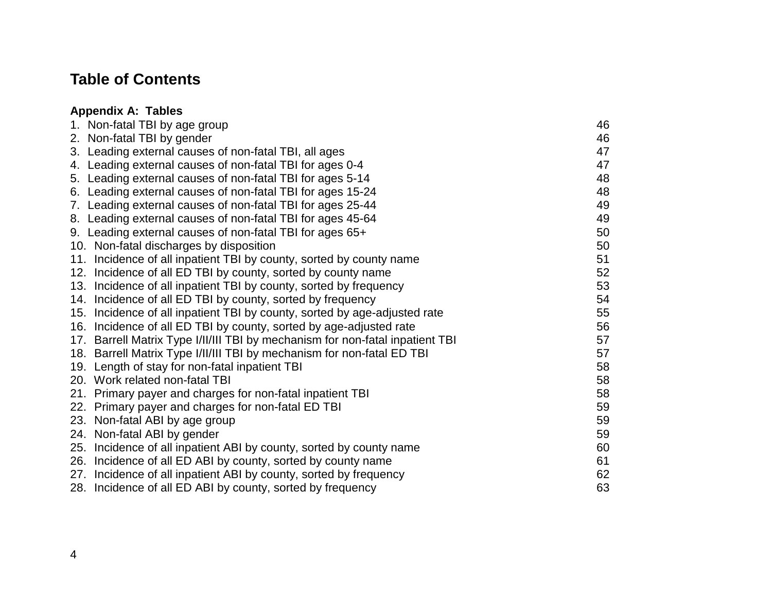## Table of Contents

**Appendix A: Tables**

| | |
|---|---|
| 1. Non-fatal TBI by age group | 46 |
| 2. Non-fatal TBI by gender | 46 |
| 3. Leading external causes of non-fatal TBI, all ages | 47 |
| 4. Leading external causes of non-fatal TBI for ages 0-4 | 47 |
| 5. Leading external causes of non-fatal TBI for ages 5-14 | 48 |
| 6. Leading external causes of non-fatal TBI for ages 15-24 | 48 |
| 7. Leading external causes of non-fatal TBI for ages 25-44 | 49 |
| 8. Leading external causes of non-fatal TBI for ages 45-64 | 49 |
| 9. Leading external causes of non-fatal TBI for ages 65+ | 50 |
| 10. Non-fatal discharges by disposition | 50 |
| 11. Incidence of all inpatient TBI by county, sorted by county name | 51 |
| 12. Incidence of all ED TBI by county, sorted by county name | 52 |
| 13. Incidence of all inpatient TBI by county, sorted by frequency | 53 |
| 14. Incidence of all ED TBI by county, sorted by frequency | 54 |
| 15. Incidence of all inpatient TBI by county, sorted by age-adjusted rate | 55 |
| 16. Incidence of all ED TBI by county, sorted by age-adjusted rate | 56 |
| 17. Barrell Matrix Type I/II/III TBI by mechanism for non-fatal inpatient TBI | 57 |
| 18. Barrell Matrix Type I/II/III TBI by mechanism for non-fatal ED TBI | 57 |
| 19. Length of stay for non-fatal inpatient TBI | 58 |
| 20. Work related non-fatal TBI | 58 |
| 21. Primary payer and charges for non-fatal inpatient TBI | 58 |
| 22. Primary payer and charges for non-fatal ED TBI | 59 |
| 23. Non-fatal ABI by age group | 59 |
| 24. Non-fatal ABI by gender | 59 |
| 25. Incidence of all inpatient ABI by county, sorted by county name | 60 |
| 26. Incidence of all ED ABI by county, sorted by county name | 61 |
| 27. Incidence of all inpatient ABI by county, sorted by frequency | 62 |
| 28. Incidence of all ED ABI by county, sorted by frequency | 63 |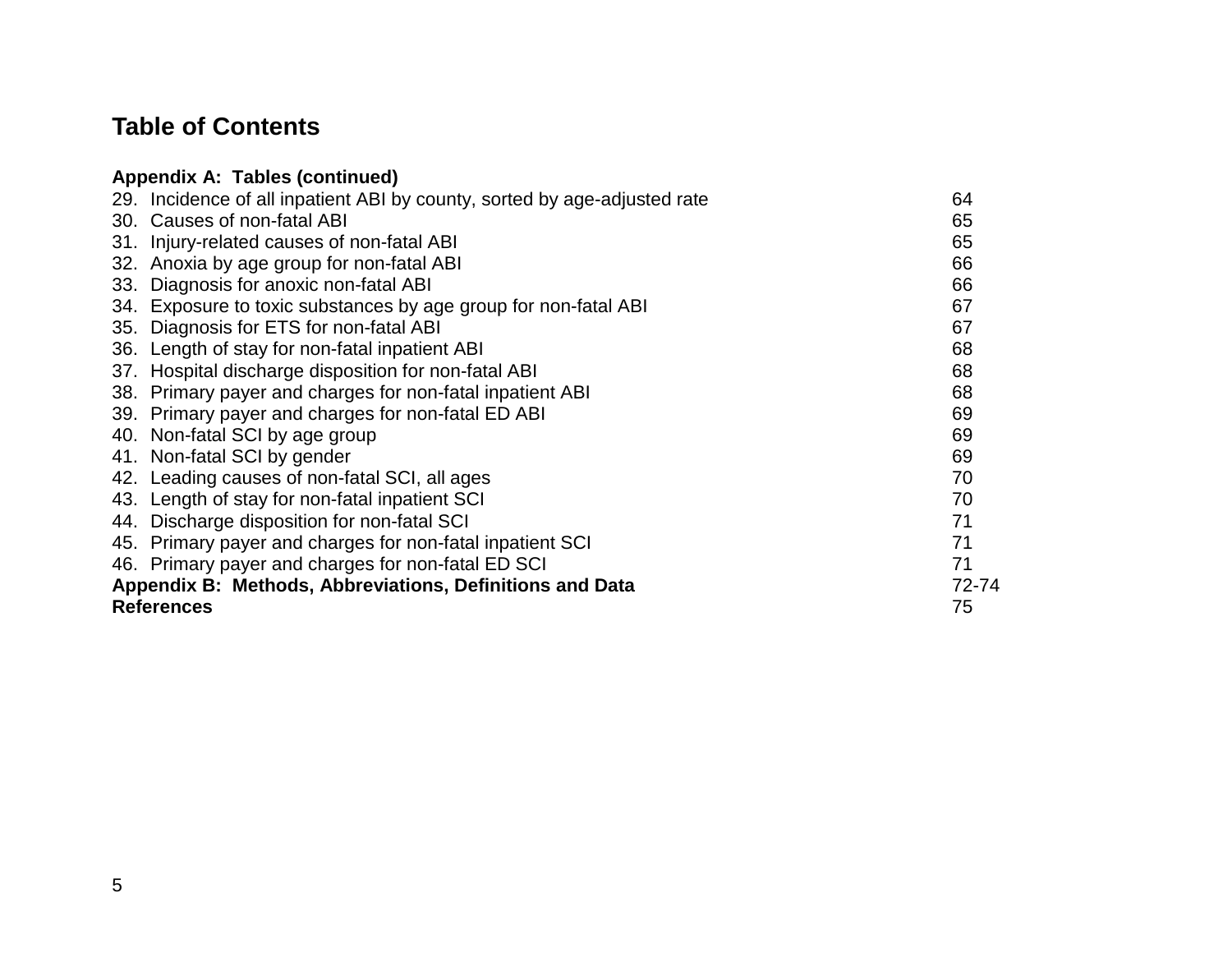# Table of Contents

**Appendix A: Tables (continued)**

| | |
|---|---|
| 29. Incidence of all inpatient ABI by county, sorted by age-adjusted rate | 64 |
| 30. Causes of non-fatal ABI | 65 |
| 31. Injury-related causes of non-fatal ABI | 65 |
| 32. Anoxia by age group for non-fatal ABI | 66 |
| 33. Diagnosis for anoxic non-fatal ABI | 66 |
| 34. Exposure to toxic substances by age group for non-fatal ABI | 67 |
| 35. Diagnosis for ETS for non-fatal ABI | 67 |
| 36. Length of stay for non-fatal inpatient ABI | 68 |
| 37. Hospital discharge disposition for non-fatal ABI | 68 |
| 38. Primary payer and charges for non-fatal inpatient ABI | 68 |
| 39. Primary payer and charges for non-fatal ED ABI | 69 |
| 40. Non-fatal SCI by age group | 69 |
| 41. Non-fatal SCI by gender | 69 |
| 42. Leading causes of non-fatal SCI, all ages | 70 |
| 43. Length of stay for non-fatal inpatient SCI | 70 |
| 44. Discharge disposition for non-fatal SCI | 71 |
| 45. Primary payer and charges for non-fatal inpatient SCI | 71 |
| 46. Primary payer and charges for non-fatal ED SCI | 71 |
| **Appendix B: Methods, Abbreviations, Definitions and Data** | 72-74 |
| **References** | 75 |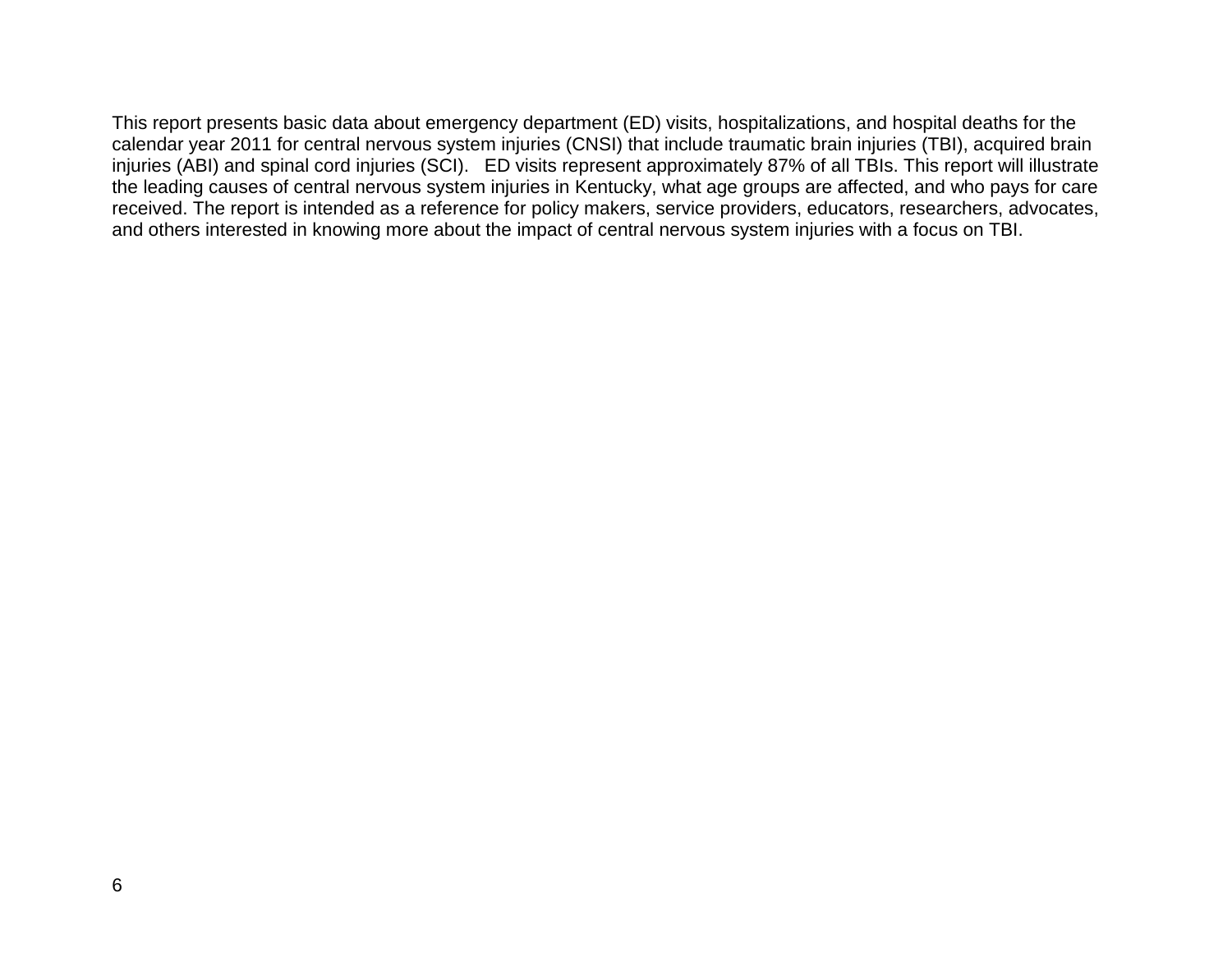This report presents basic data about emergency department (ED) visits, hospitalizations, and hospital deaths for the calendar year 2011 for central nervous system injuries (CNSI) that include traumatic brain injuries (TBI), acquired brain injuries (ABI) and spinal cord injuries (SCI). ED visits represent approximately 87% of all TBIs. This report will illustrate the leading causes of central nervous system injuries in Kentucky, what age groups are affected, and who pays for care received. The report is intended as a reference for policy makers, service providers, educators, researchers, advocates, and others interested in knowing more about the impact of central nervous system injuries with a focus on TBI.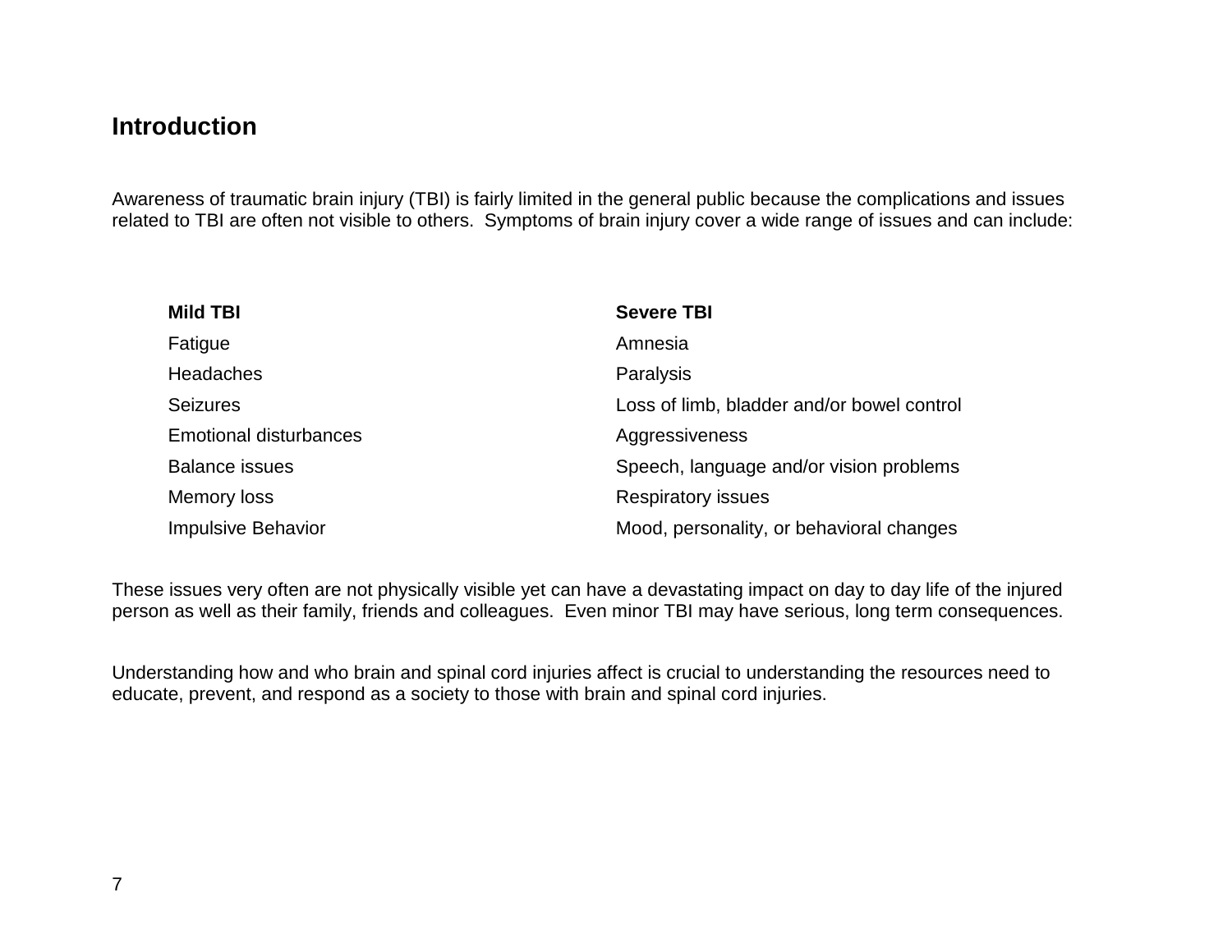## Introduction

Awareness of traumatic brain injury (TBI) is fairly limited in the general public because the complications and issues related to TBI are often not visible to others.  Symptoms of brain injury cover a wide range of issues and can include:

| Mild TBI | Severe TBI |
| --- | --- |
| Fatigue | Amnesia |
| Headaches | Paralysis |
| Seizures | Loss of limb, bladder and/or bowel control |
| Emotional disturbances | Aggressiveness |
| Balance issues | Speech, language and/or vision problems |
| Memory loss | Respiratory issues |
| Impulsive Behavior | Mood, personality, or behavioral changes |

These issues very often are not physically visible yet can have a devastating impact on day to day life of the injured person as well as their family, friends and colleagues.  Even minor TBI may have serious, long term consequences.

Understanding how and who brain and spinal cord injuries affect is crucial to understanding the resources need to educate, prevent, and respond as a society to those with brain and spinal cord injuries.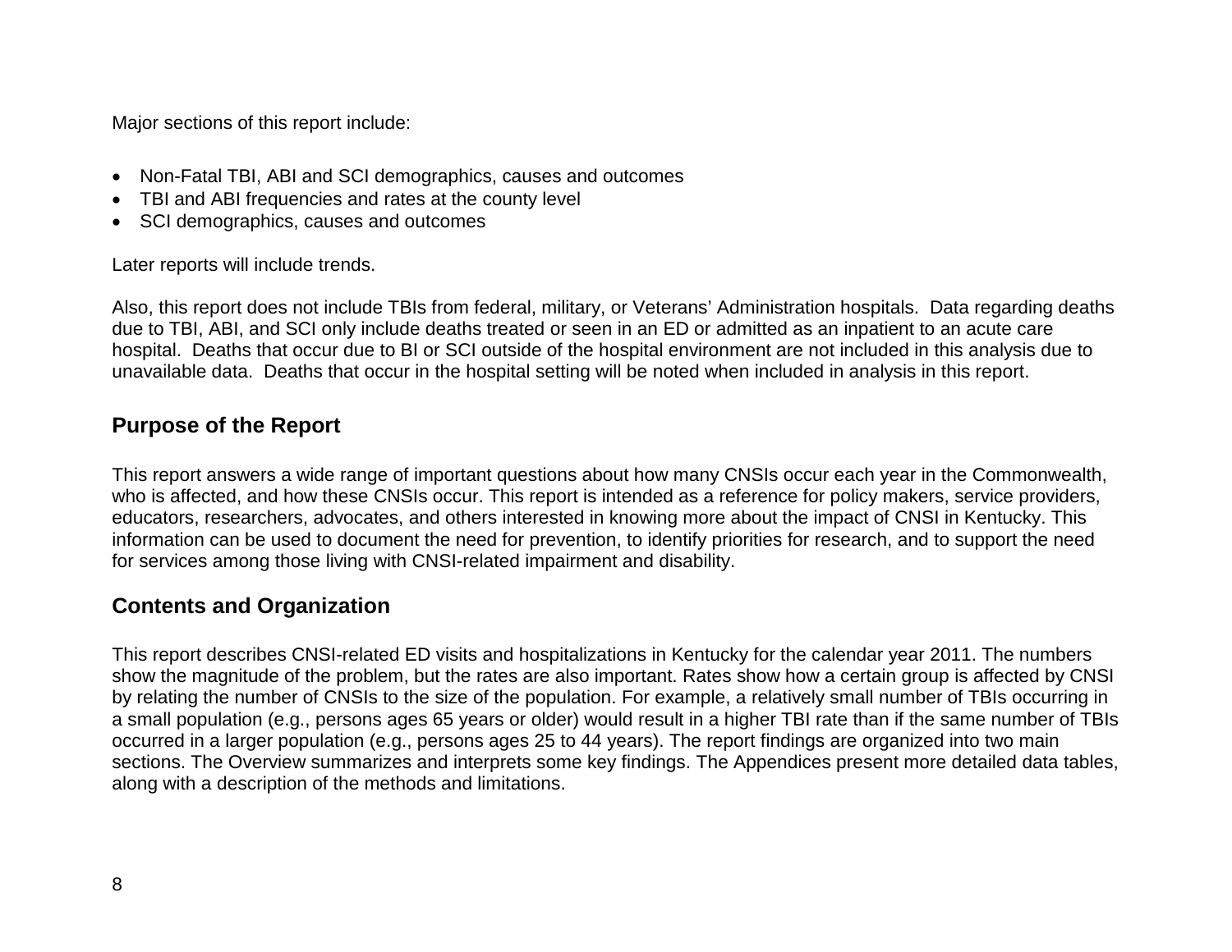Major sections of this report include:

- Non-Fatal TBI, ABI and SCI demographics, causes and outcomes
- TBI and ABI frequencies and rates at the county level
- SCI demographics, causes and outcomes

Later reports will include trends.

Also, this report does not include TBIs from federal, military, or Veterans' Administration hospitals. Data regarding deaths due to TBI, ABI, and SCI only include deaths treated or seen in an ED or admitted as an inpatient to an acute care hospital. Deaths that occur due to BI or SCI outside of the hospital environment are not included in this analysis due to unavailable data. Deaths that occur in the hospital setting will be noted when included in analysis in this report.

## Purpose of the Report

This report answers a wide range of important questions about how many CNSIs occur each year in the Commonwealth, who is affected, and how these CNSIs occur. This report is intended as a reference for policy makers, service providers, educators, researchers, advocates, and others interested in knowing more about the impact of CNSI in Kentucky. This information can be used to document the need for prevention, to identify priorities for research, and to support the need for services among those living with CNSI-related impairment and disability.

## Contents and Organization

This report describes CNSI-related ED visits and hospitalizations in Kentucky for the calendar year 2011. The numbers show the magnitude of the problem, but the rates are also important. Rates show how a certain group is affected by CNSI by relating the number of CNSIs to the size of the population. For example, a relatively small number of TBIs occurring in a small population (e.g., persons ages 65 years or older) would result in a higher TBI rate than if the same number of TBIs occurred in a larger population (e.g., persons ages 25 to 44 years). The report findings are organized into two main sections. The Overview summarizes and interprets some key findings. The Appendices present more detailed data tables, along with a description of the methods and limitations.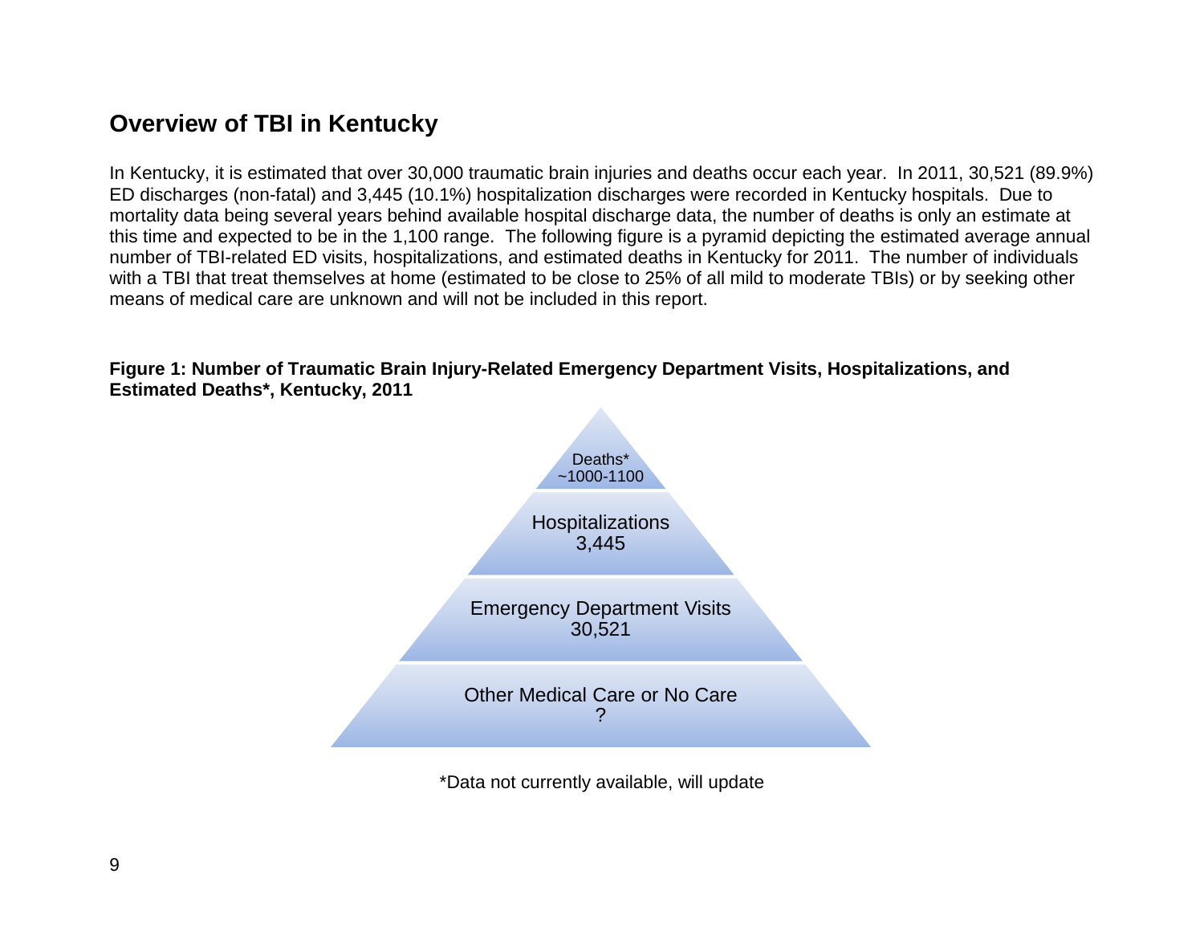## Overview of TBI in Kentucky

In Kentucky, it is estimated that over 30,000 traumatic brain injuries and deaths occur each year. In 2011, 30,521 (89.9%) ED discharges (non-fatal) and 3,445 (10.1%) hospitalization discharges were recorded in Kentucky hospitals. Due to mortality data being several years behind available hospital discharge data, the number of deaths is only an estimate at this time and expected to be in the 1,100 range. The following figure is a pyramid depicting the estimated average annual number of TBI-related ED visits, hospitalizations, and estimated deaths in Kentucky for 2011. The number of individuals with a TBI that treat themselves at home (estimated to be close to 25% of all mild to moderate TBIs) or by seeking other means of medical care are unknown and will not be included in this report.

**Figure 1: Number of Traumatic Brain Injury-Related Emergency Department Visits, Hospitalizations, and Estimated Deaths*, Kentucky, 2011**

Deaths*
~1000-1100

Hospitalizations
3,445

Emergency Department Visits
30,521

Other Medical Care or No Care
?

*Data not currently available, will update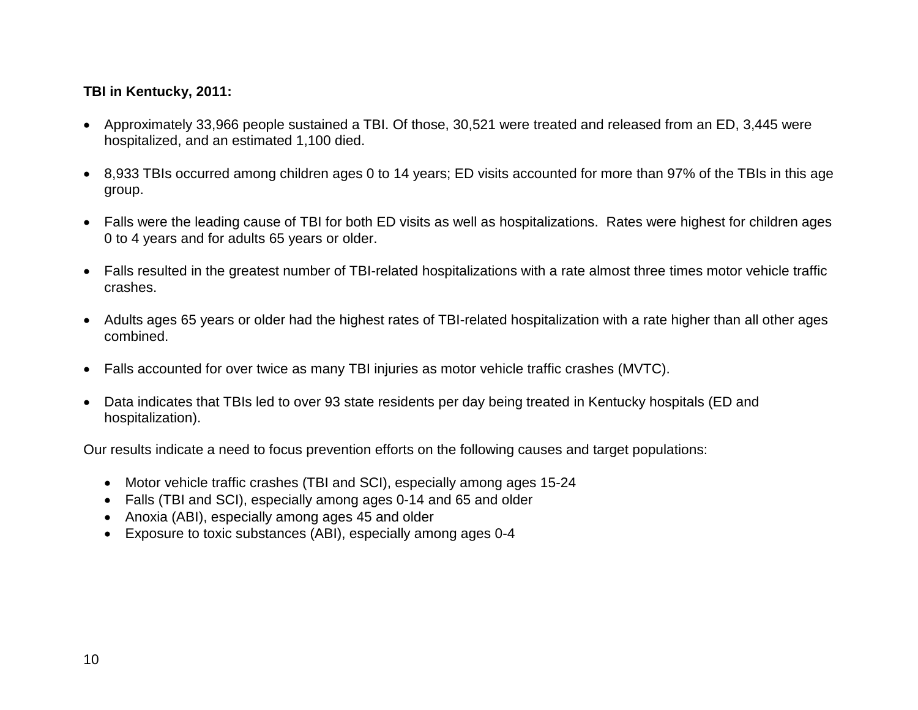**TBI in Kentucky, 2011:**

- Approximately 33,966 people sustained a TBI. Of those, 30,521 were treated and released from an ED, 3,445 were hospitalized, and an estimated 1,100 died.

- 8,933 TBIs occurred among children ages 0 to 14 years; ED visits accounted for more than 97% of the TBIs in this age group.

- Falls were the leading cause of TBI for both ED visits as well as hospitalizations. Rates were highest for children ages 0 to 4 years and for adults 65 years or older.

- Falls resulted in the greatest number of TBI-related hospitalizations with a rate almost three times motor vehicle traffic crashes.

- Adults ages 65 years or older had the highest rates of TBI-related hospitalization with a rate higher than all other ages combined.

- Falls accounted for over twice as many TBI injuries as motor vehicle traffic crashes (MVTC).

- Data indicates that TBIs led to over 93 state residents per day being treated in Kentucky hospitals (ED and hospitalization).

Our results indicate a need to focus prevention efforts on the following causes and target populations:

- Motor vehicle traffic crashes (TBI and SCI), especially among ages 15-24
- Falls (TBI and SCI), especially among ages 0-14 and 65 and older
- Anoxia (ABI), especially among ages 45 and older
- Exposure to toxic substances (ABI), especially among ages 0-4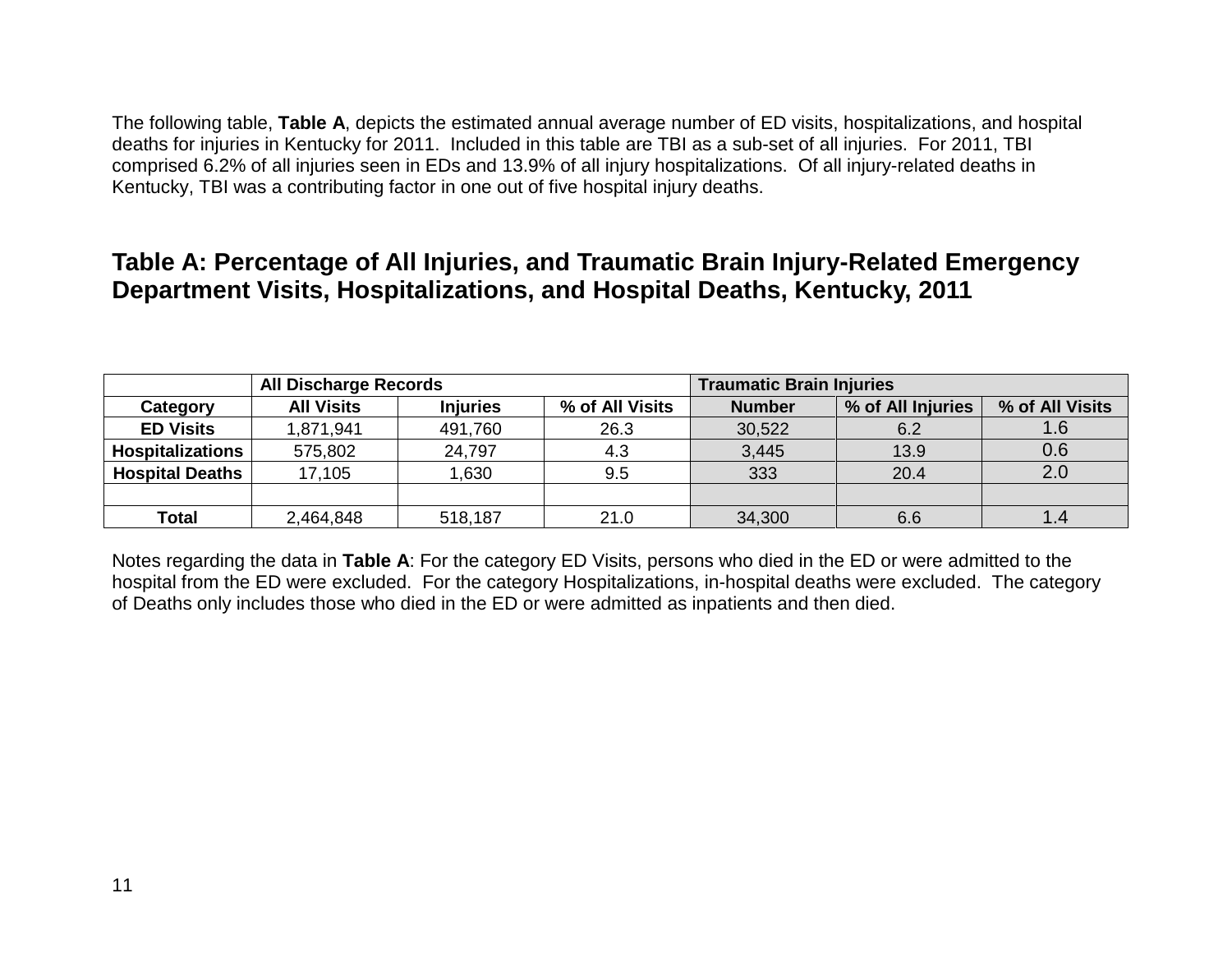The following table, **Table A**, depicts the estimated annual average number of ED visits, hospitalizations, and hospital deaths for injuries in Kentucky for 2011. Included in this table are TBI as a sub-set of all injuries. For 2011, TBI comprised 6.2% of all injuries seen in EDs and 13.9% of all injury hospitalizations. Of all injury-related deaths in Kentucky, TBI was a contributing factor in one out of five hospital injury deaths.

## Table A: Percentage of All Injuries, and Traumatic Brain Injury-Related Emergency Department Visits, Hospitalizations, and Hospital Deaths, Kentucky, 2011

| | All Discharge Records | | | Traumatic Brain Injuries | | |
|---|---|---|---|---|---|---|
| **Category** | **All Visits** | **Injuries** | **% of All Visits** | **Number** | **% of All Injuries** | **% of All Visits** |
| **ED Visits** | 1,871,941 | 491,760 | 26.3 | 30,522 | 6.2 | 1.6 |
| **Hospitalizations** | 575,802 | 24,797 | 4.3 | 3,445 | 13.9 | 0.6 |
| **Hospital Deaths** | 17,105 | 1,630 | 9.5 | 333 | 20.4 | 2.0 |
| | | | | | | |
| **Total** | 2,464,848 | 518,187 | 21.0 | 34,300 | 6.6 | 1.4 |

Notes regarding the data in **Table A**: For the category ED Visits, persons who died in the ED or were admitted to the hospital from the ED were excluded. For the category Hospitalizations, in-hospital deaths were excluded. The category of Deaths only includes those who died in the ED or were admitted as inpatients and then died.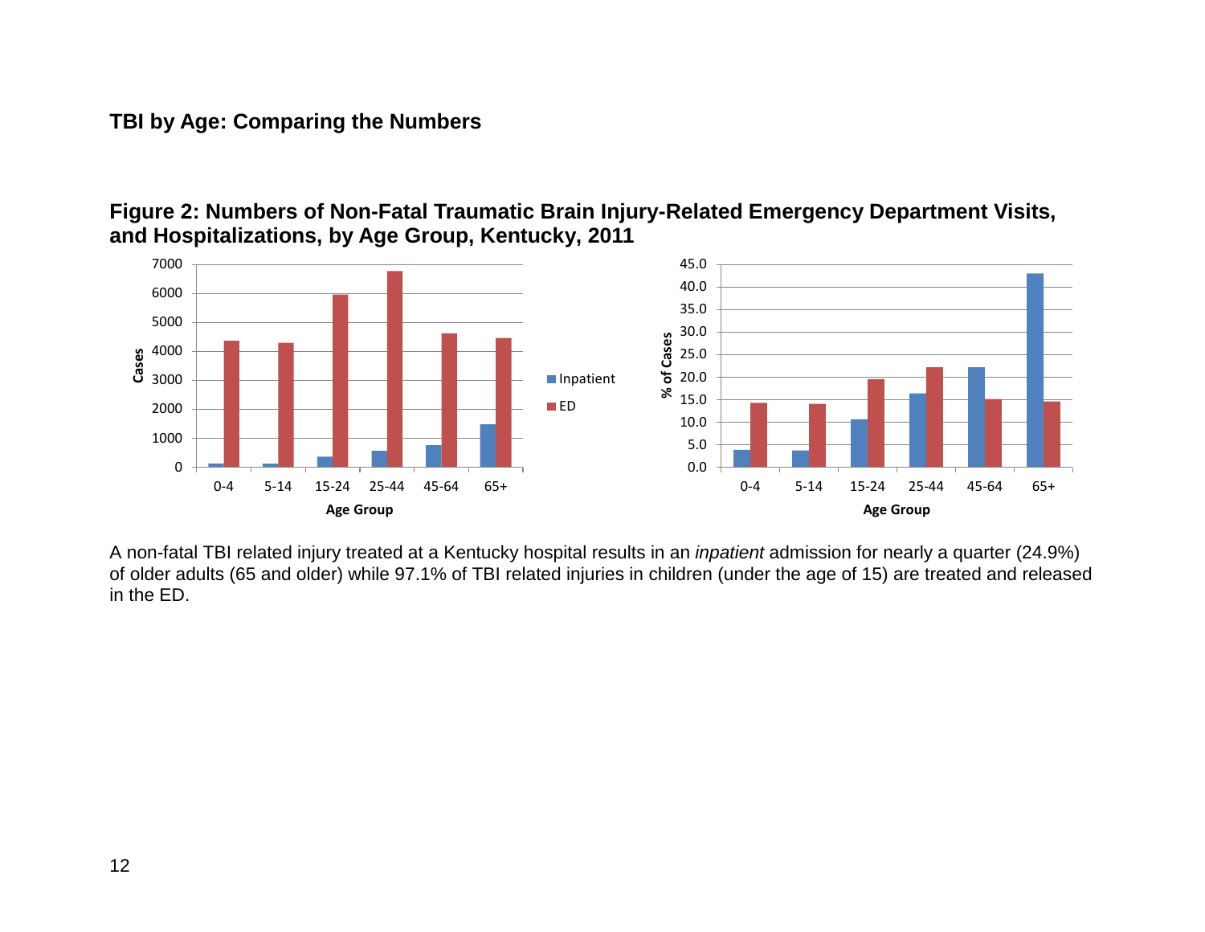## TBI by Age: Comparing the Numbers

**Figure 2: Numbers of Non-Fatal Traumatic Brain Injury-Related Emergency Department Visits, and Hospitalizations, by Age Group, Kentucky, 2011**

A non-fatal TBI related injury treated at a Kentucky hospital results in an *inpatient* admission for nearly a quarter (24.9%) of older adults (65 and older) while 97.1% of TBI related injuries in children (under the age of 15) are treated and released in the ED.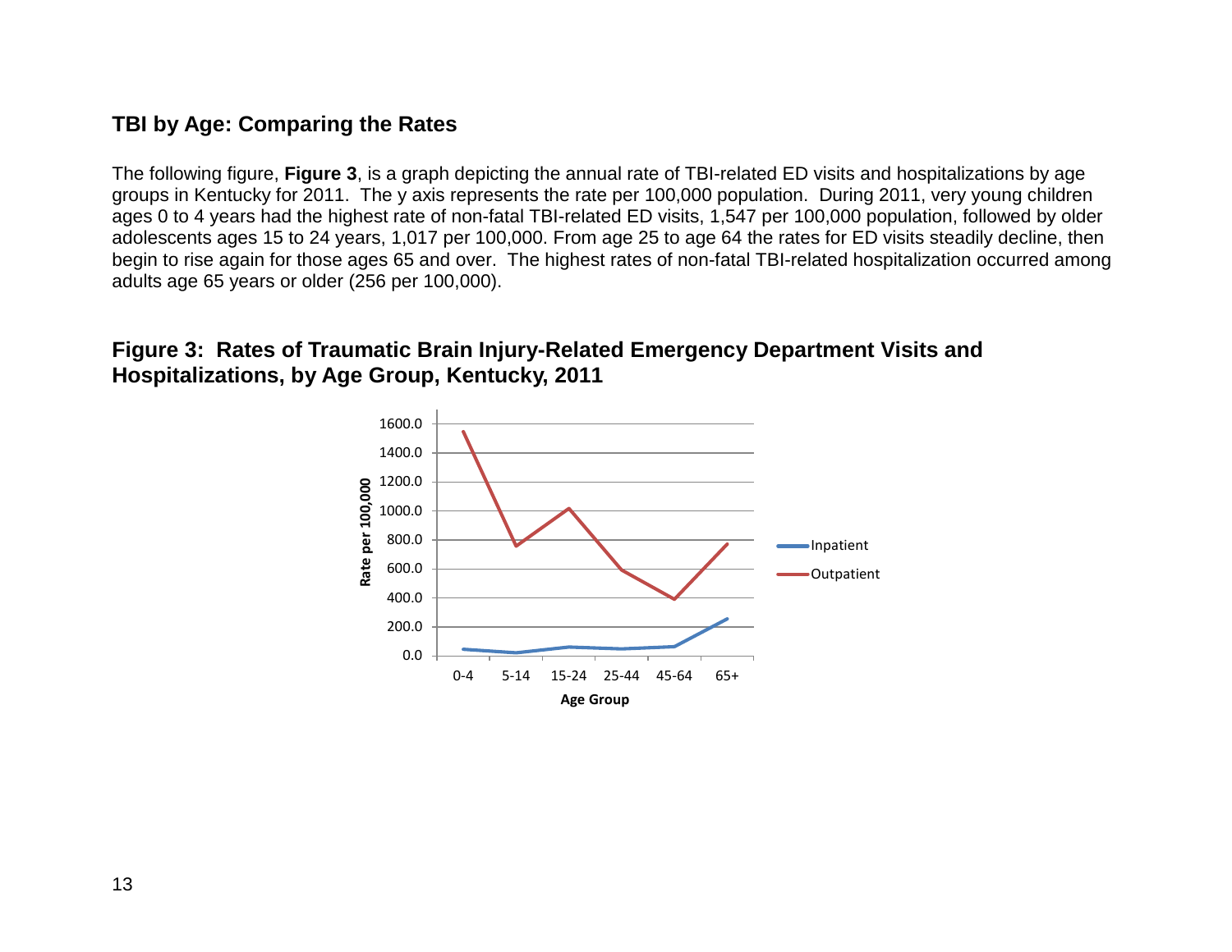## TBI by Age: Comparing the Rates

The following figure, **Figure 3**, is a graph depicting the annual rate of TBI-related ED visits and hospitalizations by age groups in Kentucky for 2011. The y axis represents the rate per 100,000 population. During 2011, very young children ages 0 to 4 years had the highest rate of non-fatal TBI-related ED visits, 1,547 per 100,000 population, followed by older adolescents ages 15 to 24 years, 1,017 per 100,000. From age 25 to age 64 the rates for ED visits steadily decline, then begin to rise again for those ages 65 and over. The highest rates of non-fatal TBI-related hospitalization occurred among adults age 65 years or older (256 per 100,000).

### Figure 3: Rates of Traumatic Brain Injury-Related Emergency Department Visits and Hospitalizations, by Age Group, Kentucky, 2011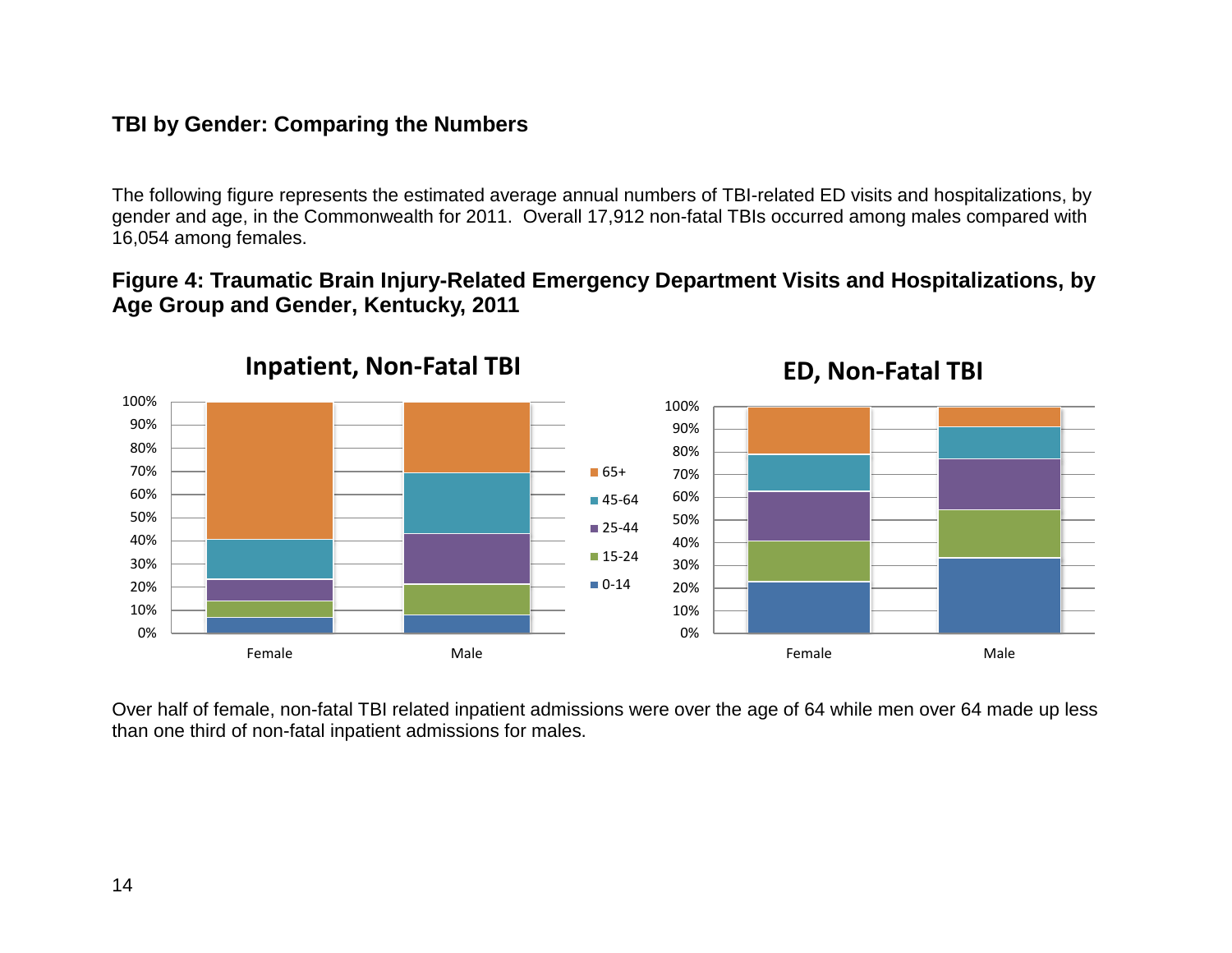## TBI by Gender: Comparing the Numbers

The following figure represents the estimated average annual numbers of TBI-related ED visits and hospitalizations, by gender and age, in the Commonwealth for 2011. Overall 17,912 non-fatal TBIs occurred among males compared with 16,054 among females.

### Figure 4: Traumatic Brain Injury-Related Emergency Department Visits and Hospitalizations, by Age Group and Gender, Kentucky, 2011

Over half of female, non-fatal TBI related inpatient admissions were over the age of 64 while men over 64 made up less than one third of non-fatal inpatient admissions for males.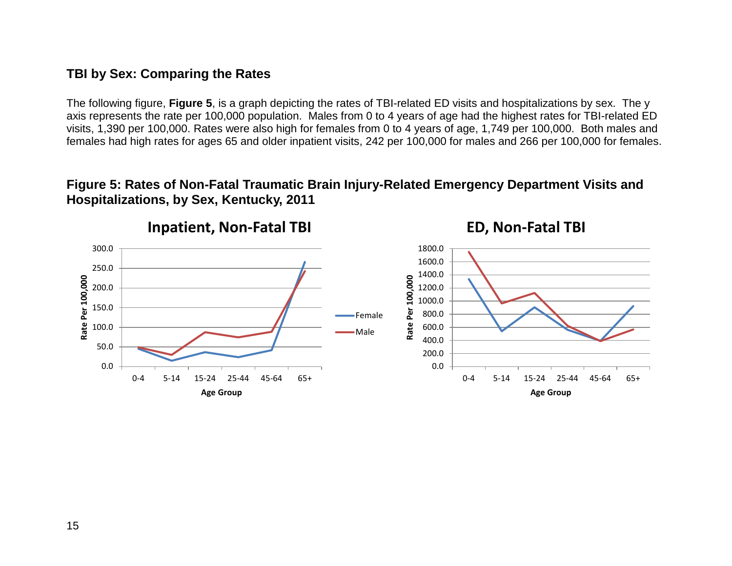### TBI by Sex: Comparing the Rates

The following figure, **Figure 5**, is a graph depicting the rates of TBI-related ED visits and hospitalizations by sex. The y axis represents the rate per 100,000 population. Males from 0 to 4 years of age had the highest rates for TBI-related ED visits, 1,390 per 100,000. Rates were also high for females from 0 to 4 years of age, 1,749 per 100,000. Both males and females had high rates for ages 65 and older inpatient visits, 242 per 100,000 for males and 266 per 100,000 for females.

### Figure 5: Rates of Non-Fatal Traumatic Brain Injury-Related Emergency Department Visits and Hospitalizations, by Sex, Kentucky, 2011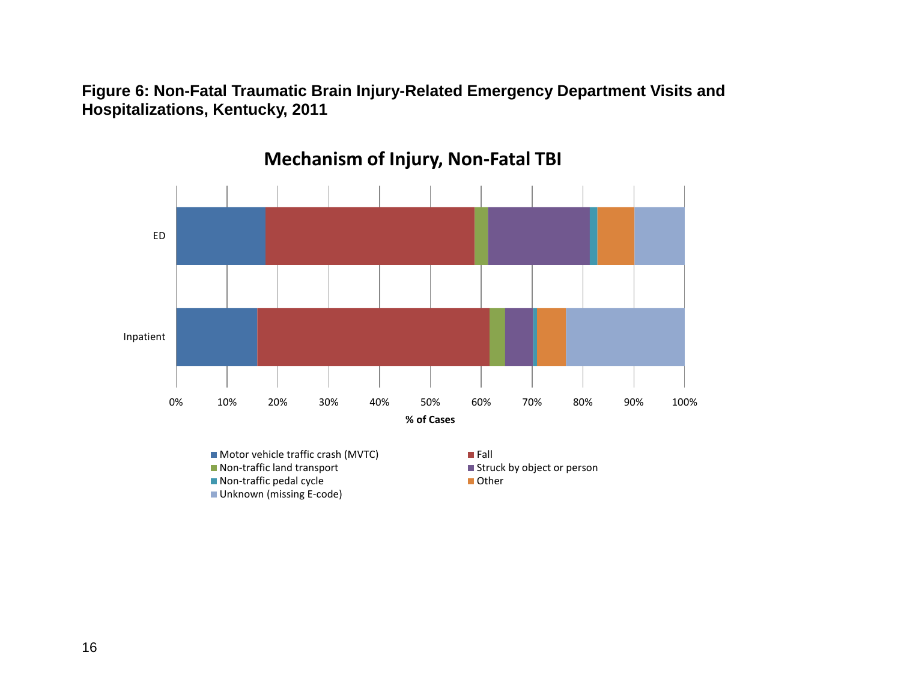**Figure 6: Non-Fatal Traumatic Brain Injury-Related Emergency Department Visits and Hospitalizations, Kentucky, 2011**

## Mechanism of Injury, Non-Fatal TBI

ED

Inpatient

0% 10% 20% 30% 40% 50% 60% 70% 80% 90% 100%

**% of Cases**

- Motor vehicle traffic crash (MVTC)
- Fall
- Non-traffic land transport
- Struck by object or person
- Non-traffic pedal cycle
- Other
- Unknown (missing E-code)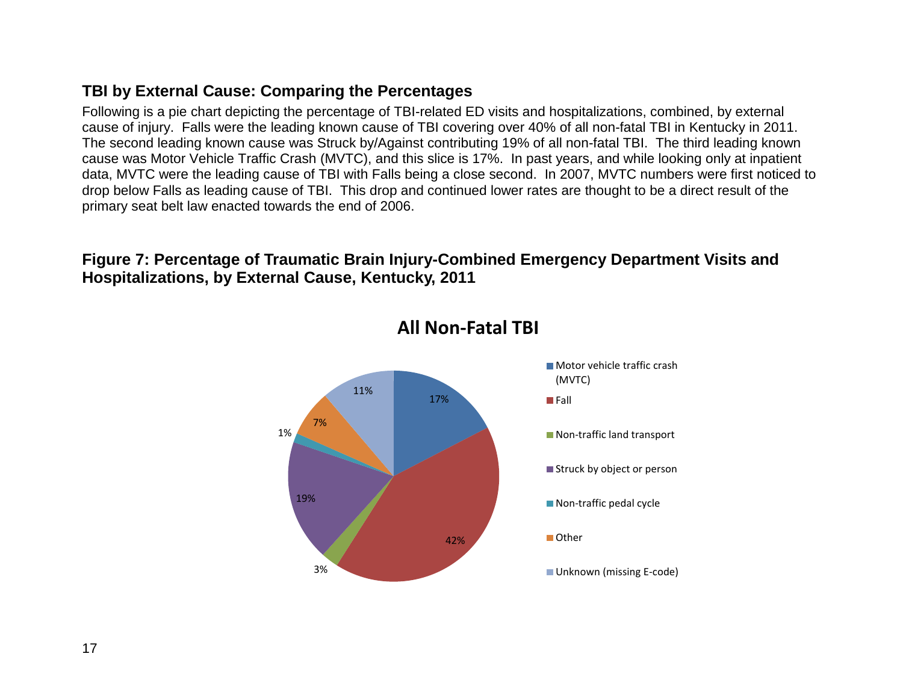## TBI by External Cause: Comparing the Percentages

Following is a pie chart depicting the percentage of TBI-related ED visits and hospitalizations, combined, by external cause of injury. Falls were the leading known cause of TBI covering over 40% of all non-fatal TBI in Kentucky in 2011. The second leading known cause was Struck by/Against contributing 19% of all non-fatal TBI. The third leading known cause was Motor Vehicle Traffic Crash (MVTC), and this slice is 17%. In past years, and while looking only at inpatient data, MVTC were the leading cause of TBI with Falls being a close second. In 2007, MVTC numbers were first noticed to drop below Falls as leading cause of TBI. This drop and continued lower rates are thought to be a direct result of the primary seat belt law enacted towards the end of 2006.

**Figure 7: Percentage of Traumatic Brain Injury-Combined Emergency Department Visits and Hospitalizations, by External Cause, Kentucky, 2011**

**All Non-Fatal TBI**

| External Cause | Percentage |
|---|---|
| Motor vehicle traffic crash (MVTC) | 17% |
| Fall | 42% |
| Non-traffic land transport | 3% |
| Struck by object or person | 19% |
| Non-traffic pedal cycle | 1% |
| Other | 7% |
| Unknown (missing E-code) | 11% |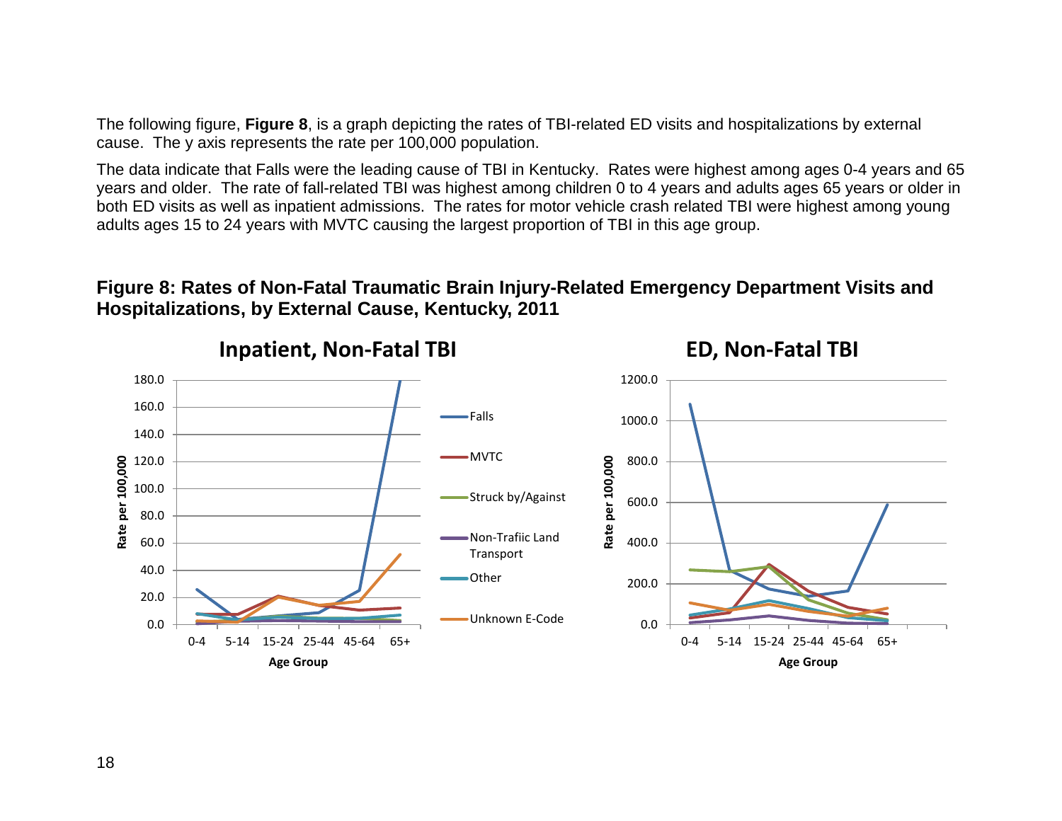The following figure, **Figure 8**, is a graph depicting the rates of TBI-related ED visits and hospitalizations by external cause. The y axis represents the rate per 100,000 population.

The data indicate that Falls were the leading cause of TBI in Kentucky. Rates were highest among ages 0-4 years and 65 years and older. The rate of fall-related TBI was highest among children 0 to 4 years and adults ages 65 years or older in both ED visits as well as inpatient admissions. The rates for motor vehicle crash related TBI were highest among young adults ages 15 to 24 years with MVTC causing the largest proportion of TBI in this age group.

**Figure 8: Rates of Non-Fatal Traumatic Brain Injury-Related Emergency Department Visits and Hospitalizations, by External Cause, Kentucky, 2011**

**Inpatient, Non-Fatal TBI**

**ED, Non-Fatal TBI**

Legend: Falls; MVTC; Struck by/Against; Non-Trafiic Land Transport; Other; Unknown E-Code

Y axis: Rate per 100,000 — X axis: Age Group (0-4, 5-14, 15-24, 25-44, 45-64, 65+)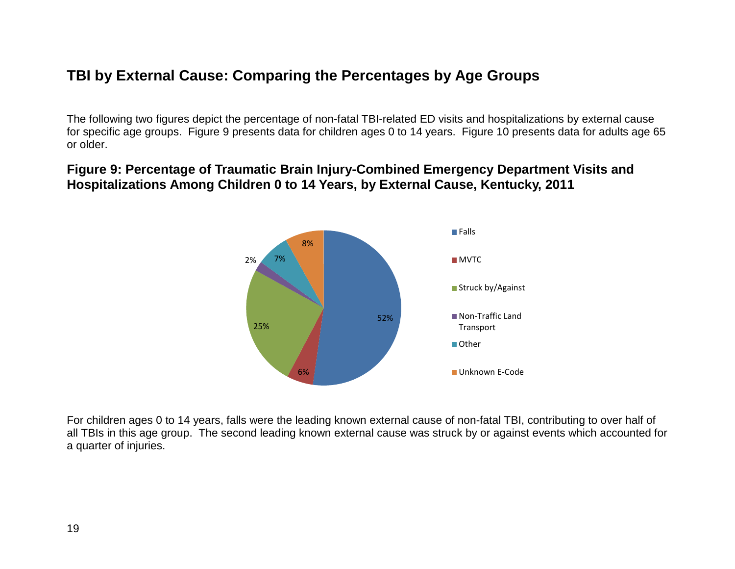## TBI by External Cause: Comparing the Percentages by Age Groups

The following two figures depict the percentage of non-fatal TBI-related ED visits and hospitalizations by external cause for specific age groups. Figure 9 presents data for children ages 0 to 14 years. Figure 10 presents data for adults age 65 or older.

### Figure 9: Percentage of Traumatic Brain Injury-Combined Emergency Department Visits and Hospitalizations Among Children 0 to 14 Years, by External Cause, Kentucky, 2011

| External Cause | Percentage |
|---|---|
| Falls | 52% |
| MVTC | 6% |
| Struck by/Against | 25% |
| Non-Traffic Land Transport | 2% |
| Other | 7% |
| Unknown E-Code | 8% |

For children ages 0 to 14 years, falls were the leading known external cause of non-fatal TBI, contributing to over half of all TBIs in this age group. The second leading known external cause was struck by or against events which accounted for a quarter of injuries.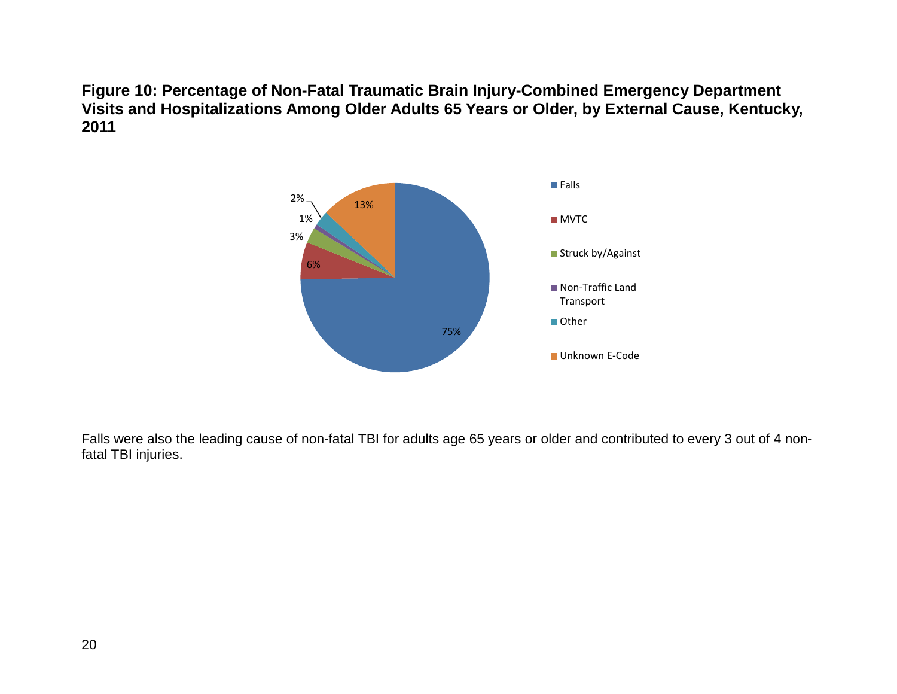**Figure 10: Percentage of Non-Fatal Traumatic Brain Injury-Combined Emergency Department Visits and Hospitalizations Among Older Adults 65 Years or Older, by External Cause, Kentucky, 2011**

| External Cause | Percentage |
|---|---|
| Falls | 75% |
| MVTC | 6% |
| Struck by/Against | 3% |
| Non-Traffic Land Transport | 1% |
| Other | 2% |
| Unknown E-Code | 13% |

Falls were also the leading cause of non-fatal TBI for adults age 65 years or older and contributed to every 3 out of 4 non-fatal TBI injuries.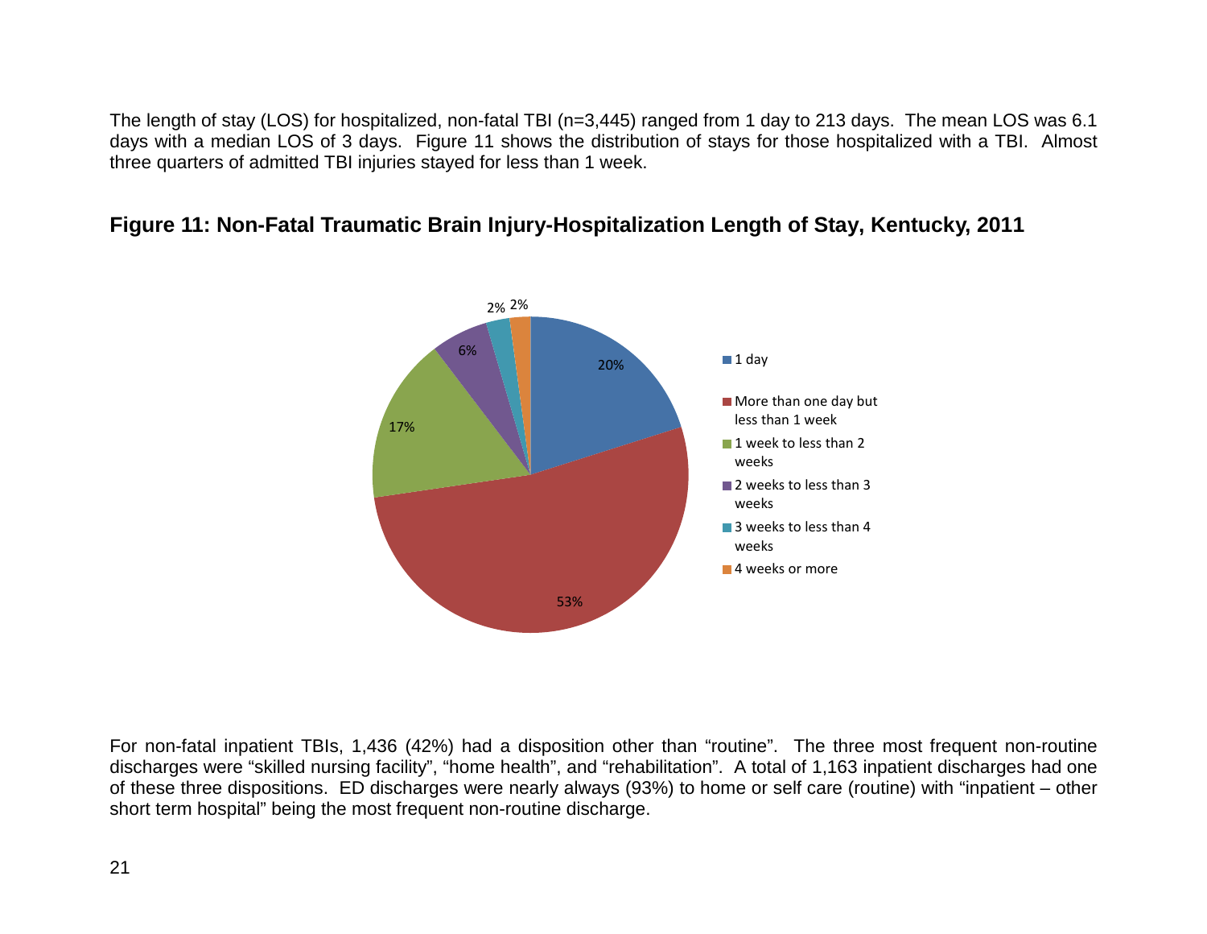The length of stay (LOS) for hospitalized, non-fatal TBI (n=3,445) ranged from 1 day to 213 days. The mean LOS was 6.1 days with a median LOS of 3 days. Figure 11 shows the distribution of stays for those hospitalized with a TBI. Almost three quarters of admitted TBI injuries stayed for less than 1 week.

**Figure 11: Non-Fatal Traumatic Brain Injury-Hospitalization Length of Stay, Kentucky, 2011**

| Length of Stay | Percent |
| --- | --- |
| 1 day | 20% |
| More than one day but less than 1 week | 53% |
| 1 week to less than 2 weeks | 17% |
| 2 weeks to less than 3 weeks | 6% |
| 3 weeks to less than 4 weeks | 2% |
| 4 weeks or more | 2% |

For non-fatal inpatient TBIs, 1,436 (42%) had a disposition other than "routine". The three most frequent non-routine discharges were "skilled nursing facility", "home health", and "rehabilitation". A total of 1,163 inpatient discharges had one of these three dispositions. ED discharges were nearly always (93%) to home or self care (routine) with "inpatient – other short term hospital" being the most frequent non-routine discharge.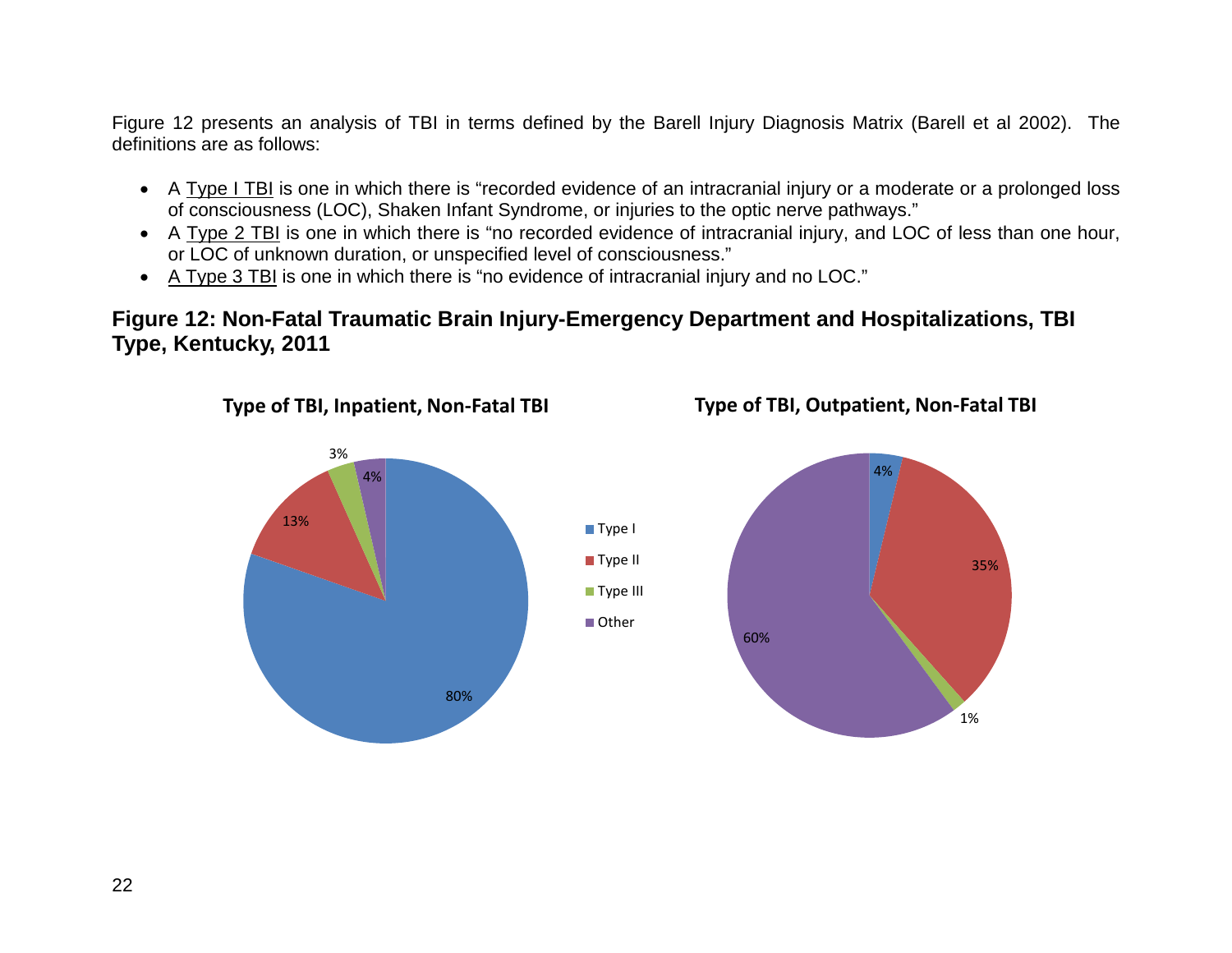Figure 12 presents an analysis of TBI in terms defined by the Barell Injury Diagnosis Matrix (Barell et al 2002). The definitions are as follows:

- A <u>Type I TBI</u> is one in which there is "recorded evidence of an intracranial injury or a moderate or a prolonged loss of consciousness (LOC), Shaken Infant Syndrome, or injuries to the optic nerve pathways."
- A <u>Type 2 TBI</u> is one in which there is "no recorded evidence of intracranial injury, and LOC of less than one hour, or LOC of unknown duration, or unspecified level of consciousness."
- <u>A Type 3 TBI</u> is one in which there is "no evidence of intracranial injury and no LOC."

### Figure 12: Non-Fatal Traumatic Brain Injury-Emergency Department and Hospitalizations, TBI Type, Kentucky, 2011

**Type of TBI, Inpatient, Non-Fatal TBI**

| Type | Percent |
|---|---|
| Type I | 80% |
| Type II | 13% |
| Type III | 3% |
| Other | 4% |

**Type of TBI, Outpatient, Non-Fatal TBI**

| Type | Percent |
|---|---|
| Type I | 4% |
| Type II | 35% |
| Type III | 1% |
| Other | 60% |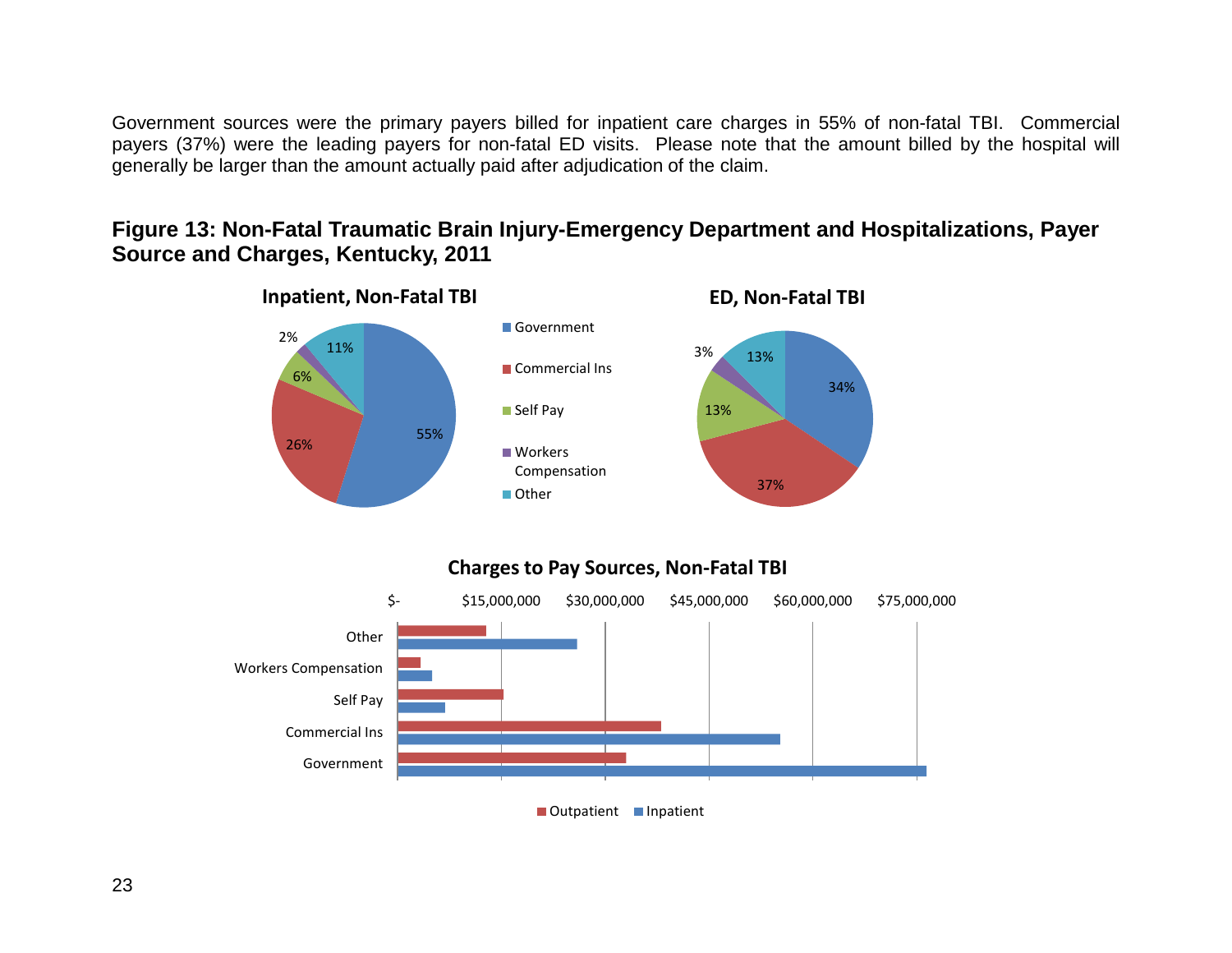Government sources were the primary payers billed for inpatient care charges in 55% of non-fatal TBI. Commercial payers (37%) were the leading payers for non-fatal ED visits. Please note that the amount billed by the hospital will generally be larger than the amount actually paid after adjudication of the claim.

## Figure 13: Non-Fatal Traumatic Brain Injury-Emergency Department and Hospitalizations, Payer Source and Charges, Kentucky, 2011

**Inpatient, Non-Fatal TBI**

| Payer | Percent |
|---|---|
| Government | 55% |
| Commercial Ins | 26% |
| Self Pay | 6% |
| Workers Compensation | 2% |
| Other | 11% |

**ED, Non-Fatal TBI**

| Payer | Percent |
|---|---|
| Government | 34% |
| Commercial Ins | 37% |
| Self Pay | 13% |
| Workers Compensation | 3% |
| Other | 13% |

**Charges to Pay Sources, Non-Fatal TBI**

Axis: $-, $15,000,000, $30,000,000, $45,000,000, $60,000,000, $75,000,000

Categories: Other, Workers Compensation, Self Pay, Commercial Ins, Government

Legend: Outpatient, Inpatient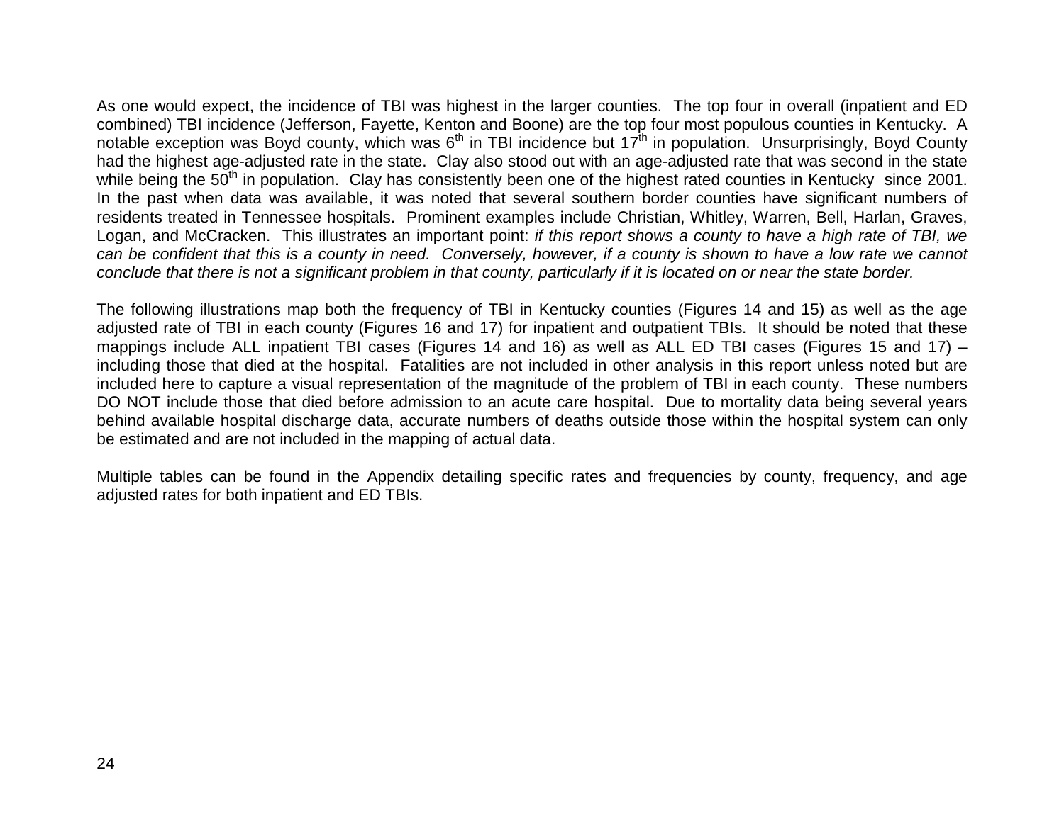As one would expect, the incidence of TBI was highest in the larger counties. The top four in overall (inpatient and ED combined) TBI incidence (Jefferson, Fayette, Kenton and Boone) are the top four most populous counties in Kentucky. A notable exception was Boyd county, which was $6^{th}$ in TBI incidence but $17^{th}$ in population. Unsurprisingly, Boyd County had the highest age-adjusted rate in the state. Clay also stood out with an age-adjusted rate that was second in the state while being the $50^{th}$ in population. Clay has consistently been one of the highest rated counties in Kentucky since 2001. In the past when data was available, it was noted that several southern border counties have significant numbers of residents treated in Tennessee hospitals. Prominent examples include Christian, Whitley, Warren, Bell, Harlan, Graves, Logan, and McCracken. This illustrates an important point: *if this report shows a county to have a high rate of TBI, we can be confident that this is a county in need. Conversely, however, if a county is shown to have a low rate we cannot conclude that there is not a significant problem in that county, particularly if it is located on or near the state border.*

The following illustrations map both the frequency of TBI in Kentucky counties (Figures 14 and 15) as well as the age adjusted rate of TBI in each county (Figures 16 and 17) for inpatient and outpatient TBIs. It should be noted that these mappings include ALL inpatient TBI cases (Figures 14 and 16) as well as ALL ED TBI cases (Figures 15 and 17) – including those that died at the hospital. Fatalities are not included in other analysis in this report unless noted but are included here to capture a visual representation of the magnitude of the problem of TBI in each county. These numbers DO NOT include those that died before admission to an acute care hospital. Due to mortality data being several years behind available hospital discharge data, accurate numbers of deaths outside those within the hospital system can only be estimated and are not included in the mapping of actual data.

Multiple tables can be found in the Appendix detailing specific rates and frequencies by county, frequency, and age adjusted rates for both inpatient and ED TBIs.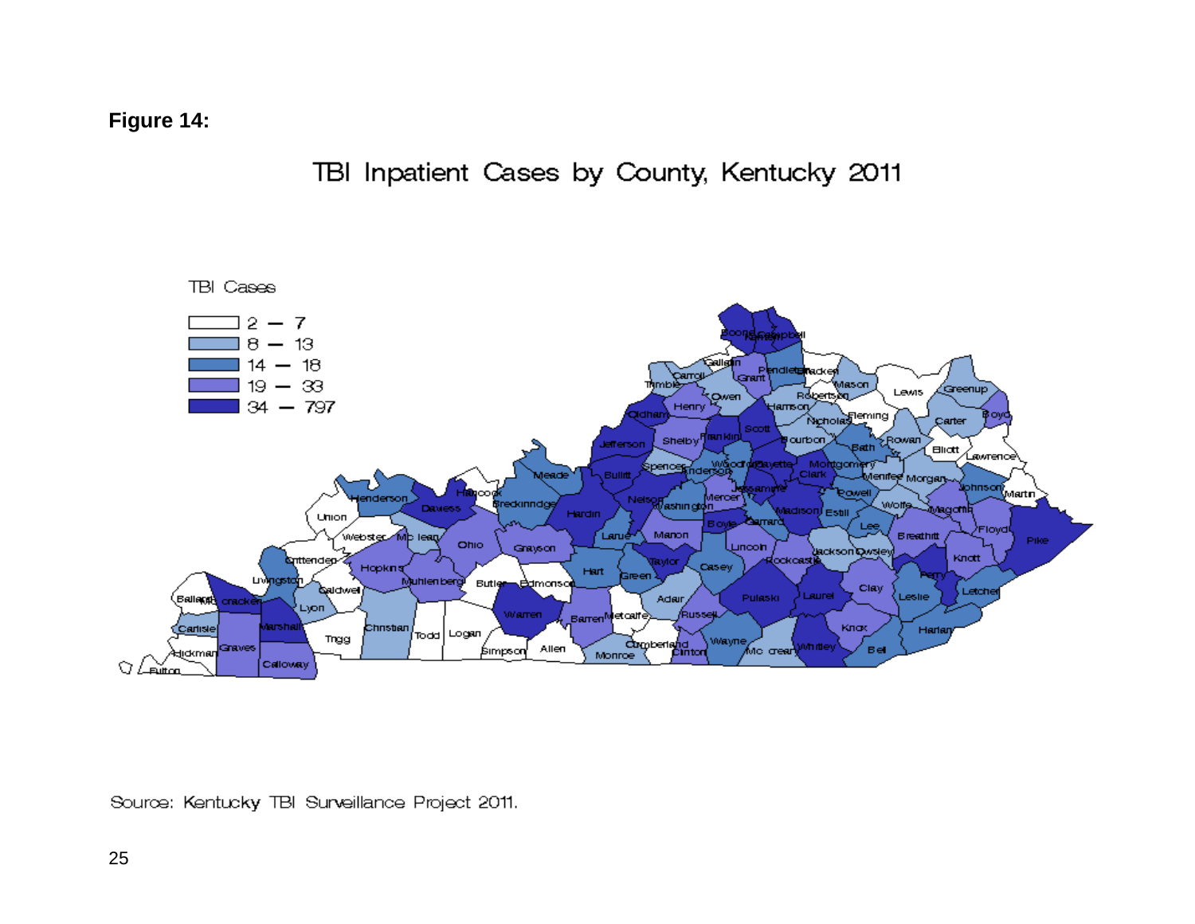**Figure 14:**

TBI Inpatient Cases by County, Kentucky 2011

TBI Cases

- 2 – 7
- 8 – 13
- 14 – 18
- 19 – 33
- 34 – 797

Source: Kentucky TBI Surveillance Project 2011.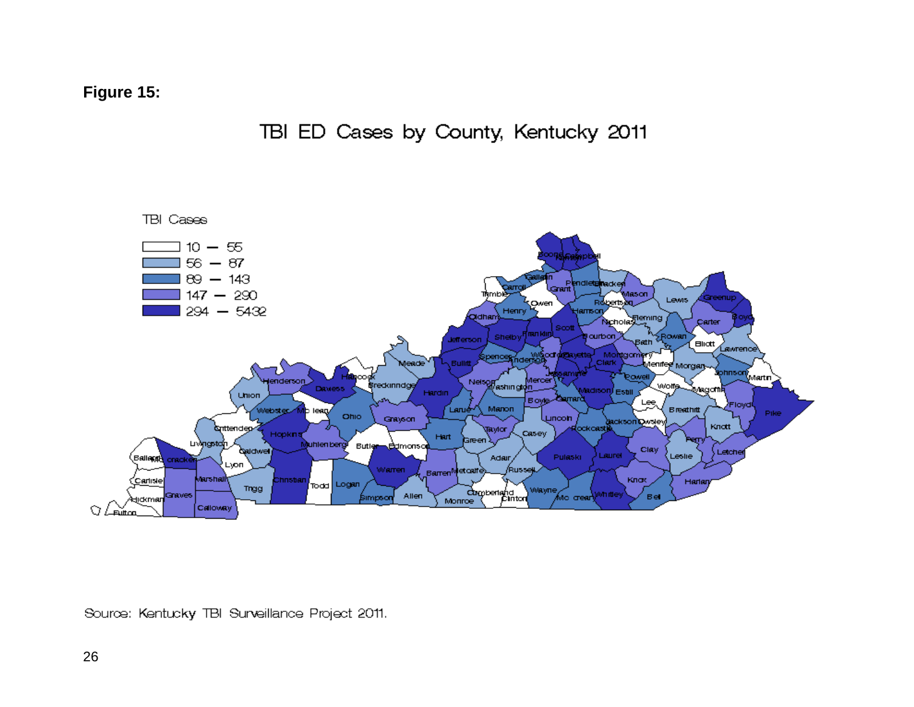**Figure 15:**

TBI ED Cases by County, Kentucky 2011

TBI Cases

| Range |
| --- |
| 10 – 55 |
| 56 – 87 |
| 89 – 143 |
| 147 – 290 |
| 294 – 5432 |

Source: Kentucky TBI Surveillance Project 2011.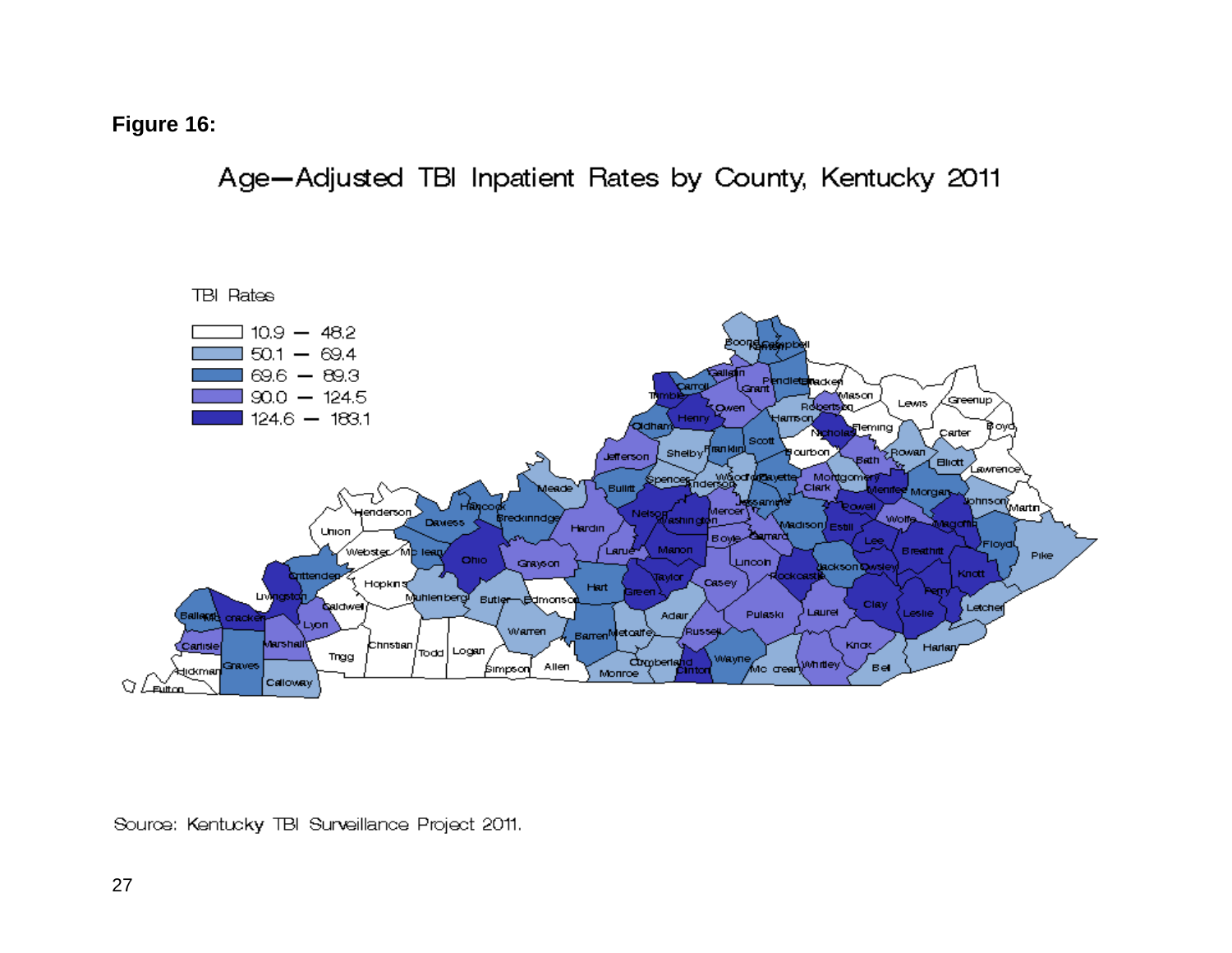**Figure 16:**

Age—Adjusted TBI Inpatient Rates by County, Kentucky 2011

TBI Rates

| TBI Rates |
| --- |
| 10.9 — 48.2 |
| 50.1 — 69.4 |
| 69.6 — 89.3 |
| 90.0 — 124.5 |
| 124.6 — 183.1 |

Source: Kentucky TBI Surveillance Project 2011.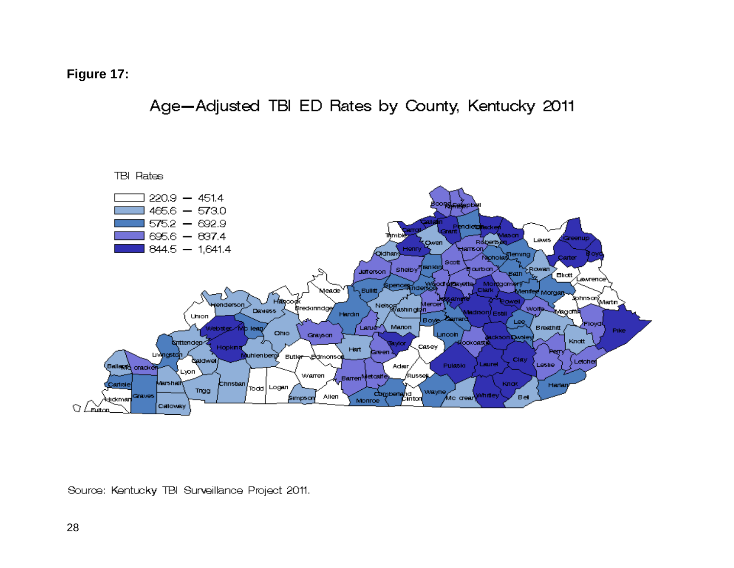**Figure 17:**

Age—Adjusted TBI ED Rates by County, Kentucky 2011

TBI Rates

| Range |
| --- |
| 220.9 — 451.4 |
| 465.6 — 573.0 |
| 575.2 — 692.9 |
| 695.6 — 837.4 |
| 844.5 — 1,641.4 |

Source: Kentucky TBI Surveillance Project 2011.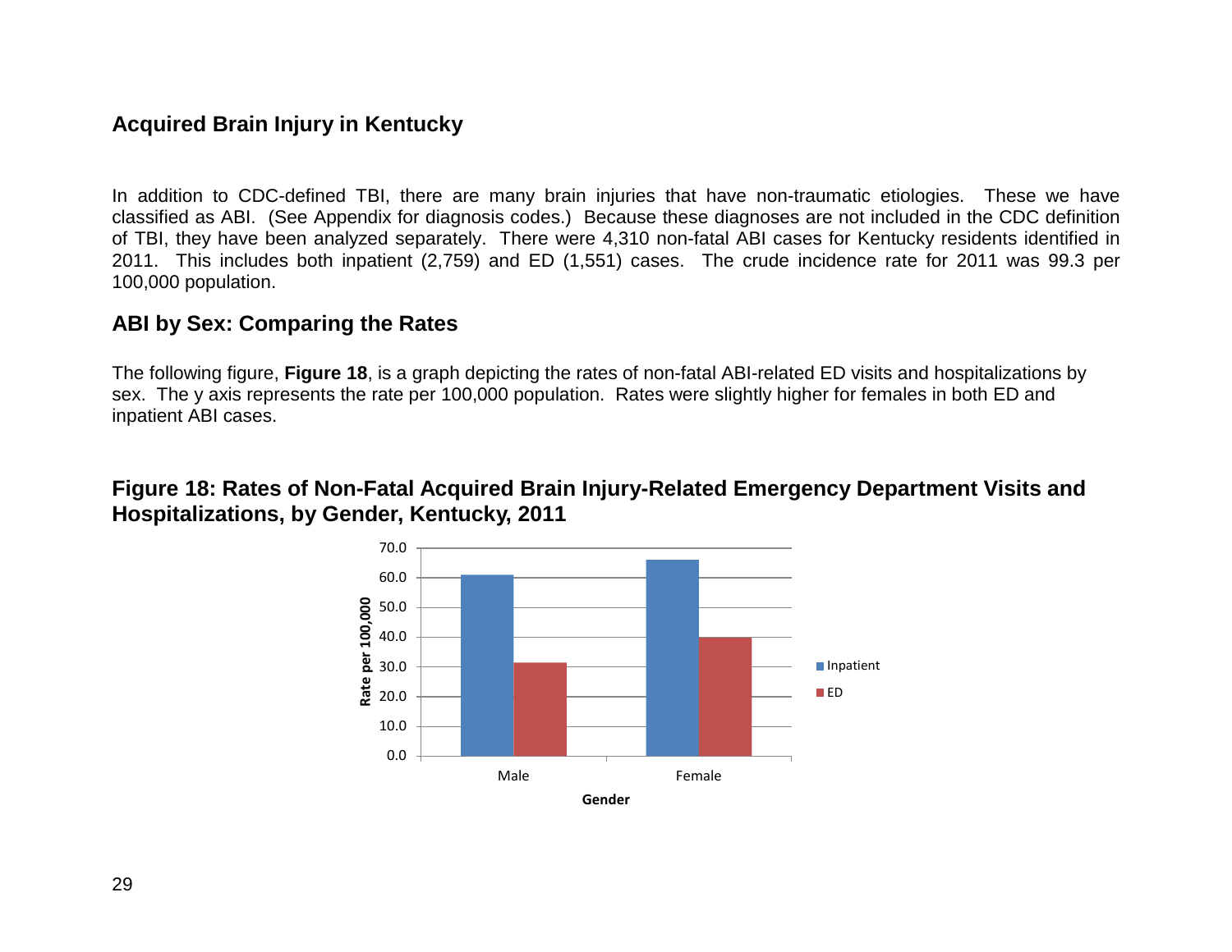## Acquired Brain Injury in Kentucky

In addition to CDC-defined TBI, there are many brain injuries that have non-traumatic etiologies. These we have classified as ABI. (See Appendix for diagnosis codes.) Because these diagnoses are not included in the CDC definition of TBI, they have been analyzed separately. There were 4,310 non-fatal ABI cases for Kentucky residents identified in 2011. This includes both inpatient (2,759) and ED (1,551) cases. The crude incidence rate for 2011 was 99.3 per 100,000 population.

## ABI by Sex: Comparing the Rates

The following figure, **Figure 18**, is a graph depicting the rates of non-fatal ABI-related ED visits and hospitalizations by sex. The y axis represents the rate per 100,000 population. Rates were slightly higher for females in both ED and inpatient ABI cases.

### Figure 18: Rates of Non-Fatal Acquired Brain Injury-Related Emergency Department Visits and Hospitalizations, by Gender, Kentucky, 2011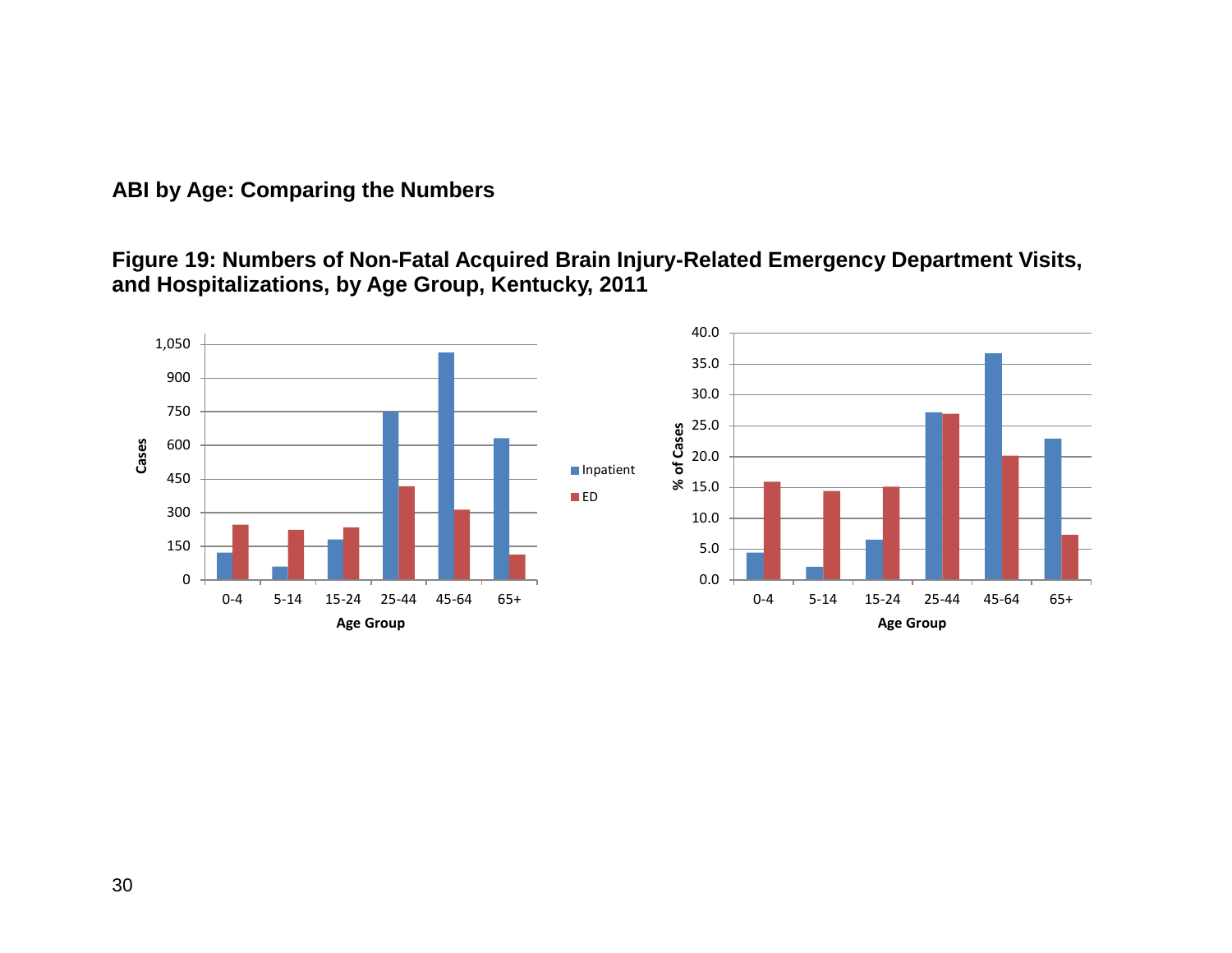## ABI by Age: Comparing the Numbers

**Figure 19: Numbers of Non-Fatal Acquired Brain Injury-Related Emergency Department Visits, and Hospitalizations, by Age Group, Kentucky, 2011**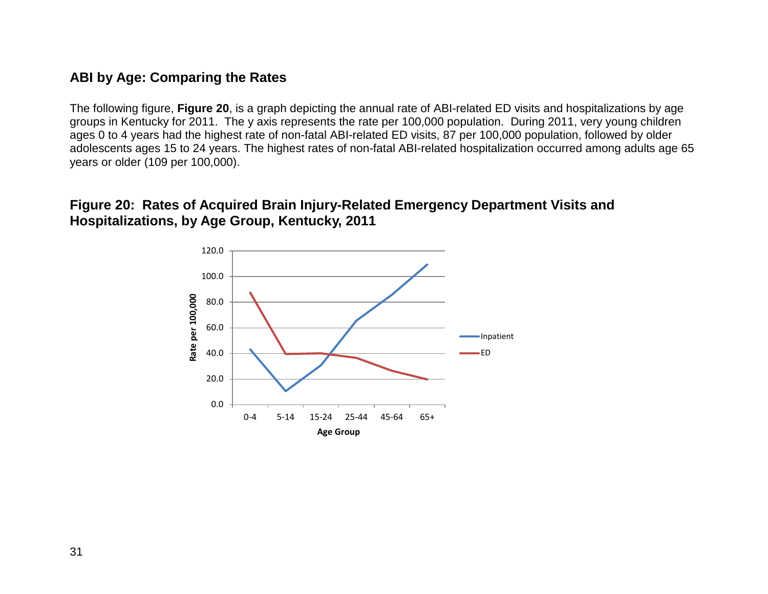## ABI by Age: Comparing the Rates

The following figure, **Figure 20**, is a graph depicting the annual rate of ABI-related ED visits and hospitalizations by age groups in Kentucky for 2011. The y axis represents the rate per 100,000 population. During 2011, very young children ages 0 to 4 years had the highest rate of non-fatal ABI-related ED visits, 87 per 100,000 population, followed by older adolescents ages 15 to 24 years. The highest rates of non-fatal ABI-related hospitalization occurred among adults age 65 years or older (109 per 100,000).

### Figure 20: Rates of Acquired Brain Injury-Related Emergency Department Visits and Hospitalizations, by Age Group, Kentucky, 2011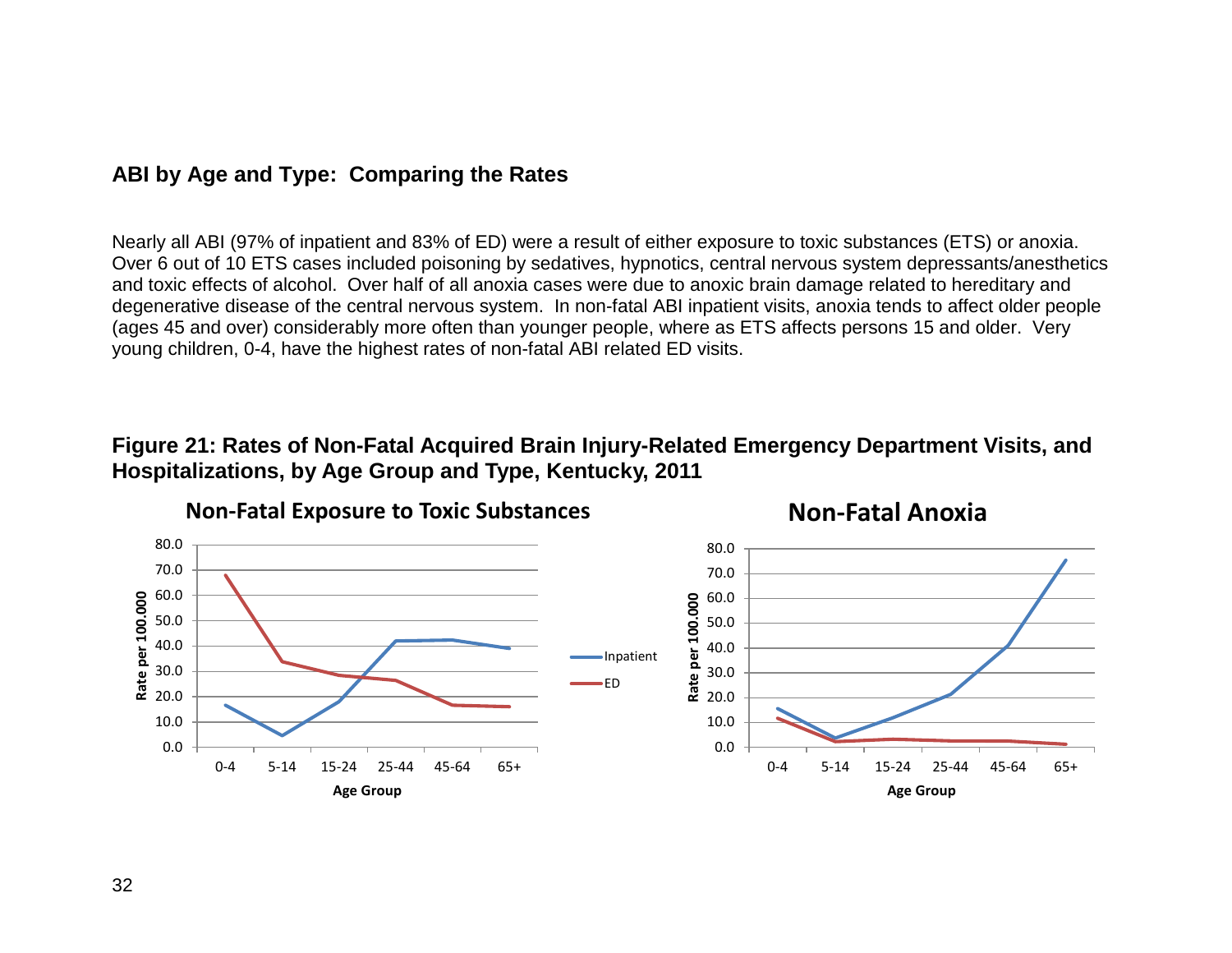## ABI by Age and Type: Comparing the Rates

Nearly all ABI (97% of inpatient and 83% of ED) were a result of either exposure to toxic substances (ETS) or anoxia. Over 6 out of 10 ETS cases included poisoning by sedatives, hypnotics, central nervous system depressants/anesthetics and toxic effects of alcohol. Over half of all anoxia cases were due to anoxic brain damage related to hereditary and degenerative disease of the central nervous system. In non-fatal ABI inpatient visits, anoxia tends to affect older people (ages 45 and over) considerably more often than younger people, where as ETS affects persons 15 and older. Very young children, 0-4, have the highest rates of non-fatal ABI related ED visits.

**Figure 21: Rates of Non-Fatal Acquired Brain Injury-Related Emergency Department Visits, and Hospitalizations, by Age Group and Type, Kentucky, 2011**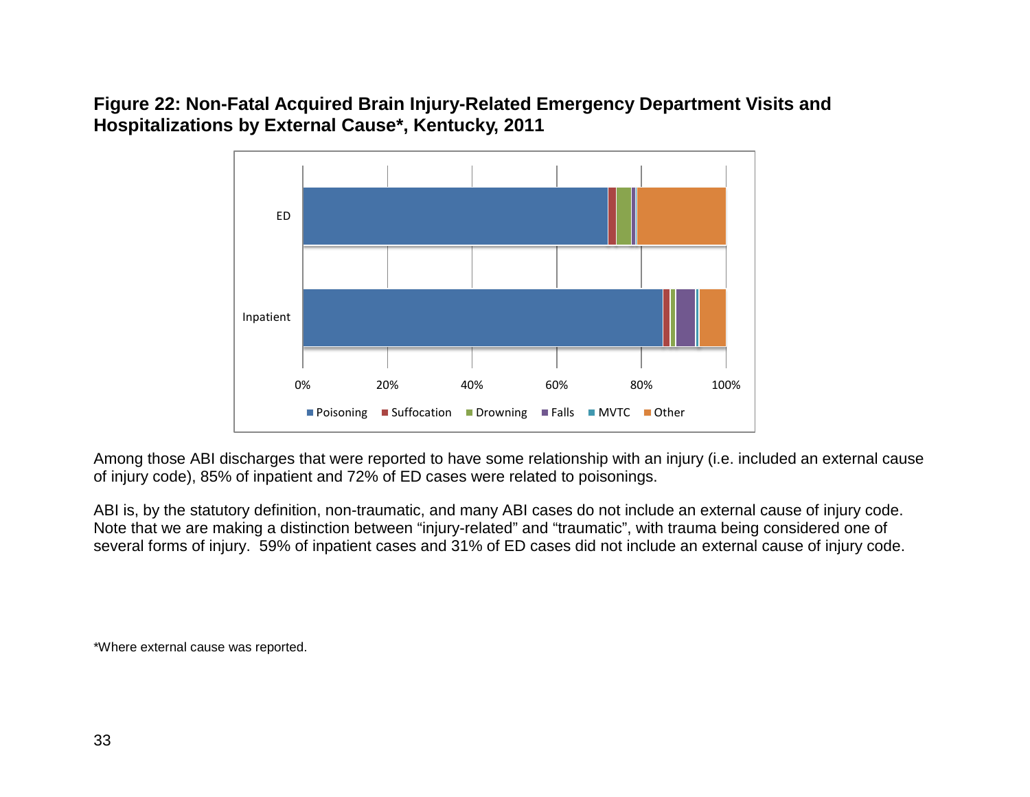**Figure 22: Non-Fatal Acquired Brain Injury-Related Emergency Department Visits and Hospitalizations by External Cause*, Kentucky, 2011**

Among those ABI discharges that were reported to have some relationship with an injury (i.e. included an external cause of injury code), 85% of inpatient and 72% of ED cases were related to poisonings.

ABI is, by the statutory definition, non-traumatic, and many ABI cases do not include an external cause of injury code. Note that we are making a distinction between "injury-related" and "traumatic", with trauma being considered one of several forms of injury. 59% of inpatient cases and 31% of ED cases did not include an external cause of injury code.

*Where external cause was reported.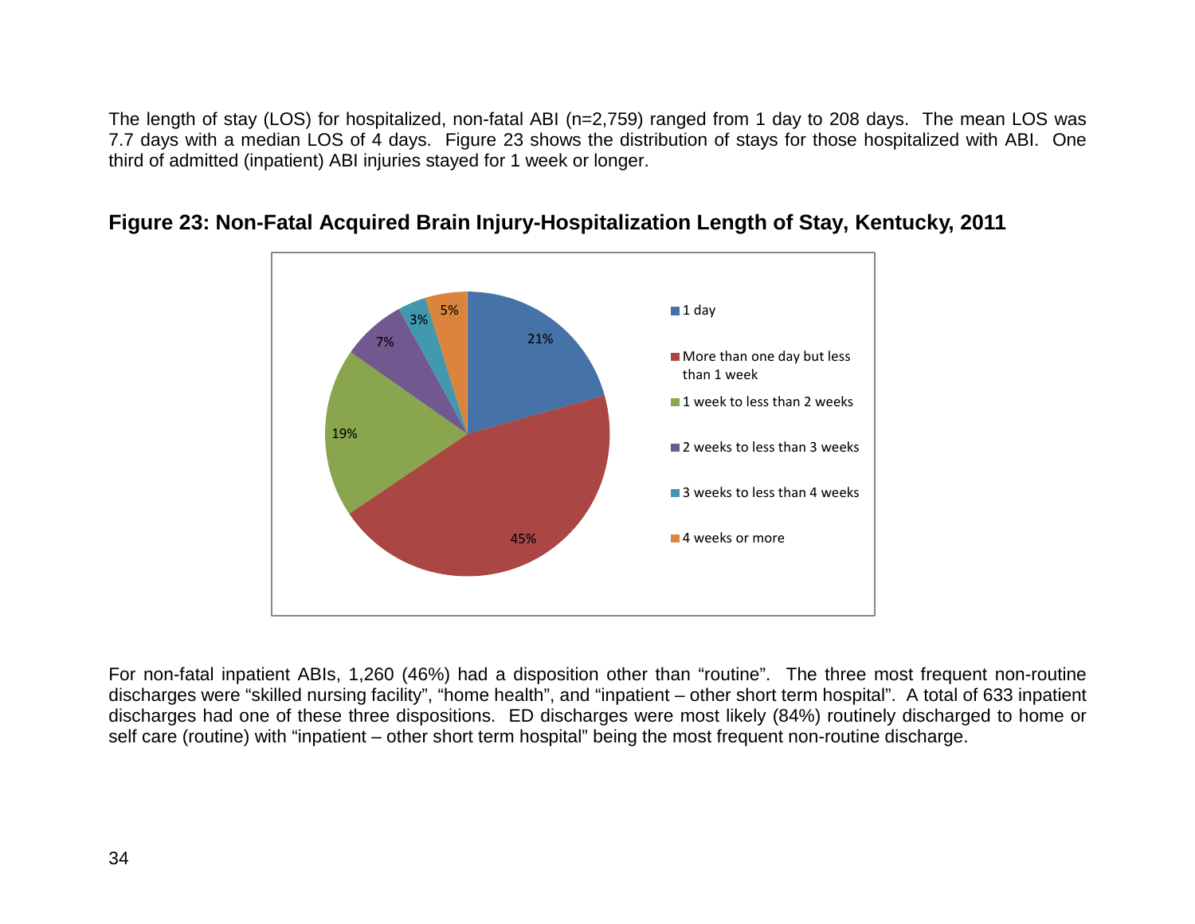The length of stay (LOS) for hospitalized, non-fatal ABI (n=2,759) ranged from 1 day to 208 days. The mean LOS was 7.7 days with a median LOS of 4 days. Figure 23 shows the distribution of stays for those hospitalized with ABI. One third of admitted (inpatient) ABI injuries stayed for 1 week or longer.

**Figure 23: Non-Fatal Acquired Brain Injury-Hospitalization Length of Stay, Kentucky, 2011**

| Length of Stay | Percent |
|---|---|
| 1 day | 21% |
| More than one day but less than 1 week | 45% |
| 1 week to less than 2 weeks | 19% |
| 2 weeks to less than 3 weeks | 7% |
| 3 weeks to less than 4 weeks | 3% |
| 4 weeks or more | 5% |

For non-fatal inpatient ABIs, 1,260 (46%) had a disposition other than "routine". The three most frequent non-routine discharges were "skilled nursing facility", "home health", and "inpatient – other short term hospital". A total of 633 inpatient discharges had one of these three dispositions. ED discharges were most likely (84%) routinely discharged to home or self care (routine) with "inpatient – other short term hospital" being the most frequent non-routine discharge.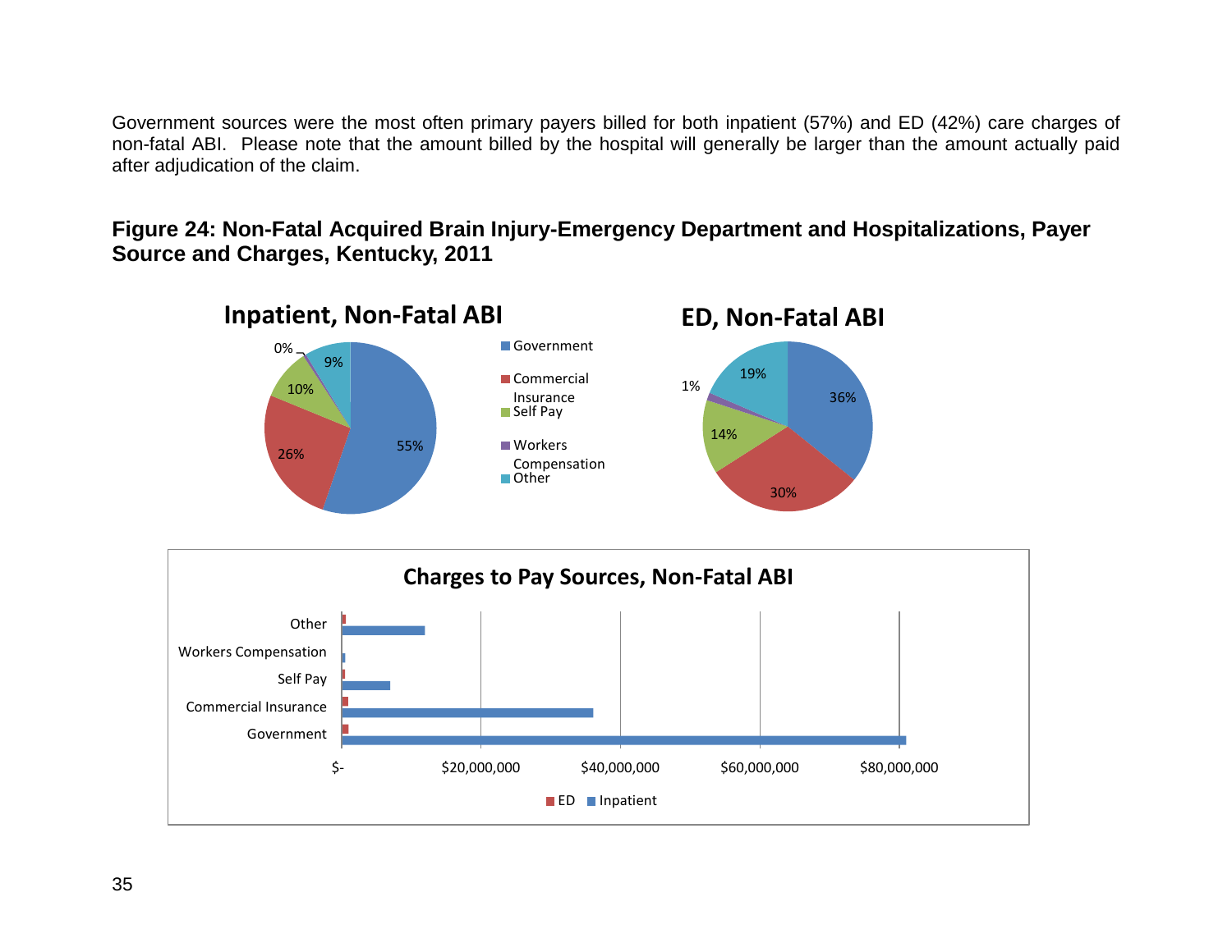Government sources were the most often primary payers billed for both inpatient (57%) and ED (42%) care charges of non-fatal ABI. Please note that the amount billed by the hospital will generally be larger than the amount actually paid after adjudication of the claim.

**Figure 24: Non-Fatal Acquired Brain Injury-Emergency Department and Hospitalizations, Payer Source and Charges, Kentucky, 2011**

**Inpatient, Non-Fatal ABI**

| Payer | Percent |
|---|---|
| Government | 55% |
| Commercial Insurance | 26% |
| Self Pay | 10% |
| Workers Compensation | 0% |
| Other | 9% |

**ED, Non-Fatal ABI**

| Payer | Percent |
|---|---|
| Government | 36% |
| Commercial Insurance | 30% |
| Self Pay | 14% |
| Workers Compensation | 1% |
| Other | 19% |

**Charges to Pay Sources, Non-Fatal ABI**

Categories: Other, Workers Compensation, Self Pay, Commercial Insurance, Government

Axis: $-, $20,000,000, $40,000,000, $60,000,000, $80,000,000

Legend: ED, Inpatient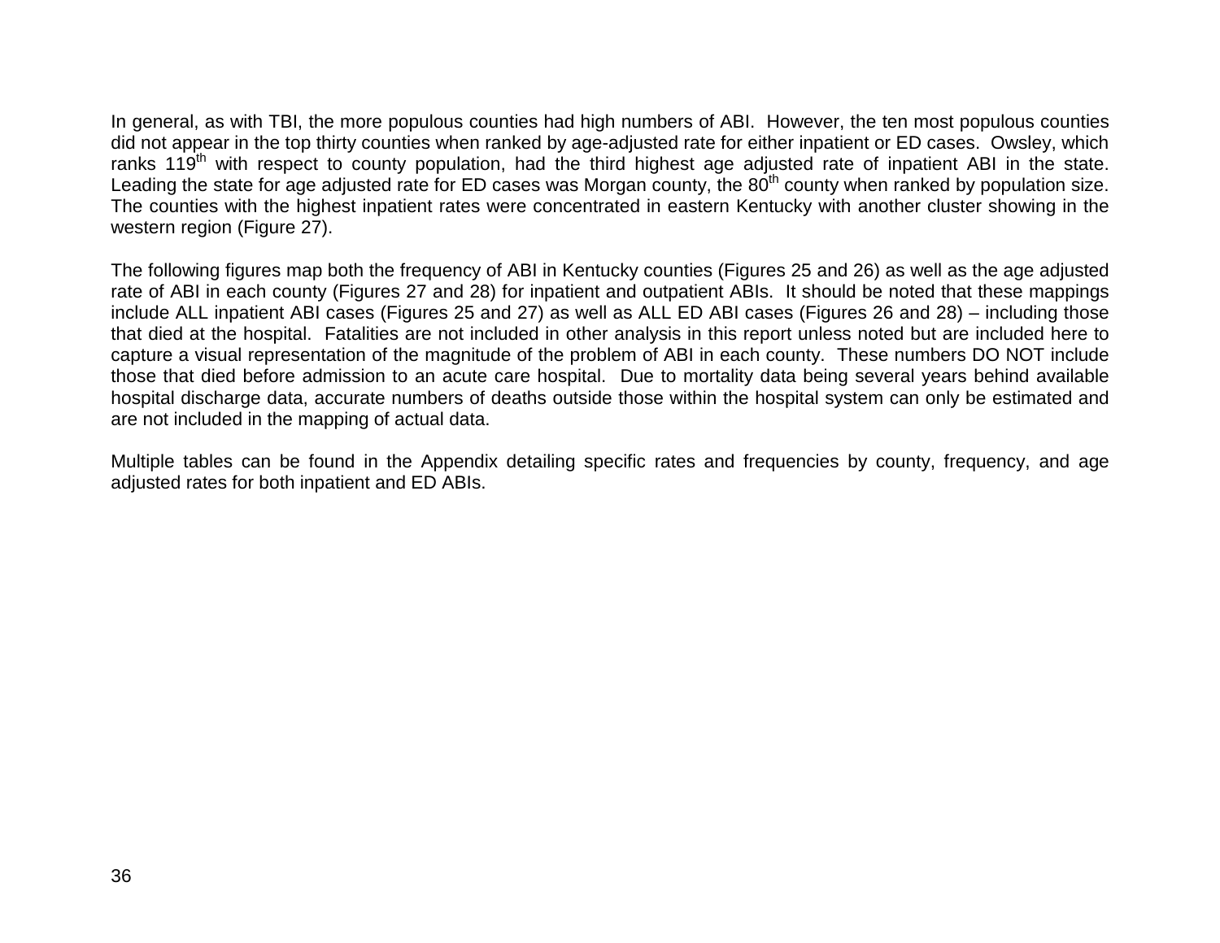In general, as with TBI, the more populous counties had high numbers of ABI. However, the ten most populous counties did not appear in the top thirty counties when ranked by age-adjusted rate for either inpatient or ED cases. Owsley, which ranks 119th with respect to county population, had the third highest age adjusted rate of inpatient ABI in the state. Leading the state for age adjusted rate for ED cases was Morgan county, the 80th county when ranked by population size. The counties with the highest inpatient rates were concentrated in eastern Kentucky with another cluster showing in the western region (Figure 27).

The following figures map both the frequency of ABI in Kentucky counties (Figures 25 and 26) as well as the age adjusted rate of ABI in each county (Figures 27 and 28) for inpatient and outpatient ABIs. It should be noted that these mappings include ALL inpatient ABI cases (Figures 25 and 27) as well as ALL ED ABI cases (Figures 26 and 28) – including those that died at the hospital. Fatalities are not included in other analysis in this report unless noted but are included here to capture a visual representation of the magnitude of the problem of ABI in each county. These numbers DO NOT include those that died before admission to an acute care hospital. Due to mortality data being several years behind available hospital discharge data, accurate numbers of deaths outside those within the hospital system can only be estimated and are not included in the mapping of actual data.

Multiple tables can be found in the Appendix detailing specific rates and frequencies by county, frequency, and age adjusted rates for both inpatient and ED ABIs.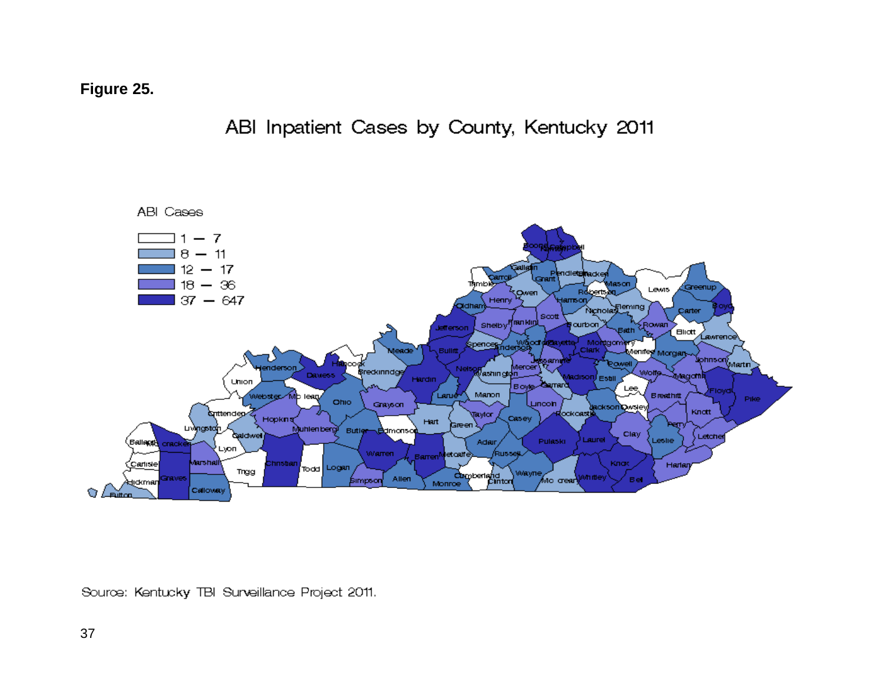**Figure 25.**

ABI Inpatient Cases by County, Kentucky 2011

ABI Cases

- 1 – 7
- 8 – 11
- 12 – 17
- 18 – 36
- 37 – 647

Source: Kentucky TBI Surveillance Project 2011.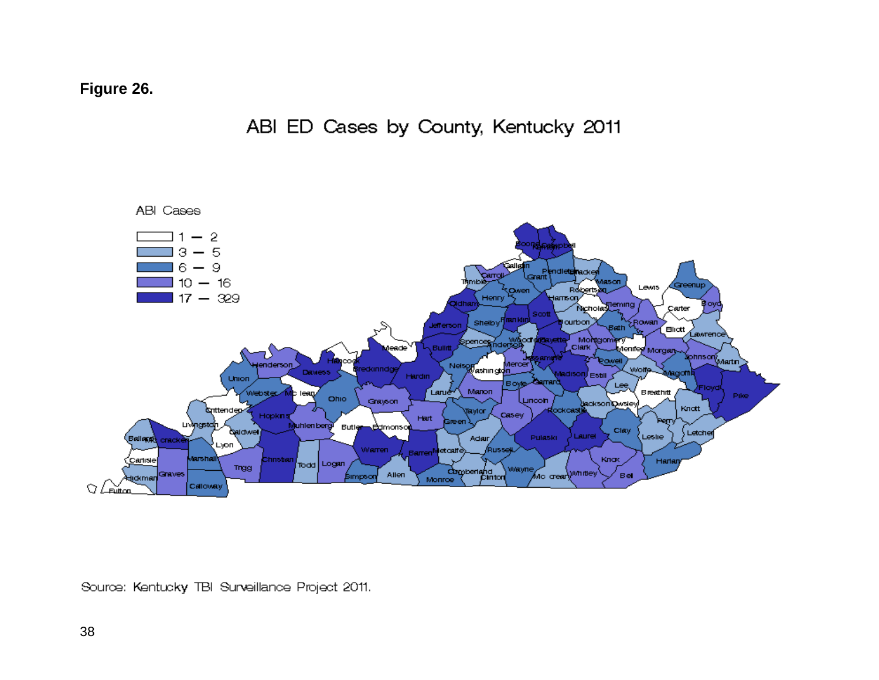**Figure 26.**

ABI ED Cases by County, Kentucky 2011

ABI Cases

- 1 – 2
- 3 – 5
- 6 – 9
- 10 – 16
- 17 – 329

Source: Kentucky TBI Surveillance Project 2011.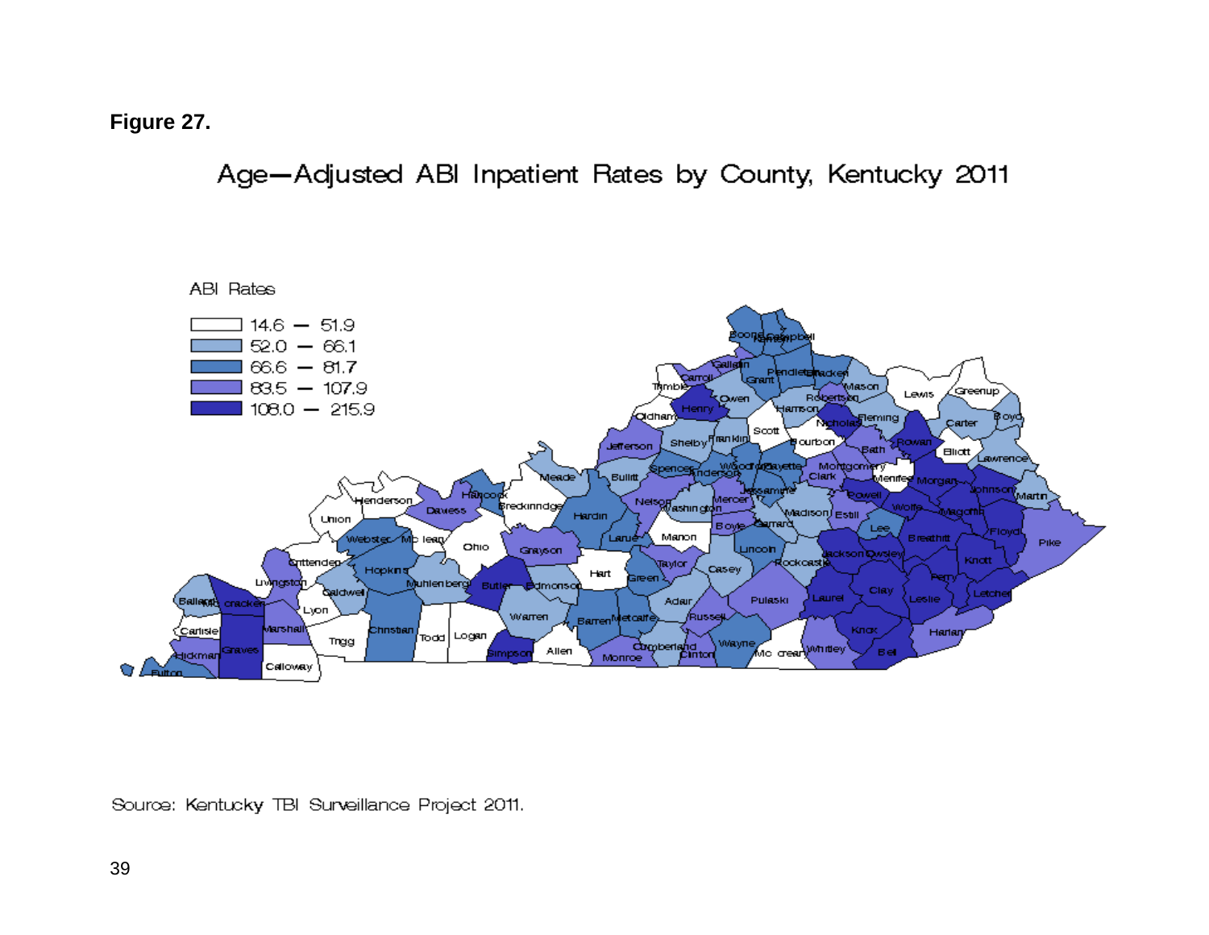**Figure 27.**

Age–Adjusted ABI Inpatient Rates by County, Kentucky 2011

ABI Rates

| ABI Rates |
|---|
| 14.6 – 51.9 |
| 52.0 – 66.1 |
| 66.6 – 81.7 |
| 83.5 – 107.9 |
| 108.0 – 215.9 |

Source: Kentucky TBI Surveillance Project 2011.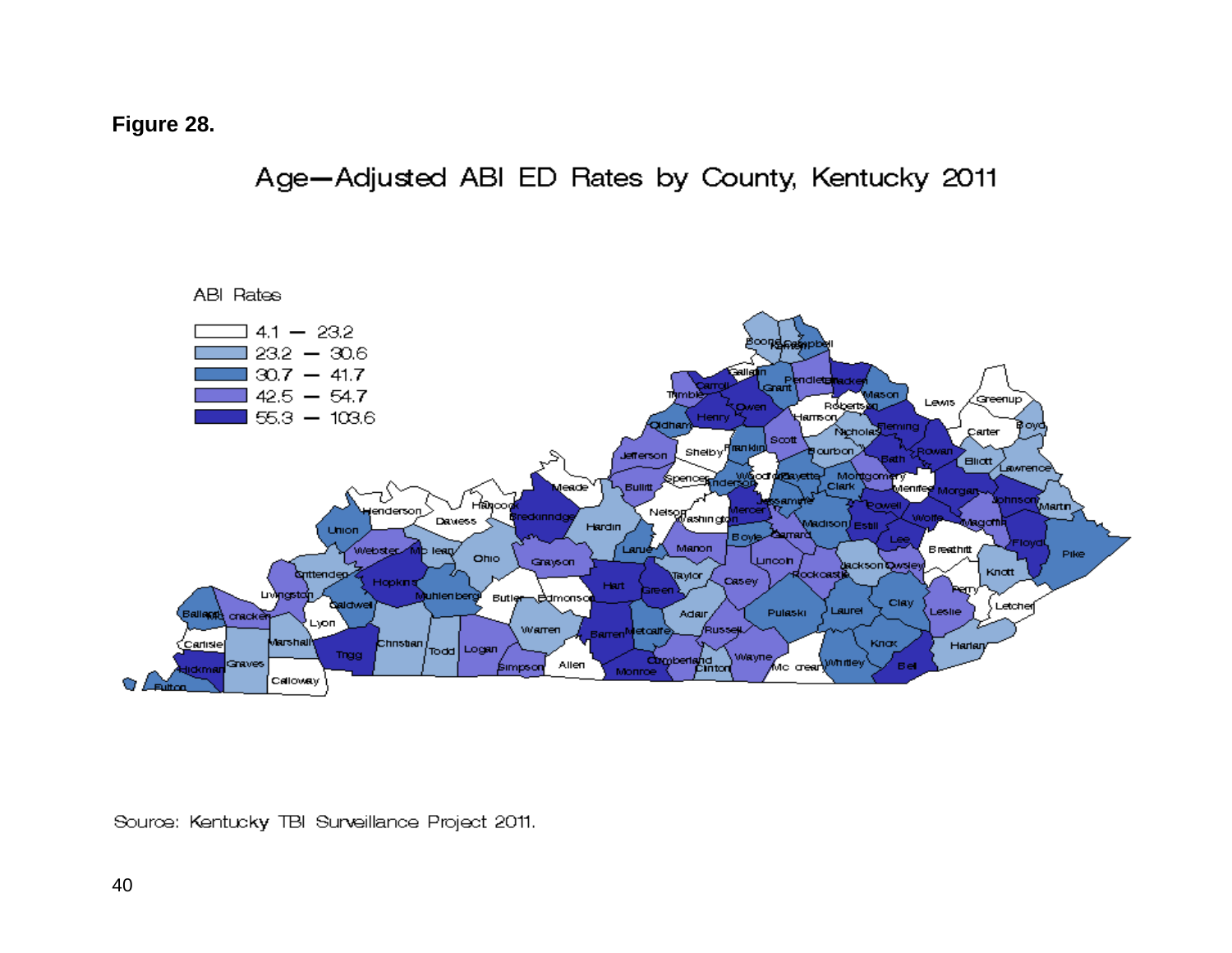**Figure 28.**

Age—Adjusted ABI ED Rates by County, Kentucky 2011

ABI Rates

- 4.1 — 23.2
- 23.2 — 30.6
- 30.7 — 41.7
- 42.5 — 54.7
- 55.3 — 103.6

Source: Kentucky TBI Surveillance Project 2011.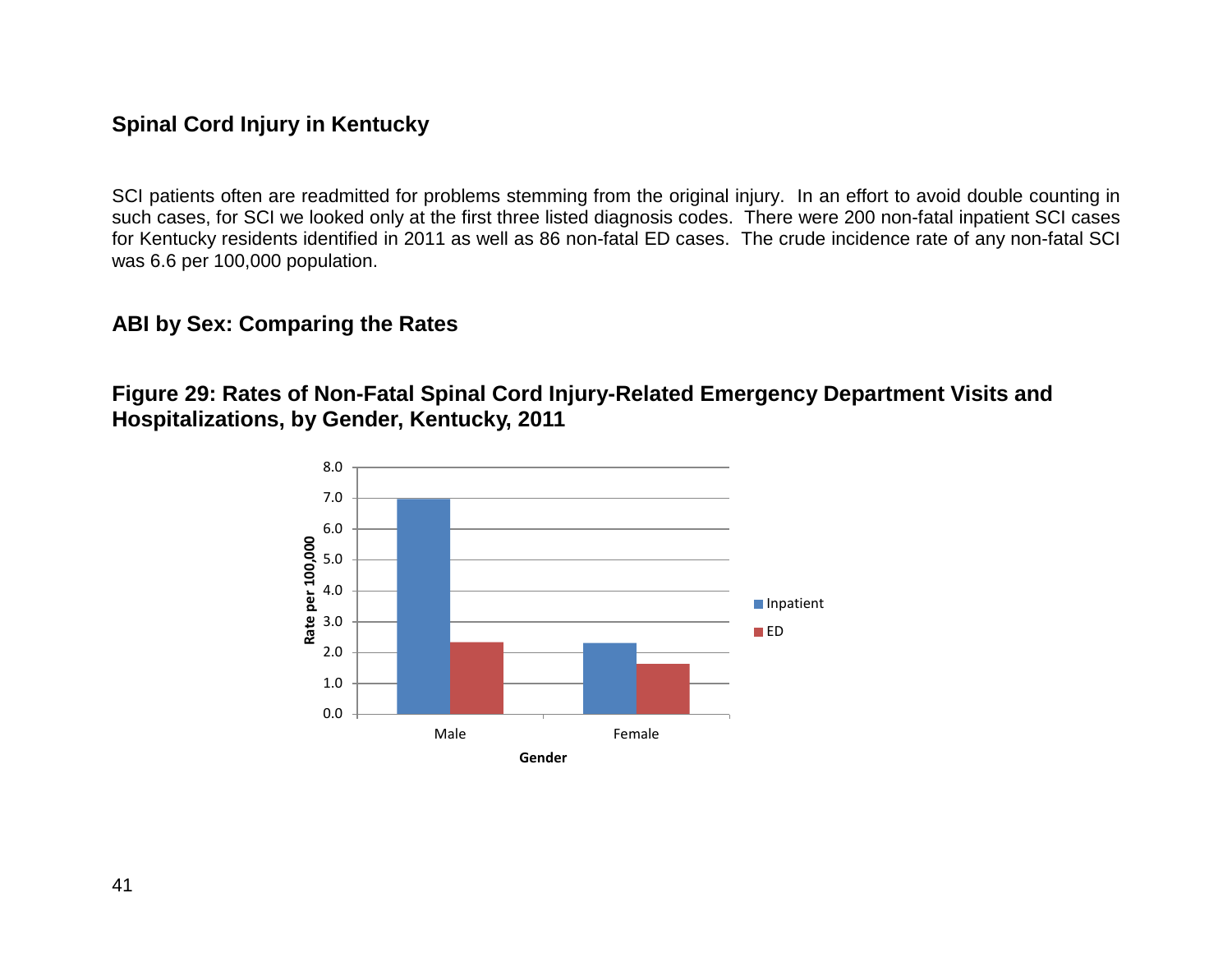## Spinal Cord Injury in Kentucky

SCI patients often are readmitted for problems stemming from the original injury. In an effort to avoid double counting in such cases, for SCI we looked only at the first three listed diagnosis codes. There were 200 non-fatal inpatient SCI cases for Kentucky residents identified in 2011 as well as 86 non-fatal ED cases. The crude incidence rate of any non-fatal SCI was 6.6 per 100,000 population.

### ABI by Sex: Comparing the Rates

### Figure 29: Rates of Non-Fatal Spinal Cord Injury-Related Emergency Department Visits and Hospitalizations, by Gender, Kentucky, 2011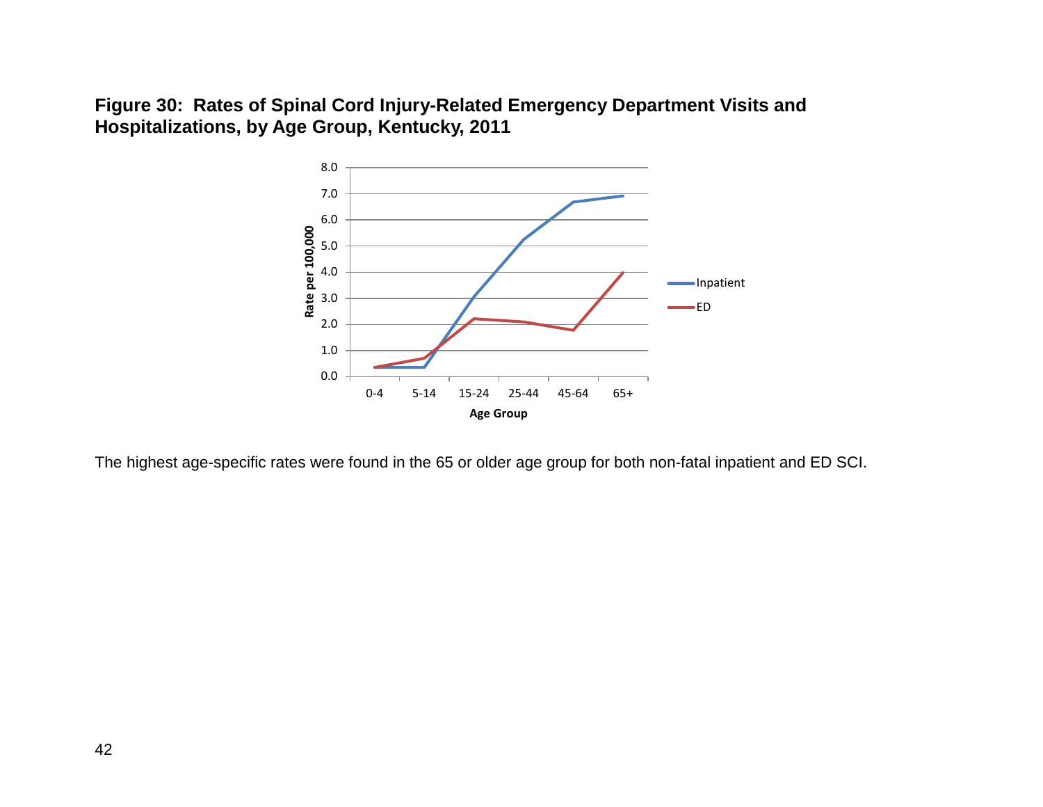**Figure 30: Rates of Spinal Cord Injury-Related Emergency Department Visits and Hospitalizations, by Age Group, Kentucky, 2011**

The highest age-specific rates were found in the 65 or older age group for both non-fatal inpatient and ED SCI.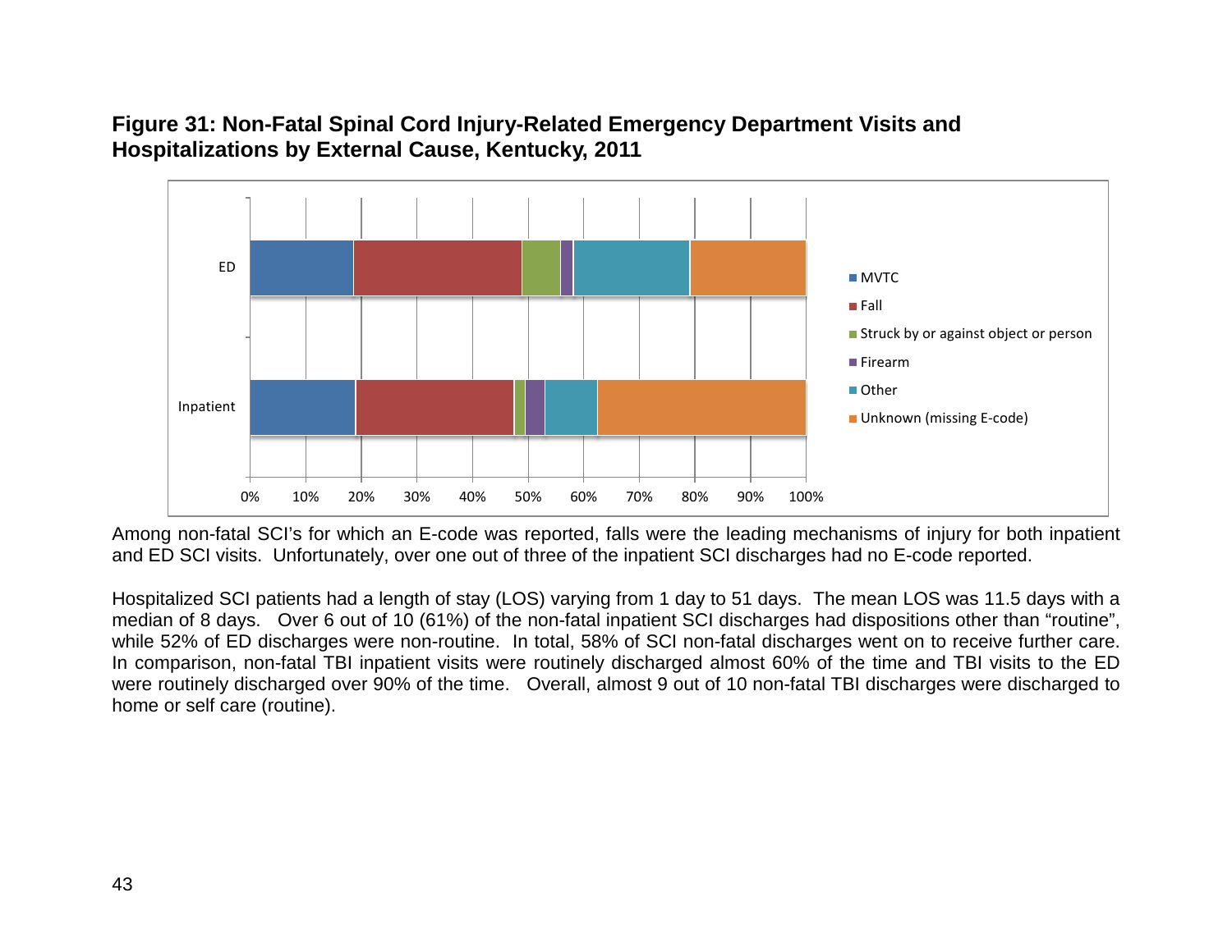**Figure 31: Non-Fatal Spinal Cord Injury-Related Emergency Department Visits and Hospitalizations by External Cause, Kentucky, 2011**

Among non-fatal SCI's for which an E-code was reported, falls were the leading mechanisms of injury for both inpatient and ED SCI visits. Unfortunately, over one out of three of the inpatient SCI discharges had no E-code reported.

Hospitalized SCI patients had a length of stay (LOS) varying from 1 day to 51 days. The mean LOS was 11.5 days with a median of 8 days. Over 6 out of 10 (61%) of the non-fatal inpatient SCI discharges had dispositions other than "routine", while 52% of ED discharges were non-routine. In total, 58% of SCI non-fatal discharges went on to receive further care. In comparison, non-fatal TBI inpatient visits were routinely discharged almost 60% of the time and TBI visits to the ED were routinely discharged over 90% of the time. Overall, almost 9 out of 10 non-fatal TBI discharges were discharged to home or self care (routine).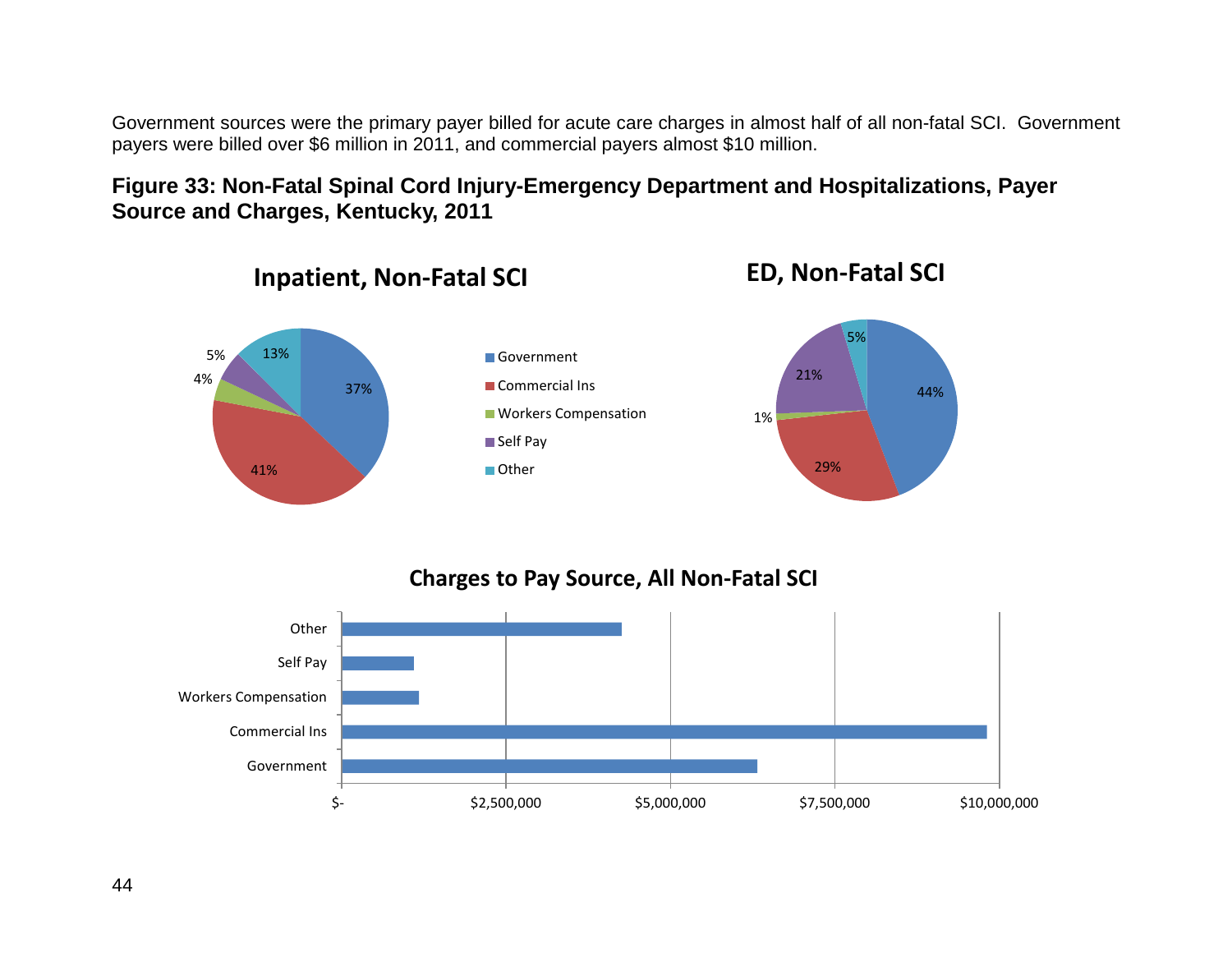Government sources were the primary payer billed for acute care charges in almost half of all non-fatal SCI. Government payers were billed over $6 million in 2011, and commercial payers almost $10 million.

**Figure 33: Non-Fatal Spinal Cord Injury-Emergency Department and Hospitalizations, Payer Source and Charges, Kentucky, 2011**

**Inpatient, Non-Fatal SCI**

| Payer | Percent |
|---|---|
| Government | 37% |
| Commercial Ins | 41% |
| Workers Compensation | 4% |
| Self Pay | 5% |
| Other | 13% |

**ED, Non-Fatal SCI**

| Payer | Percent |
|---|---|
| Government | 44% |
| Commercial Ins | 29% |
| Workers Compensation | 1% |
| Self Pay | 21% |
| Other | 5% |

**Charges to Pay Source, All Non-Fatal SCI**

Payers shown: Other, Self Pay, Workers Compensation, Commercial Ins, Government. Axis: $-, $2,500,000, $5,000,000, $7,500,000, $10,000,000.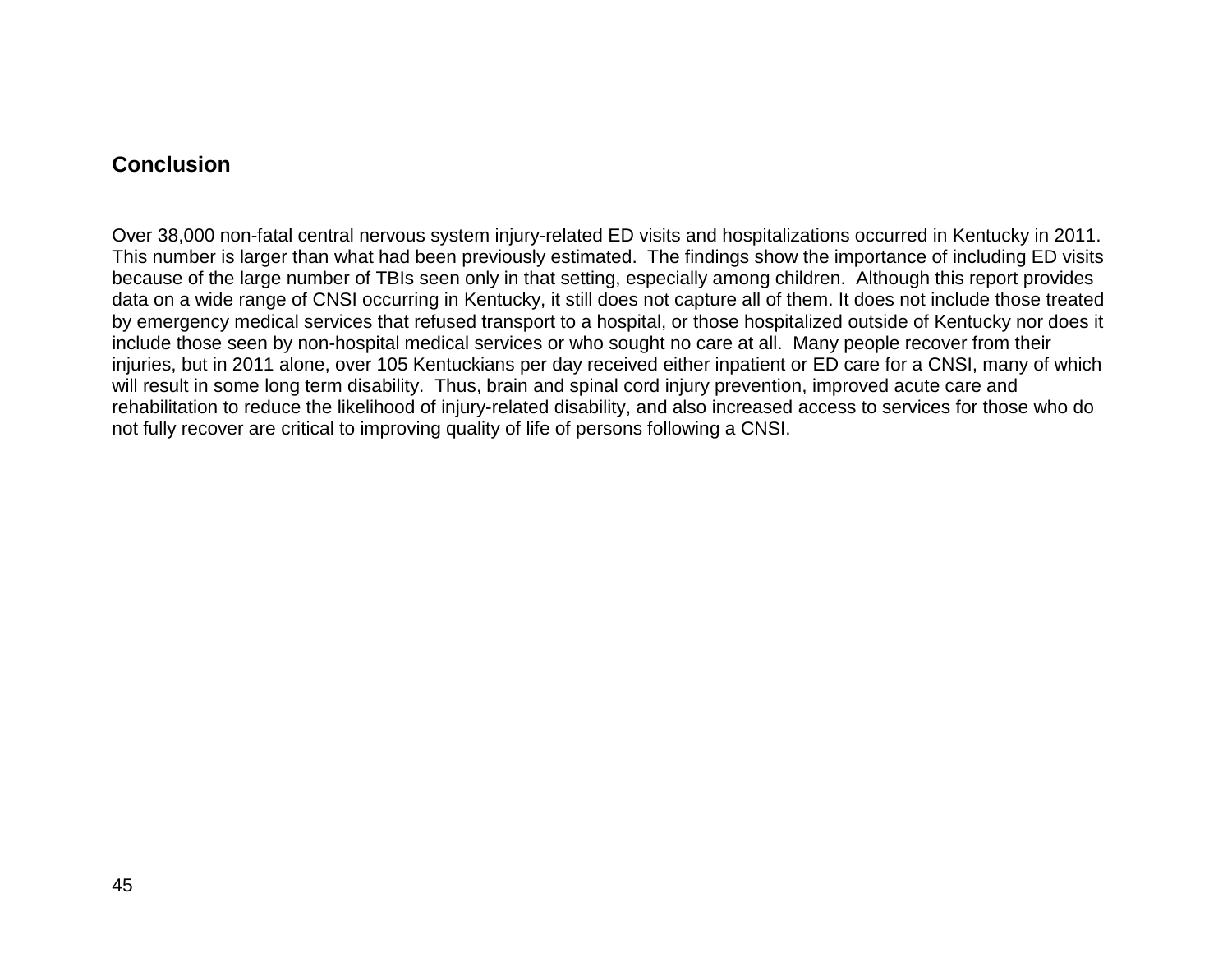## Conclusion

Over 38,000 non-fatal central nervous system injury-related ED visits and hospitalizations occurred in Kentucky in 2011. This number is larger than what had been previously estimated. The findings show the importance of including ED visits because of the large number of TBIs seen only in that setting, especially among children. Although this report provides data on a wide range of CNSI occurring in Kentucky, it still does not capture all of them. It does not include those treated by emergency medical services that refused transport to a hospital, or those hospitalized outside of Kentucky nor does it include those seen by non-hospital medical services or who sought no care at all. Many people recover from their injuries, but in 2011 alone, over 105 Kentuckians per day received either inpatient or ED care for a CNSI, many of which will result in some long term disability. Thus, brain and spinal cord injury prevention, improved acute care and rehabilitation to reduce the likelihood of injury-related disability, and also increased access to services for those who do not fully recover are critical to improving quality of life of persons following a CNSI.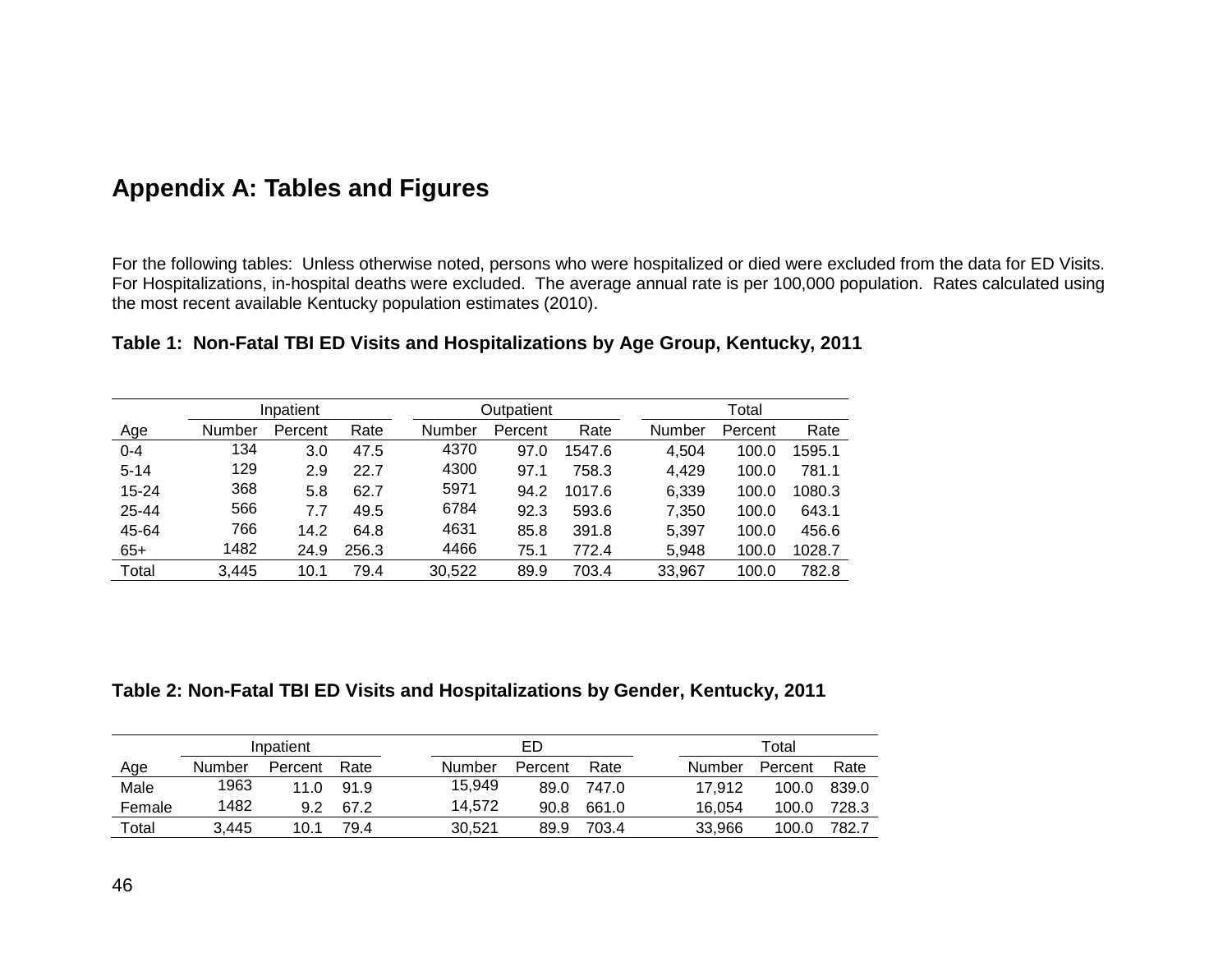## Appendix A: Tables and Figures

For the following tables: Unless otherwise noted, persons who were hospitalized or died were excluded from the data for ED Visits. For Hospitalizations, in-hospital deaths were excluded. The average annual rate is per 100,000 population. Rates calculated using the most recent available Kentucky population estimates (2010).

**Table 1: Non-Fatal TBI ED Visits and Hospitalizations by Age Group, Kentucky, 2011**

| | Inpatient | | | Outpatient | | | Total | | |
|---|---|---|---|---|---|---|---|---|---|
| Age | Number | Percent | Rate | Number | Percent | Rate | Number | Percent | Rate |
| 0-4 | 134 | 3.0 | 47.5 | 4370 | 97.0 | 1547.6 | 4,504 | 100.0 | 1595.1 |
| 5-14 | 129 | 2.9 | 22.7 | 4300 | 97.1 | 758.3 | 4,429 | 100.0 | 781.1 |
| 15-24 | 368 | 5.8 | 62.7 | 5971 | 94.2 | 1017.6 | 6,339 | 100.0 | 1080.3 |
| 25-44 | 566 | 7.7 | 49.5 | 6784 | 92.3 | 593.6 | 7,350 | 100.0 | 643.1 |
| 45-64 | 766 | 14.2 | 64.8 | 4631 | 85.8 | 391.8 | 5,397 | 100.0 | 456.6 |
| 65+ | 1482 | 24.9 | 256.3 | 4466 | 75.1 | 772.4 | 5,948 | 100.0 | 1028.7 |
| Total | 3,445 | 10.1 | 79.4 | 30,522 | 89.9 | 703.4 | 33,967 | 100.0 | 782.8 |

**Table 2: Non-Fatal TBI ED Visits and Hospitalizations by Gender, Kentucky, 2011**

| | Inpatient | | | ED | | | Total | | |
|---|---|---|---|---|---|---|---|---|---|
| Age | Number | Percent | Rate | Number | Percent | Rate | Number | Percent | Rate |
| Male | 1963 | 11.0 | 91.9 | 15,949 | 89.0 | 747.0 | 17,912 | 100.0 | 839.0 |
| Female | 1482 | 9.2 | 67.2 | 14,572 | 90.8 | 661.0 | 16,054 | 100.0 | 728.3 |
| Total | 3,445 | 10.1 | 79.4 | 30,521 | 89.9 | 703.4 | 33,966 | 100.0 | 782.7 |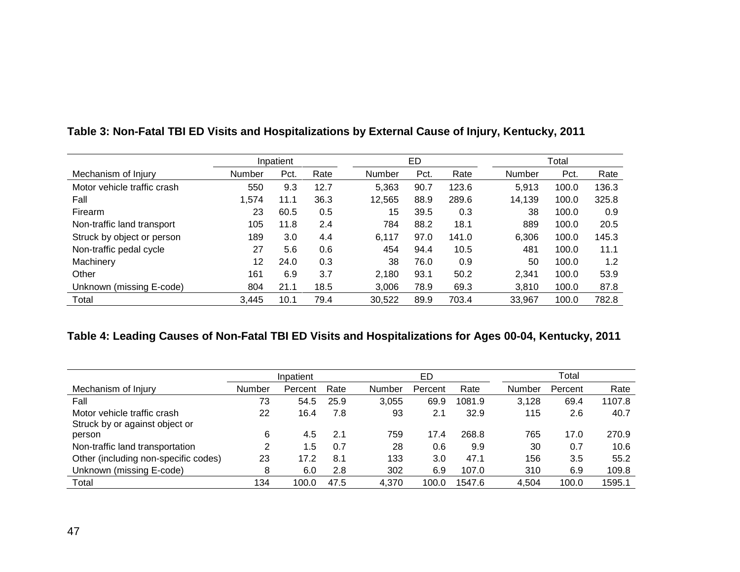**Table 3: Non-Fatal TBI ED Visits and Hospitalizations by External Cause of Injury, Kentucky, 2011**

| | Inpatient | | | ED | | | Total | | |
|---|---|---|---|---|---|---|---|---|---|
| Mechanism of Injury | Number | Pct. | Rate | Number | Pct. | Rate | Number | Pct. | Rate |
| Motor vehicle traffic crash | 550 | 9.3 | 12.7 | 5,363 | 90.7 | 123.6 | 5,913 | 100.0 | 136.3 |
| Fall | 1,574 | 11.1 | 36.3 | 12,565 | 88.9 | 289.6 | 14,139 | 100.0 | 325.8 |
| Firearm | 23 | 60.5 | 0.5 | 15 | 39.5 | 0.3 | 38 | 100.0 | 0.9 |
| Non-traffic land transport | 105 | 11.8 | 2.4 | 784 | 88.2 | 18.1 | 889 | 100.0 | 20.5 |
| Struck by object or person | 189 | 3.0 | 4.4 | 6,117 | 97.0 | 141.0 | 6,306 | 100.0 | 145.3 |
| Non-traffic pedal cycle | 27 | 5.6 | 0.6 | 454 | 94.4 | 10.5 | 481 | 100.0 | 11.1 |
| Machinery | 12 | 24.0 | 0.3 | 38 | 76.0 | 0.9 | 50 | 100.0 | 1.2 |
| Other | 161 | 6.9 | 3.7 | 2,180 | 93.1 | 50.2 | 2,341 | 100.0 | 53.9 |
| Unknown (missing E-code) | 804 | 21.1 | 18.5 | 3,006 | 78.9 | 69.3 | 3,810 | 100.0 | 87.8 |
| Total | 3,445 | 10.1 | 79.4 | 30,522 | 89.9 | 703.4 | 33,967 | 100.0 | 782.8 |

**Table 4: Leading Causes of Non-Fatal TBI ED Visits and Hospitalizations for Ages 00-04, Kentucky, 2011**

| | Inpatient | | | ED | | | Total | | |
|---|---|---|---|---|---|---|---|---|---|
| Mechanism of Injury | Number | Percent | Rate | Number | Percent | Rate | Number | Percent | Rate |
| Fall | 73 | 54.5 | 25.9 | 3,055 | 69.9 | 1081.9 | 3,128 | 69.4 | 1107.8 |
| Motor vehicle traffic crash | 22 | 16.4 | 7.8 | 93 | 2.1 | 32.9 | 115 | 2.6 | 40.7 |
| Struck by or against object or person | 6 | 4.5 | 2.1 | 759 | 17.4 | 268.8 | 765 | 17.0 | 270.9 |
| Non-traffic land transportation | 2 | 1.5 | 0.7 | 28 | 0.6 | 9.9 | 30 | 0.7 | 10.6 |
| Other (including non-specific codes) | 23 | 17.2 | 8.1 | 133 | 3.0 | 47.1 | 156 | 3.5 | 55.2 |
| Unknown (missing E-code) | 8 | 6.0 | 2.8 | 302 | 6.9 | 107.0 | 310 | 6.9 | 109.8 |
| Total | 134 | 100.0 | 47.5 | 4,370 | 100.0 | 1547.6 | 4,504 | 100.0 | 1595.1 |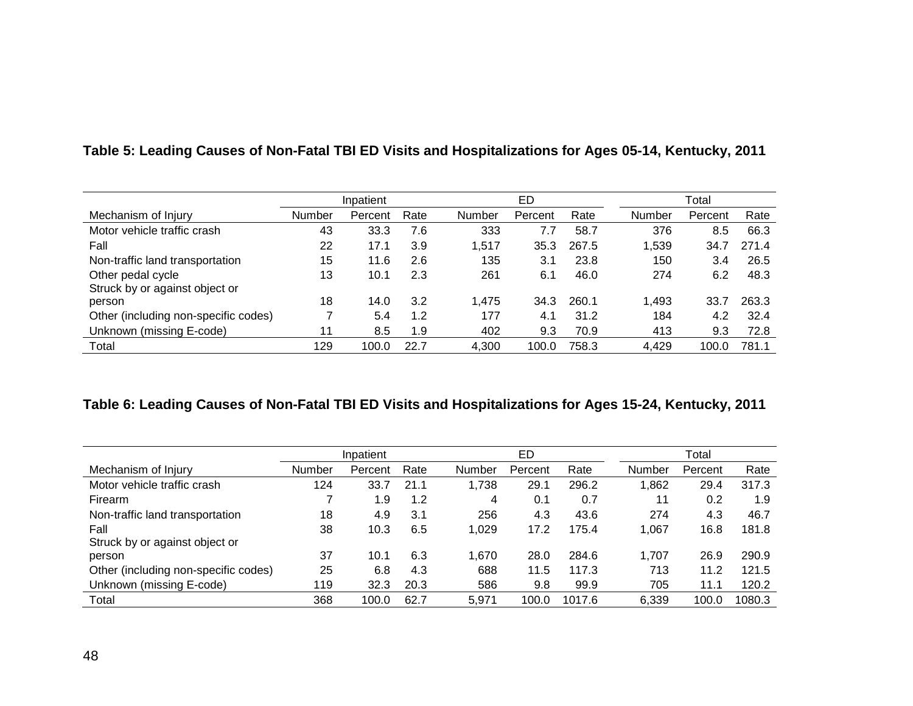**Table 5: Leading Causes of Non-Fatal TBI ED Visits and Hospitalizations for Ages 05-14, Kentucky, 2011**

| | Inpatient | | | ED | | | Total | | |
|---|---|---|---|---|---|---|---|---|---|
| Mechanism of Injury | Number | Percent | Rate | Number | Percent | Rate | Number | Percent | Rate |
| Motor vehicle traffic crash | 43 | 33.3 | 7.6 | 333 | 7.7 | 58.7 | 376 | 8.5 | 66.3 |
| Fall | 22 | 17.1 | 3.9 | 1,517 | 35.3 | 267.5 | 1,539 | 34.7 | 271.4 |
| Non-traffic land transportation | 15 | 11.6 | 2.6 | 135 | 3.1 | 23.8 | 150 | 3.4 | 26.5 |
| Other pedal cycle | 13 | 10.1 | 2.3 | 261 | 6.1 | 46.0 | 274 | 6.2 | 48.3 |
| Struck by or against object or person | 18 | 14.0 | 3.2 | 1,475 | 34.3 | 260.1 | 1,493 | 33.7 | 263.3 |
| Other (including non-specific codes) | 7 | 5.4 | 1.2 | 177 | 4.1 | 31.2 | 184 | 4.2 | 32.4 |
| Unknown (missing E-code) | 11 | 8.5 | 1.9 | 402 | 9.3 | 70.9 | 413 | 9.3 | 72.8 |
| Total | 129 | 100.0 | 22.7 | 4,300 | 100.0 | 758.3 | 4,429 | 100.0 | 781.1 |

**Table 6: Leading Causes of Non-Fatal TBI ED Visits and Hospitalizations for Ages 15-24, Kentucky, 2011**

| | Inpatient | | | ED | | | Total | | |
|---|---|---|---|---|---|---|---|---|---|
| Mechanism of Injury | Number | Percent | Rate | Number | Percent | Rate | Number | Percent | Rate |
| Motor vehicle traffic crash | 124 | 33.7 | 21.1 | 1,738 | 29.1 | 296.2 | 1,862 | 29.4 | 317.3 |
| Firearm | 7 | 1.9 | 1.2 | 4 | 0.1 | 0.7 | 11 | 0.2 | 1.9 |
| Non-traffic land transportation | 18 | 4.9 | 3.1 | 256 | 4.3 | 43.6 | 274 | 4.3 | 46.7 |
| Fall | 38 | 10.3 | 6.5 | 1,029 | 17.2 | 175.4 | 1,067 | 16.8 | 181.8 |
| Struck by or against object or person | 37 | 10.1 | 6.3 | 1,670 | 28.0 | 284.6 | 1,707 | 26.9 | 290.9 |
| Other (including non-specific codes) | 25 | 6.8 | 4.3 | 688 | 11.5 | 117.3 | 713 | 11.2 | 121.5 |
| Unknown (missing E-code) | 119 | 32.3 | 20.3 | 586 | 9.8 | 99.9 | 705 | 11.1 | 120.2 |
| Total | 368 | 100.0 | 62.7 | 5,971 | 100.0 | 1017.6 | 6,339 | 100.0 | 1080.3 |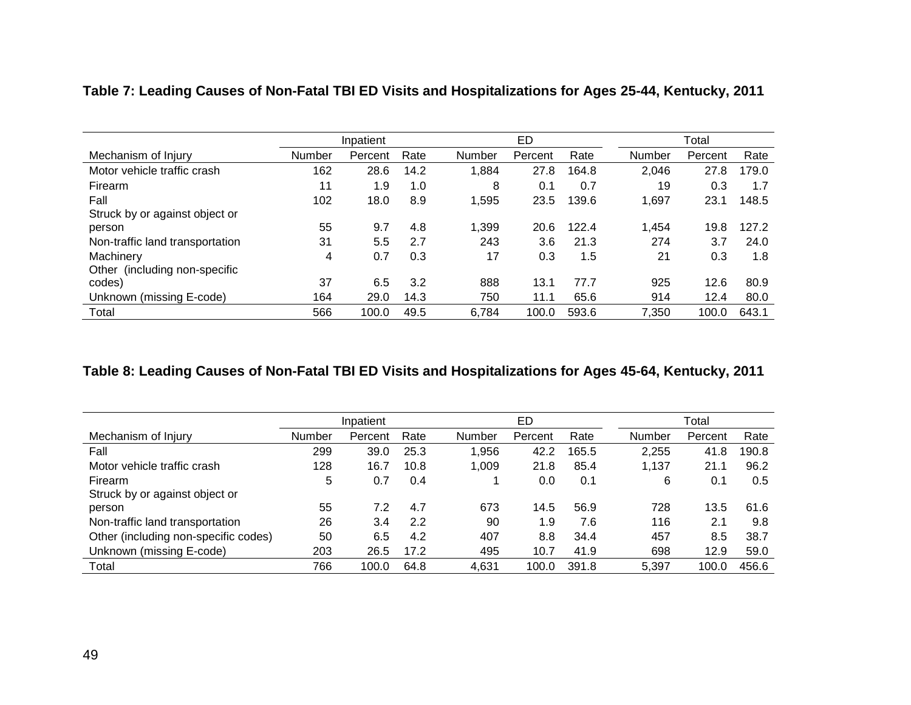**Table 7: Leading Causes of Non-Fatal TBI ED Visits and Hospitalizations for Ages 25-44, Kentucky, 2011**

| | Inpatient | | | ED | | | Total | | |
|---|---|---|---|---|---|---|---|---|---|
| Mechanism of Injury | Number | Percent | Rate | Number | Percent | Rate | Number | Percent | Rate |
| Motor vehicle traffic crash | 162 | 28.6 | 14.2 | 1,884 | 27.8 | 164.8 | 2,046 | 27.8 | 179.0 |
| Firearm | 11 | 1.9 | 1.0 | 8 | 0.1 | 0.7 | 19 | 0.3 | 1.7 |
| Fall | 102 | 18.0 | 8.9 | 1,595 | 23.5 | 139.6 | 1,697 | 23.1 | 148.5 |
| Struck by or against object or person | 55 | 9.7 | 4.8 | 1,399 | 20.6 | 122.4 | 1,454 | 19.8 | 127.2 |
| Non-traffic land transportation | 31 | 5.5 | 2.7 | 243 | 3.6 | 21.3 | 274 | 3.7 | 24.0 |
| Machinery | 4 | 0.7 | 0.3 | 17 | 0.3 | 1.5 | 21 | 0.3 | 1.8 |
| Other (including non-specific codes) | 37 | 6.5 | 3.2 | 888 | 13.1 | 77.7 | 925 | 12.6 | 80.9 |
| Unknown (missing E-code) | 164 | 29.0 | 14.3 | 750 | 11.1 | 65.6 | 914 | 12.4 | 80.0 |
| Total | 566 | 100.0 | 49.5 | 6,784 | 100.0 | 593.6 | 7,350 | 100.0 | 643.1 |

**Table 8: Leading Causes of Non-Fatal TBI ED Visits and Hospitalizations for Ages 45-64, Kentucky, 2011**

| | Inpatient | | | ED | | | Total | | |
|---|---|---|---|---|---|---|---|---|---|
| Mechanism of Injury | Number | Percent | Rate | Number | Percent | Rate | Number | Percent | Rate |
| Fall | 299 | 39.0 | 25.3 | 1,956 | 42.2 | 165.5 | 2,255 | 41.8 | 190.8 |
| Motor vehicle traffic crash | 128 | 16.7 | 10.8 | 1,009 | 21.8 | 85.4 | 1,137 | 21.1 | 96.2 |
| Firearm | 5 | 0.7 | 0.4 | 1 | 0.0 | 0.1 | 6 | 0.1 | 0.5 |
| Struck by or against object or person | 55 | 7.2 | 4.7 | 673 | 14.5 | 56.9 | 728 | 13.5 | 61.6 |
| Non-traffic land transportation | 26 | 3.4 | 2.2 | 90 | 1.9 | 7.6 | 116 | 2.1 | 9.8 |
| Other (including non-specific codes) | 50 | 6.5 | 4.2 | 407 | 8.8 | 34.4 | 457 | 8.5 | 38.7 |
| Unknown (missing E-code) | 203 | 26.5 | 17.2 | 495 | 10.7 | 41.9 | 698 | 12.9 | 59.0 |
| Total | 766 | 100.0 | 64.8 | 4,631 | 100.0 | 391.8 | 5,397 | 100.0 | 456.6 |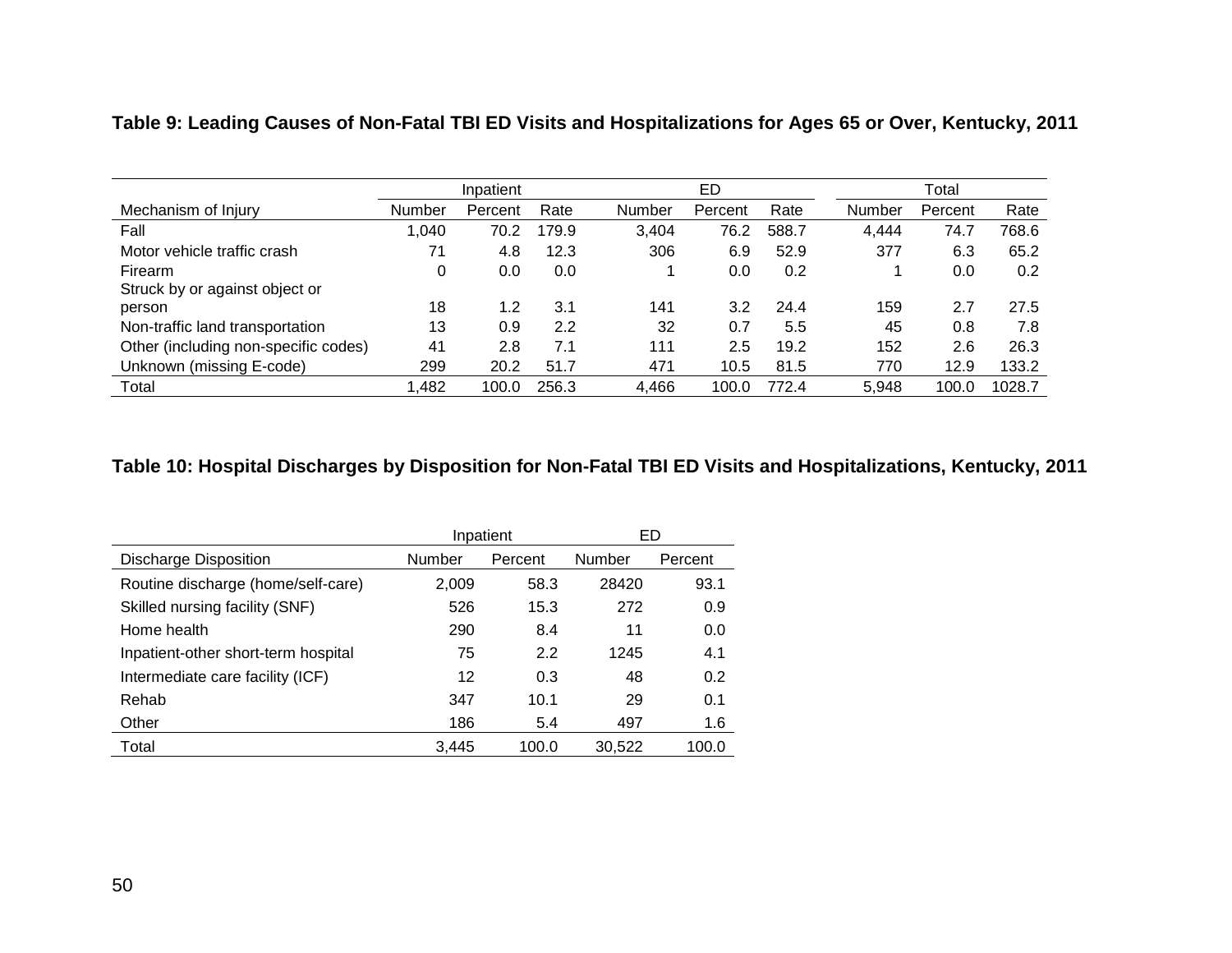**Table 9: Leading Causes of Non-Fatal TBI ED Visits and Hospitalizations for Ages 65 or Over, Kentucky, 2011**

| | Inpatient | | | ED | | | Total | | |
|---|---|---|---|---|---|---|---|---|---|
| Mechanism of Injury | Number | Percent | Rate | Number | Percent | Rate | Number | Percent | Rate |
| Fall | 1,040 | 70.2 | 179.9 | 3,404 | 76.2 | 588.7 | 4,444 | 74.7 | 768.6 |
| Motor vehicle traffic crash | 71 | 4.8 | 12.3 | 306 | 6.9 | 52.9 | 377 | 6.3 | 65.2 |
| Firearm | 0 | 0.0 | 0.0 | 1 | 0.0 | 0.2 | 1 | 0.0 | 0.2 |
| Struck by or against object or person | 18 | 1.2 | 3.1 | 141 | 3.2 | 24.4 | 159 | 2.7 | 27.5 |
| Non-traffic land transportation | 13 | 0.9 | 2.2 | 32 | 0.7 | 5.5 | 45 | 0.8 | 7.8 |
| Other (including non-specific codes) | 41 | 2.8 | 7.1 | 111 | 2.5 | 19.2 | 152 | 2.6 | 26.3 |
| Unknown (missing E-code) | 299 | 20.2 | 51.7 | 471 | 10.5 | 81.5 | 770 | 12.9 | 133.2 |
| Total | 1,482 | 100.0 | 256.3 | 4,466 | 100.0 | 772.4 | 5,948 | 100.0 | 1028.7 |

**Table 10: Hospital Discharges by Disposition for Non-Fatal TBI ED Visits and Hospitalizations, Kentucky, 2011**

| | Inpatient | | ED | |
|---|---|---|---|---|
| Discharge Disposition | Number | Percent | Number | Percent |
| Routine discharge (home/self-care) | 2,009 | 58.3 | 28420 | 93.1 |
| Skilled nursing facility (SNF) | 526 | 15.3 | 272 | 0.9 |
| Home health | 290 | 8.4 | 11 | 0.0 |
| Inpatient-other short-term hospital | 75 | 2.2 | 1245 | 4.1 |
| Intermediate care facility (ICF) | 12 | 0.3 | 48 | 0.2 |
| Rehab | 347 | 10.1 | 29 | 0.1 |
| Other | 186 | 5.4 | 497 | 1.6 |
| Total | 3,445 | 100.0 | 30,522 | 100.0 |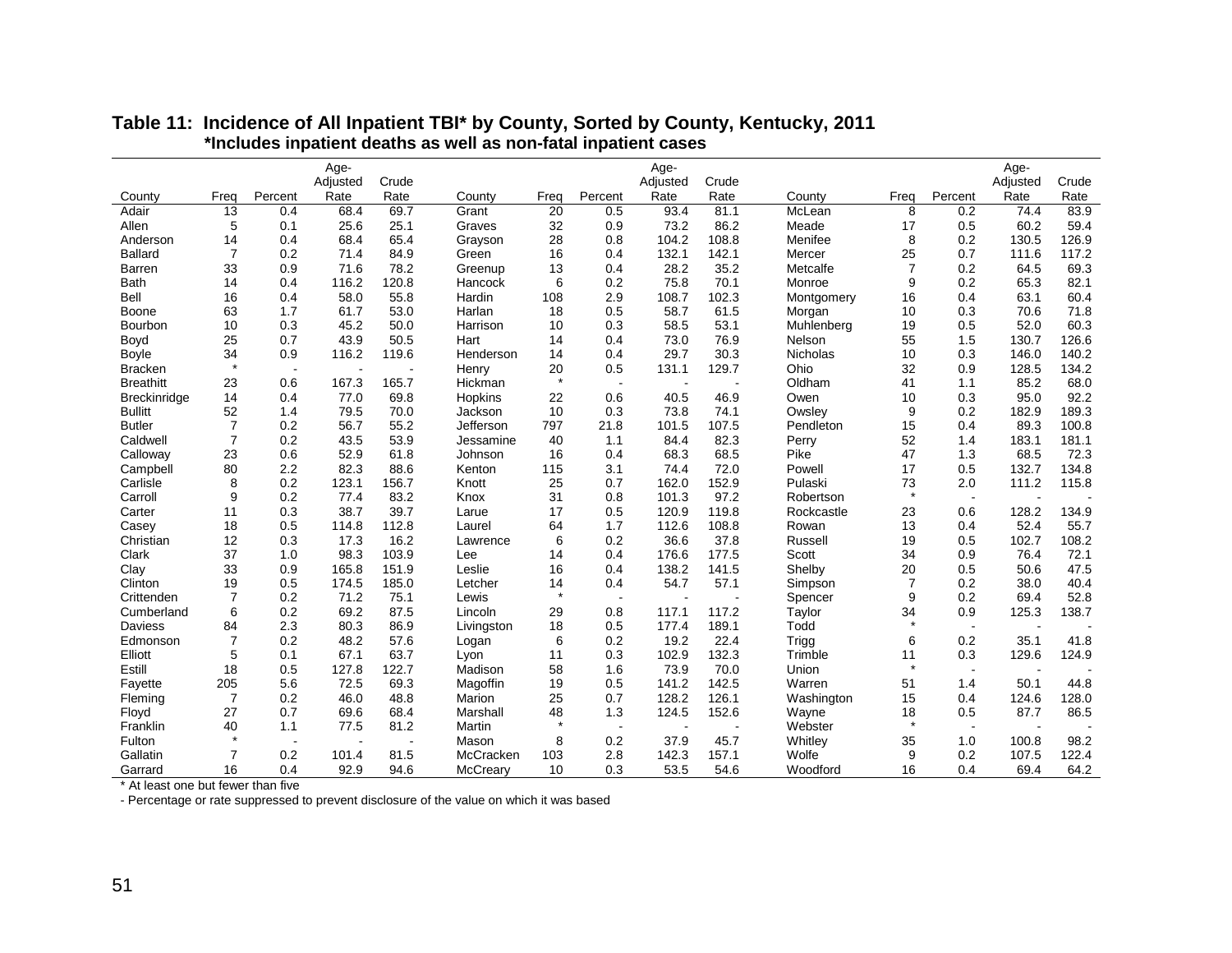**Table 11: Incidence of All Inpatient TBI* by County, Sorted by County, Kentucky, 2011**
***Includes inpatient deaths as well as non-fatal inpatient cases**

| County | Freq | Percent | Age-Adjusted Rate | Crude Rate | County | Freq | Percent | Age-Adjusted Rate | Crude Rate | County | Freq | Percent | Age-Adjusted Rate | Crude Rate |
|---|---|---|---|---|---|---|---|---|---|---|---|---|---|---|
| Adair | 13 | 0.4 | 68.4 | 69.7 | Grant | 20 | 0.5 | 93.4 | 81.1 | McLean | 8 | 0.2 | 74.4 | 83.9 |
| Allen | 5 | 0.1 | 25.6 | 25.1 | Graves | 32 | 0.9 | 73.2 | 86.2 | Meade | 17 | 0.5 | 60.2 | 59.4 |
| Anderson | 14 | 0.4 | 68.4 | 65.4 | Grayson | 28 | 0.8 | 104.2 | 108.8 | Menifee | 8 | 0.2 | 130.5 | 126.9 |
| Ballard | 7 | 0.2 | 71.4 | 84.9 | Green | 16 | 0.4 | 132.1 | 142.1 | Mercer | 25 | 0.7 | 111.6 | 117.2 |
| Barren | 33 | 0.9 | 71.6 | 78.2 | Greenup | 13 | 0.4 | 28.2 | 35.2 | Metcalfe | 7 | 0.2 | 64.5 | 69.3 |
| Bath | 14 | 0.4 | 116.2 | 120.8 | Hancock | 6 | 0.2 | 75.8 | 70.1 | Monroe | 9 | 0.2 | 65.3 | 82.1 |
| Bell | 16 | 0.4 | 58.0 | 55.8 | Hardin | 108 | 2.9 | 108.7 | 102.3 | Montgomery | 16 | 0.4 | 63.1 | 60.4 |
| Boone | 63 | 1.7 | 61.7 | 53.0 | Harlan | 18 | 0.5 | 58.7 | 61.5 | Morgan | 10 | 0.3 | 70.6 | 71.8 |
| Bourbon | 10 | 0.3 | 45.2 | 50.0 | Harrison | 10 | 0.3 | 58.5 | 53.1 | Muhlenberg | 19 | 0.5 | 52.0 | 60.3 |
| Boyd | 25 | 0.7 | 43.9 | 50.5 | Hart | 14 | 0.4 | 73.0 | 76.9 | Nelson | 55 | 1.5 | 130.7 | 126.6 |
| Boyle | 34 | 0.9 | 116.2 | 119.6 | Henderson | 14 | 0.4 | 29.7 | 30.3 | Nicholas | 10 | 0.3 | 146.0 | 140.2 |
| Bracken | * | - | - | - | Henry | 20 | 0.5 | 131.1 | 129.7 | Ohio | 32 | 0.9 | 128.5 | 134.2 |
| Breathitt | 23 | 0.6 | 167.3 | 165.7 | Hickman | * | - | - | - | Oldham | 41 | 1.1 | 85.2 | 68.0 |
| Breckinridge | 14 | 0.4 | 77.0 | 69.8 | Hopkins | 22 | 0.6 | 40.5 | 46.9 | Owen | 10 | 0.3 | 95.0 | 92.2 |
| Bullitt | 52 | 1.4 | 79.5 | 70.0 | Jackson | 10 | 0.3 | 73.8 | 74.1 | Owsley | 9 | 0.2 | 182.9 | 189.3 |
| Butler | 7 | 0.2 | 56.7 | 55.2 | Jefferson | 797 | 21.8 | 101.5 | 107.5 | Pendleton | 15 | 0.4 | 89.3 | 100.8 |
| Caldwell | 7 | 0.2 | 43.5 | 53.9 | Jessamine | 40 | 1.1 | 84.4 | 82.3 | Perry | 52 | 1.4 | 183.1 | 181.1 |
| Calloway | 23 | 0.6 | 52.9 | 61.8 | Johnson | 16 | 0.4 | 68.3 | 68.5 | Pike | 47 | 1.3 | 68.5 | 72.3 |
| Campbell | 80 | 2.2 | 82.3 | 88.6 | Kenton | 115 | 3.1 | 74.4 | 72.0 | Powell | 17 | 0.5 | 132.7 | 134.8 |
| Carlisle | 8 | 0.2 | 123.1 | 156.7 | Knott | 25 | 0.7 | 162.0 | 152.9 | Pulaski | 73 | 2.0 | 111.2 | 115.8 |
| Carroll | 9 | 0.2 | 77.4 | 83.2 | Knox | 31 | 0.8 | 101.3 | 97.2 | Robertson | * | - | - | - |
| Carter | 11 | 0.3 | 38.7 | 39.7 | Larue | 17 | 0.5 | 120.9 | 119.8 | Rockcastle | 23 | 0.6 | 128.2 | 134.9 |
| Casey | 18 | 0.5 | 114.8 | 112.8 | Laurel | 64 | 1.7 | 112.6 | 108.8 | Rowan | 13 | 0.4 | 52.4 | 55.7 |
| Christian | 12 | 0.3 | 17.3 | 16.2 | Lawrence | 6 | 0.2 | 36.6 | 37.8 | Russell | 19 | 0.5 | 102.7 | 108.2 |
| Clark | 37 | 1.0 | 98.3 | 103.9 | Lee | 14 | 0.4 | 176.6 | 177.5 | Scott | 34 | 0.9 | 76.4 | 72.1 |
| Clay | 33 | 0.9 | 165.8 | 151.9 | Leslie | 16 | 0.4 | 138.2 | 141.5 | Shelby | 20 | 0.5 | 50.6 | 47.5 |
| Clinton | 19 | 0.5 | 174.5 | 185.0 | Letcher | 14 | 0.4 | 54.7 | 57.1 | Simpson | 7 | 0.2 | 38.0 | 40.4 |
| Crittenden | 7 | 0.2 | 71.2 | 75.1 | Lewis | * | - | - | - | Spencer | 9 | 0.2 | 69.4 | 52.8 |
| Cumberland | 6 | 0.2 | 69.2 | 87.5 | Lincoln | 29 | 0.8 | 117.1 | 117.2 | Taylor | 34 | 0.9 | 125.3 | 138.7 |
| Daviess | 84 | 2.3 | 80.3 | 86.9 | Livingston | 18 | 0.5 | 177.4 | 189.1 | Todd | * | - | - | - |
| Edmonson | 7 | 0.2 | 48.2 | 57.6 | Logan | 6 | 0.2 | 19.2 | 22.4 | Trigg | 6 | 0.2 | 35.1 | 41.8 |
| Elliott | 5 | 0.1 | 67.1 | 63.7 | Lyon | 11 | 0.3 | 102.9 | 132.3 | Trimble | 11 | 0.3 | 129.6 | 124.9 |
| Estill | 18 | 0.5 | 127.8 | 122.7 | Madison | 58 | 1.6 | 73.9 | 70.0 | Union | * | - | - | - |
| Fayette | 205 | 5.6 | 72.5 | 69.3 | Magoffin | 19 | 0.5 | 141.2 | 142.5 | Warren | 51 | 1.4 | 50.1 | 44.8 |
| Fleming | 7 | 0.2 | 46.0 | 48.8 | Marion | 25 | 0.7 | 128.2 | 126.1 | Washington | 15 | 0.4 | 124.6 | 128.0 |
| Floyd | 27 | 0.7 | 69.6 | 68.4 | Marshall | 48 | 1.3 | 124.5 | 152.6 | Wayne | 18 | 0.5 | 87.7 | 86.5 |
| Franklin | 40 | 1.1 | 77.5 | 81.2 | Martin | * | - | - | - | Webster | * | - | - | - |
| Fulton | * | - | - | - | Mason | 8 | 0.2 | 37.9 | 45.7 | Whitley | 35 | 1.0 | 100.8 | 98.2 |
| Gallatin | 7 | 0.2 | 101.4 | 81.5 | McCracken | 103 | 2.8 | 142.3 | 157.1 | Wolfe | 9 | 0.2 | 107.5 | 122.4 |
| Garrard | 16 | 0.4 | 92.9 | 94.6 | McCreary | 10 | 0.3 | 53.5 | 54.6 | Woodford | 16 | 0.4 | 69.4 | 64.2 |

* At least one but fewer than five

- Percentage or rate suppressed to prevent disclosure of the value on which it was based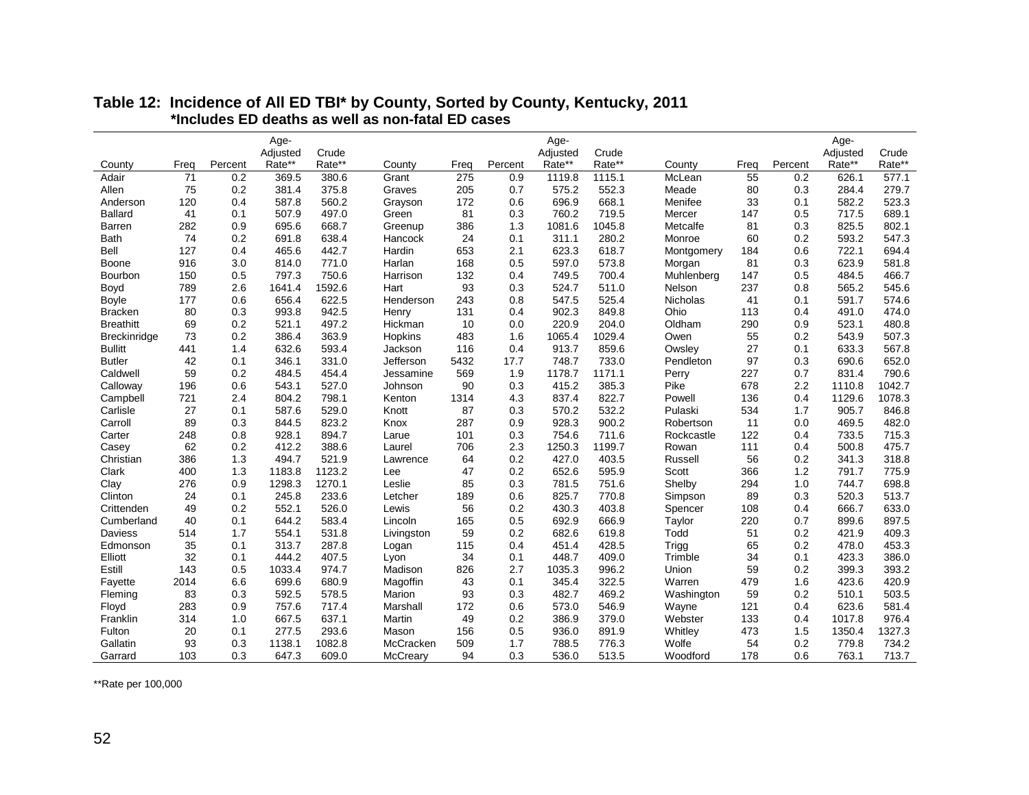**Table 12: Incidence of All ED TBI* by County, Sorted by County, Kentucky, 2011**
***Includes ED deaths as well as non-fatal ED cases**

| County | Freq | Percent | Age-Adjusted Rate** | Crude Rate** | County | Freq | Percent | Age-Adjusted Rate** | Crude Rate** | County | Freq | Percent | Age-Adjusted Rate** | Crude Rate** |
|---|---|---|---|---|---|---|---|---|---|---|---|---|---|---|
| Adair | 71 | 0.2 | 369.5 | 380.6 | Grant | 275 | 0.9 | 1119.8 | 1115.1 | McLean | 55 | 0.2 | 626.1 | 577.1 |
| Allen | 75 | 0.2 | 381.4 | 375.8 | Graves | 205 | 0.7 | 575.2 | 552.3 | Meade | 80 | 0.3 | 284.4 | 279.7 |
| Anderson | 120 | 0.4 | 587.8 | 560.2 | Grayson | 172 | 0.6 | 696.9 | 668.1 | Menifee | 33 | 0.1 | 582.2 | 523.3 |
| Ballard | 41 | 0.1 | 507.9 | 497.0 | Green | 81 | 0.3 | 760.2 | 719.5 | Mercer | 147 | 0.5 | 717.5 | 689.1 |
| Barren | 282 | 0.9 | 695.6 | 668.7 | Greenup | 386 | 1.3 | 1081.6 | 1045.8 | Metcalfe | 81 | 0.3 | 825.5 | 802.1 |
| Bath | 74 | 0.2 | 691.8 | 638.4 | Hancock | 24 | 0.1 | 311.1 | 280.2 | Monroe | 60 | 0.2 | 593.2 | 547.3 |
| Bell | 127 | 0.4 | 465.6 | 442.7 | Hardin | 653 | 2.1 | 623.3 | 618.7 | Montgomery | 184 | 0.6 | 722.1 | 694.4 |
| Boone | 916 | 3.0 | 814.0 | 771.0 | Harlan | 168 | 0.5 | 597.0 | 573.8 | Morgan | 81 | 0.3 | 623.9 | 581.8 |
| Bourbon | 150 | 0.5 | 797.3 | 750.6 | Harrison | 132 | 0.4 | 749.5 | 700.4 | Muhlenberg | 147 | 0.5 | 484.5 | 466.7 |
| Boyd | 789 | 2.6 | 1641.4 | 1592.6 | Hart | 93 | 0.3 | 524.7 | 511.0 | Nelson | 237 | 0.8 | 565.2 | 545.6 |
| Boyle | 177 | 0.6 | 656.4 | 622.5 | Henderson | 243 | 0.8 | 547.5 | 525.4 | Nicholas | 41 | 0.1 | 591.7 | 574.6 |
| Bracken | 80 | 0.3 | 993.8 | 942.5 | Henry | 131 | 0.4 | 902.3 | 849.8 | Ohio | 113 | 0.4 | 491.0 | 474.0 |
| Breathitt | 69 | 0.2 | 521.1 | 497.2 | Hickman | 10 | 0.0 | 220.9 | 204.0 | Oldham | 290 | 0.9 | 523.1 | 480.8 |
| Breckinridge | 73 | 0.2 | 386.4 | 363.9 | Hopkins | 483 | 1.6 | 1065.4 | 1029.4 | Owen | 55 | 0.2 | 543.9 | 507.3 |
| Bullitt | 441 | 1.4 | 632.6 | 593.4 | Jackson | 116 | 0.4 | 913.7 | 859.6 | Owsley | 27 | 0.1 | 633.3 | 567.8 |
| Butler | 42 | 0.1 | 346.1 | 331.0 | Jefferson | 5432 | 17.7 | 748.7 | 733.0 | Pendleton | 97 | 0.3 | 690.6 | 652.0 |
| Caldwell | 59 | 0.2 | 484.5 | 454.4 | Jessamine | 569 | 1.9 | 1178.7 | 1171.1 | Perry | 227 | 0.7 | 831.4 | 790.6 |
| Calloway | 196 | 0.6 | 543.1 | 527.0 | Johnson | 90 | 0.3 | 415.2 | 385.3 | Pike | 678 | 2.2 | 1110.8 | 1042.7 |
| Campbell | 721 | 2.4 | 804.2 | 798.1 | Kenton | 1314 | 4.3 | 837.4 | 822.7 | Powell | 136 | 0.4 | 1129.6 | 1078.3 |
| Carlisle | 27 | 0.1 | 587.6 | 529.0 | Knott | 87 | 0.3 | 570.2 | 532.2 | Pulaski | 534 | 1.7 | 905.7 | 846.8 |
| Carroll | 89 | 0.3 | 844.5 | 823.2 | Knox | 287 | 0.9 | 928.3 | 900.2 | Robertson | 11 | 0.0 | 469.5 | 482.0 |
| Carter | 248 | 0.8 | 928.1 | 894.7 | Larue | 101 | 0.3 | 754.6 | 711.6 | Rockcastle | 122 | 0.4 | 733.5 | 715.3 |
| Casey | 62 | 0.2 | 412.2 | 388.6 | Laurel | 706 | 2.3 | 1250.3 | 1199.7 | Rowan | 111 | 0.4 | 500.8 | 475.7 |
| Christian | 386 | 1.3 | 494.7 | 521.9 | Lawrence | 64 | 0.2 | 427.0 | 403.5 | Russell | 56 | 0.2 | 341.3 | 318.8 |
| Clark | 400 | 1.3 | 1183.8 | 1123.2 | Lee | 47 | 0.2 | 652.6 | 595.9 | Scott | 366 | 1.2 | 791.7 | 775.9 |
| Clay | 276 | 0.9 | 1298.3 | 1270.1 | Leslie | 85 | 0.3 | 781.5 | 751.6 | Shelby | 294 | 1.0 | 744.7 | 698.8 |
| Clinton | 24 | 0.1 | 245.8 | 233.6 | Letcher | 189 | 0.6 | 825.7 | 770.8 | Simpson | 89 | 0.3 | 520.3 | 513.7 |
| Crittenden | 49 | 0.2 | 552.1 | 526.0 | Lewis | 56 | 0.2 | 430.3 | 403.8 | Spencer | 108 | 0.4 | 666.7 | 633.0 |
| Cumberland | 40 | 0.1 | 644.2 | 583.4 | Lincoln | 165 | 0.5 | 692.9 | 666.9 | Taylor | 220 | 0.7 | 899.6 | 897.5 |
| Daviess | 514 | 1.7 | 554.1 | 531.8 | Livingston | 59 | 0.2 | 682.6 | 619.8 | Todd | 51 | 0.2 | 421.9 | 409.3 |
| Edmonson | 35 | 0.1 | 313.7 | 287.8 | Logan | 115 | 0.4 | 451.4 | 428.5 | Trigg | 65 | 0.2 | 478.0 | 453.3 |
| Elliott | 32 | 0.1 | 444.2 | 407.5 | Lyon | 34 | 0.1 | 448.7 | 409.0 | Trimble | 34 | 0.1 | 423.3 | 386.0 |
| Estill | 143 | 0.5 | 1033.4 | 974.7 | Madison | 826 | 2.7 | 1035.3 | 996.2 | Union | 59 | 0.2 | 399.3 | 393.2 |
| Fayette | 2014 | 6.6 | 699.6 | 680.9 | Magoffin | 43 | 0.1 | 345.4 | 322.5 | Warren | 479 | 1.6 | 423.6 | 420.9 |
| Fleming | 83 | 0.3 | 592.5 | 578.5 | Marion | 93 | 0.3 | 482.7 | 469.2 | Washington | 59 | 0.2 | 510.1 | 503.5 |
| Floyd | 283 | 0.9 | 757.6 | 717.4 | Marshall | 172 | 0.6 | 573.0 | 546.9 | Wayne | 121 | 0.4 | 623.6 | 581.4 |
| Franklin | 314 | 1.0 | 667.5 | 637.1 | Martin | 49 | 0.2 | 386.9 | 379.0 | Webster | 133 | 0.4 | 1017.8 | 976.4 |
| Fulton | 20 | 0.1 | 277.5 | 293.6 | Mason | 156 | 0.5 | 936.0 | 891.9 | Whitley | 473 | 1.5 | 1350.4 | 1327.3 |
| Gallatin | 93 | 0.3 | 1138.1 | 1082.8 | McCracken | 509 | 1.7 | 788.5 | 776.3 | Wolfe | 54 | 0.2 | 779.8 | 734.2 |
| Garrard | 103 | 0.3 | 647.3 | 609.0 | McCreary | 94 | 0.3 | 536.0 | 513.5 | Woodford | 178 | 0.6 | 763.1 | 713.7 |

**Rate per 100,000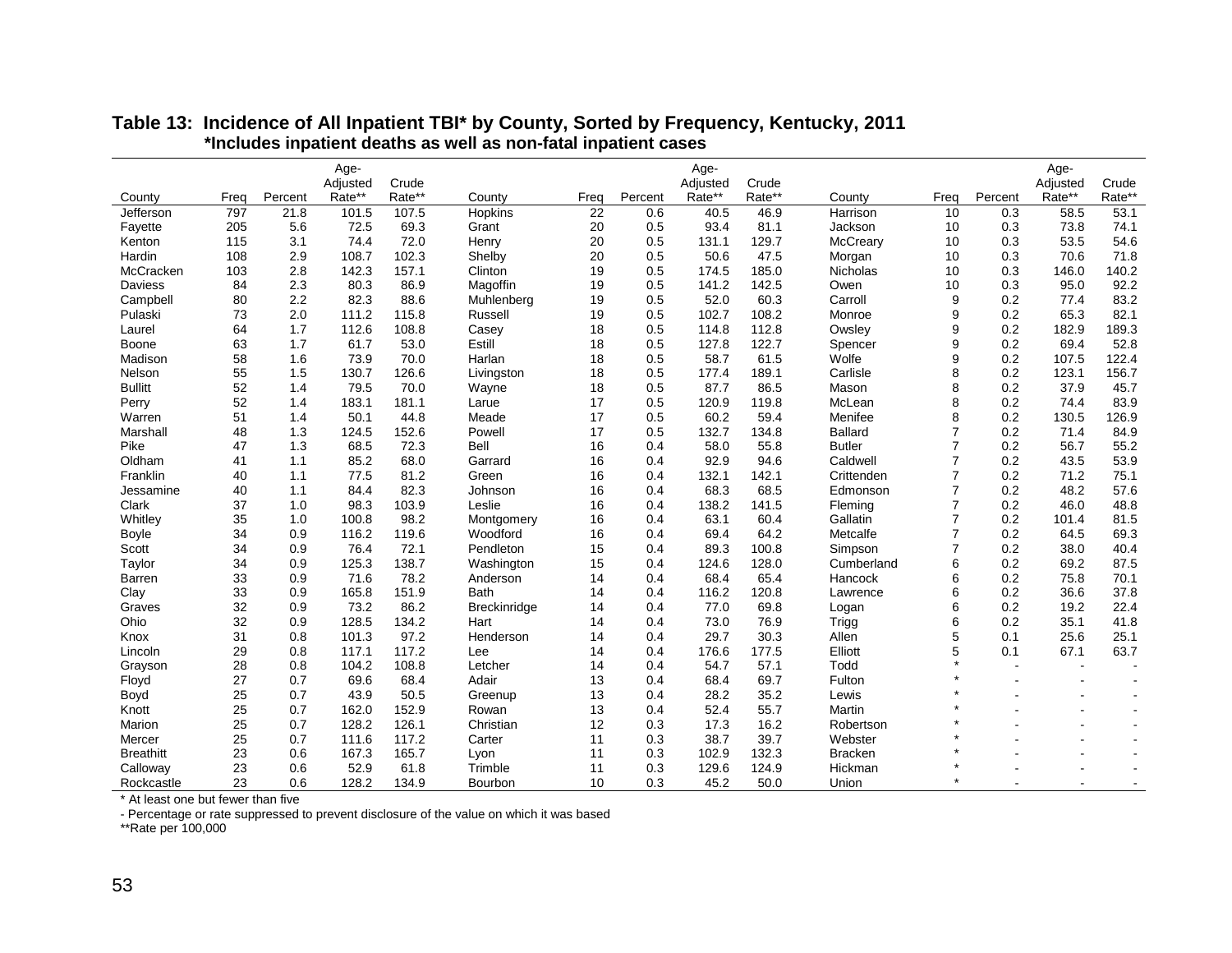**Table 13: Incidence of All Inpatient TBI* by County, Sorted by Frequency, Kentucky, 2011**
**\*Includes inpatient deaths as well as non-fatal inpatient cases**

| County | Freq | Percent | Age-Adjusted Rate** | Crude Rate** | County | Freq | Percent | Age-Adjusted Rate** | Crude Rate** | County | Freq | Percent | Age-Adjusted Rate** | Crude Rate** |
|---|---|---|---|---|---|---|---|---|---|---|---|---|---|---|
| Jefferson | 797 | 21.8 | 101.5 | 107.5 | Hopkins | 22 | 0.6 | 40.5 | 46.9 | Harrison | 10 | 0.3 | 58.5 | 53.1 |
| Fayette | 205 | 5.6 | 72.5 | 69.3 | Grant | 20 | 0.5 | 93.4 | 81.1 | Jackson | 10 | 0.3 | 73.8 | 74.1 |
| Kenton | 115 | 3.1 | 74.4 | 72.0 | Henry | 20 | 0.5 | 131.1 | 129.7 | McCreary | 10 | 0.3 | 53.5 | 54.6 |
| Hardin | 108 | 2.9 | 108.7 | 102.3 | Shelby | 20 | 0.5 | 50.6 | 47.5 | Morgan | 10 | 0.3 | 70.6 | 71.8 |
| McCracken | 103 | 2.8 | 142.3 | 157.1 | Clinton | 19 | 0.5 | 174.5 | 185.0 | Nicholas | 10 | 0.3 | 146.0 | 140.2 |
| Daviess | 84 | 2.3 | 80.3 | 86.9 | Magoffin | 19 | 0.5 | 141.2 | 142.5 | Owen | 10 | 0.3 | 95.0 | 92.2 |
| Campbell | 80 | 2.2 | 82.3 | 88.6 | Muhlenberg | 19 | 0.5 | 52.0 | 60.3 | Carroll | 9 | 0.2 | 77.4 | 83.2 |
| Pulaski | 73 | 2.0 | 111.2 | 115.8 | Russell | 19 | 0.5 | 102.7 | 108.2 | Monroe | 9 | 0.2 | 65.3 | 82.1 |
| Laurel | 64 | 1.7 | 112.6 | 108.8 | Casey | 18 | 0.5 | 114.8 | 112.8 | Owsley | 9 | 0.2 | 182.9 | 189.3 |
| Boone | 63 | 1.7 | 61.7 | 53.0 | Estill | 18 | 0.5 | 127.8 | 122.7 | Spencer | 9 | 0.2 | 69.4 | 52.8 |
| Madison | 58 | 1.6 | 73.9 | 70.0 | Harlan | 18 | 0.5 | 58.7 | 61.5 | Wolfe | 9 | 0.2 | 107.5 | 122.4 |
| Nelson | 55 | 1.5 | 130.7 | 126.6 | Livingston | 18 | 0.5 | 177.4 | 189.1 | Carlisle | 8 | 0.2 | 123.1 | 156.7 |
| Bullitt | 52 | 1.4 | 79.5 | 70.0 | Wayne | 18 | 0.5 | 87.7 | 86.5 | Mason | 8 | 0.2 | 37.9 | 45.7 |
| Perry | 52 | 1.4 | 183.1 | 181.1 | Larue | 17 | 0.5 | 120.9 | 119.8 | McLean | 8 | 0.2 | 74.4 | 83.9 |
| Warren | 51 | 1.4 | 50.1 | 44.8 | Meade | 17 | 0.5 | 60.2 | 59.4 | Menifee | 8 | 0.2 | 130.5 | 126.9 |
| Marshall | 48 | 1.3 | 124.5 | 152.6 | Powell | 17 | 0.5 | 132.7 | 134.8 | Ballard | 7 | 0.2 | 71.4 | 84.9 |
| Pike | 47 | 1.3 | 68.5 | 72.3 | Bell | 16 | 0.4 | 58.0 | 55.8 | Butler | 7 | 0.2 | 56.7 | 55.2 |
| Oldham | 41 | 1.1 | 85.2 | 68.0 | Garrard | 16 | 0.4 | 92.9 | 94.6 | Caldwell | 7 | 0.2 | 43.5 | 53.9 |
| Franklin | 40 | 1.1 | 77.5 | 81.2 | Green | 16 | 0.4 | 132.1 | 142.1 | Crittenden | 7 | 0.2 | 71.2 | 75.1 |
| Jessamine | 40 | 1.1 | 84.4 | 82.3 | Johnson | 16 | 0.4 | 68.3 | 68.5 | Edmonson | 7 | 0.2 | 48.2 | 57.6 |
| Clark | 37 | 1.0 | 98.3 | 103.9 | Leslie | 16 | 0.4 | 138.2 | 141.5 | Fleming | 7 | 0.2 | 46.0 | 48.8 |
| Whitley | 35 | 1.0 | 100.8 | 98.2 | Montgomery | 16 | 0.4 | 63.1 | 60.4 | Gallatin | 7 | 0.2 | 101.4 | 81.5 |
| Boyle | 34 | 0.9 | 116.2 | 119.6 | Woodford | 16 | 0.4 | 69.4 | 64.2 | Metcalfe | 7 | 0.2 | 64.5 | 69.3 |
| Scott | 34 | 0.9 | 76.4 | 72.1 | Pendleton | 15 | 0.4 | 89.3 | 100.8 | Simpson | 7 | 0.2 | 38.0 | 40.4 |
| Taylor | 34 | 0.9 | 125.3 | 138.7 | Washington | 15 | 0.4 | 124.6 | 128.0 | Cumberland | 6 | 0.2 | 69.2 | 87.5 |
| Barren | 33 | 0.9 | 71.6 | 78.2 | Anderson | 14 | 0.4 | 68.4 | 65.4 | Hancock | 6 | 0.2 | 75.8 | 70.1 |
| Clay | 33 | 0.9 | 165.8 | 151.9 | Bath | 14 | 0.4 | 116.2 | 120.8 | Lawrence | 6 | 0.2 | 36.6 | 37.8 |
| Graves | 32 | 0.9 | 73.2 | 86.2 | Breckinridge | 14 | 0.4 | 77.0 | 69.8 | Logan | 6 | 0.2 | 19.2 | 22.4 |
| Ohio | 32 | 0.9 | 128.5 | 134.2 | Hart | 14 | 0.4 | 73.0 | 76.9 | Trigg | 6 | 0.2 | 35.1 | 41.8 |
| Knox | 31 | 0.8 | 101.3 | 97.2 | Henderson | 14 | 0.4 | 29.7 | 30.3 | Allen | 5 | 0.1 | 25.6 | 25.1 |
| Lincoln | 29 | 0.8 | 117.1 | 117.2 | Lee | 14 | 0.4 | 176.6 | 177.5 | Elliott | 5 | 0.1 | 67.1 | 63.7 |
| Grayson | 28 | 0.8 | 104.2 | 108.8 | Letcher | 14 | 0.4 | 54.7 | 57.1 | Todd | * | - | - | - |
| Floyd | 27 | 0.7 | 69.6 | 68.4 | Adair | 13 | 0.4 | 68.4 | 69.7 | Fulton | * | - | - | - |
| Boyd | 25 | 0.7 | 43.9 | 50.5 | Greenup | 13 | 0.4 | 28.2 | 35.2 | Lewis | * | - | - | - |
| Knott | 25 | 0.7 | 162.0 | 152.9 | Rowan | 13 | 0.4 | 52.4 | 55.7 | Martin | * | - | - | - |
| Marion | 25 | 0.7 | 128.2 | 126.1 | Christian | 12 | 0.3 | 17.3 | 16.2 | Robertson | * | - | - | - |
| Mercer | 25 | 0.7 | 111.6 | 117.2 | Carter | 11 | 0.3 | 38.7 | 39.7 | Webster | * | - | - | - |
| Breathitt | 23 | 0.6 | 167.3 | 165.7 | Lyon | 11 | 0.3 | 102.9 | 132.3 | Bracken | * | - | - | - |
| Calloway | 23 | 0.6 | 52.9 | 61.8 | Trimble | 11 | 0.3 | 129.6 | 124.9 | Hickman | * | - | - | - |
| Rockcastle | 23 | 0.6 | 128.2 | 134.9 | Bourbon | 10 | 0.3 | 45.2 | 50.0 | Union | * | - | - | - |

\* At least one but fewer than five

\- Percentage or rate suppressed to prevent disclosure of the value on which it was based

\*\*Rate per 100,000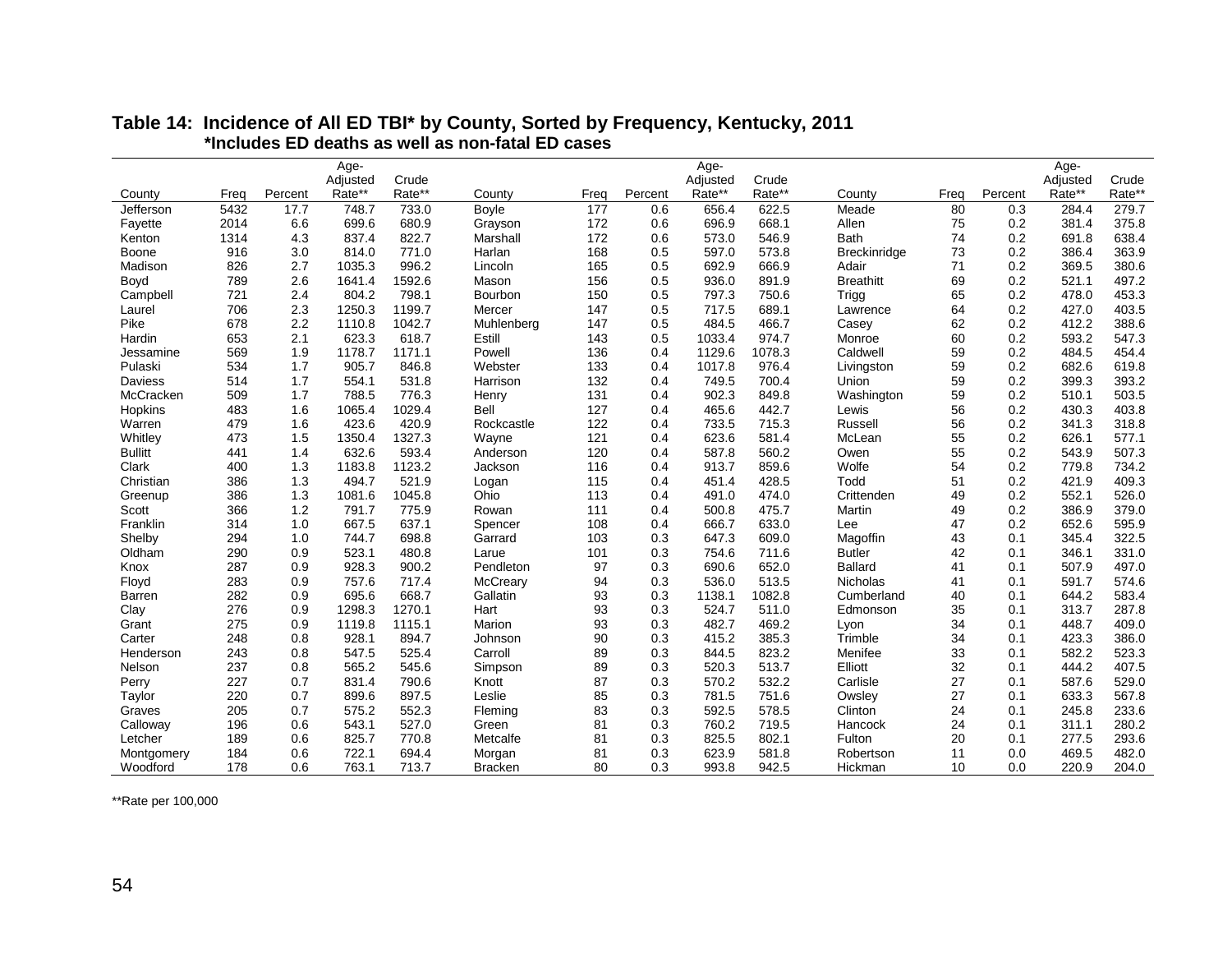## Table 14: Incidence of All ED TBI* by County, Sorted by Frequency, Kentucky, 2011

*Includes ED deaths as well as non-fatal ED cases

| County | Freq | Percent | Age-Adjusted Rate** | Crude Rate** | County | Freq | Percent | Age-Adjusted Rate** | Crude Rate** | County | Freq | Percent | Age-Adjusted Rate** | Crude Rate** |
|---|---|---|---|---|---|---|---|---|---|---|---|---|---|---|
| Jefferson | 5432 | 17.7 | 748.7 | 733.0 | Boyle | 177 | 0.6 | 656.4 | 622.5 | Meade | 80 | 0.3 | 284.4 | 279.7 |
| Fayette | 2014 | 6.6 | 699.6 | 680.9 | Grayson | 172 | 0.6 | 696.9 | 668.1 | Allen | 75 | 0.2 | 381.4 | 375.8 |
| Kenton | 1314 | 4.3 | 837.4 | 822.7 | Marshall | 172 | 0.6 | 573.0 | 546.9 | Bath | 74 | 0.2 | 691.8 | 638.4 |
| Boone | 916 | 3.0 | 814.0 | 771.0 | Harlan | 168 | 0.5 | 597.0 | 573.8 | Breckinridge | 73 | 0.2 | 386.4 | 363.9 |
| Madison | 826 | 2.7 | 1035.3 | 996.2 | Lincoln | 165 | 0.5 | 692.9 | 666.9 | Adair | 71 | 0.2 | 369.5 | 380.6 |
| Boyd | 789 | 2.6 | 1641.4 | 1592.6 | Mason | 156 | 0.5 | 936.0 | 891.9 | Breathitt | 69 | 0.2 | 521.1 | 497.2 |
| Campbell | 721 | 2.4 | 804.2 | 798.1 | Bourbon | 150 | 0.5 | 797.3 | 750.6 | Trigg | 65 | 0.2 | 478.0 | 453.3 |
| Laurel | 706 | 2.3 | 1250.3 | 1199.7 | Mercer | 147 | 0.5 | 717.5 | 689.1 | Lawrence | 64 | 0.2 | 427.0 | 403.5 |
| Pike | 678 | 2.2 | 1110.8 | 1042.7 | Muhlenberg | 147 | 0.5 | 484.5 | 466.7 | Casey | 62 | 0.2 | 412.2 | 388.6 |
| Hardin | 653 | 2.1 | 623.3 | 618.7 | Estill | 143 | 0.5 | 1033.4 | 974.7 | Monroe | 60 | 0.2 | 593.2 | 547.3 |
| Jessamine | 569 | 1.9 | 1178.7 | 1171.1 | Powell | 136 | 0.4 | 1129.6 | 1078.3 | Caldwell | 59 | 0.2 | 484.5 | 454.4 |
| Pulaski | 534 | 1.7 | 905.7 | 846.8 | Webster | 133 | 0.4 | 1017.8 | 976.4 | Livingston | 59 | 0.2 | 682.6 | 619.8 |
| Daviess | 514 | 1.7 | 554.1 | 531.8 | Harrison | 132 | 0.4 | 749.5 | 700.4 | Union | 59 | 0.2 | 399.3 | 393.2 |
| McCracken | 509 | 1.7 | 788.5 | 776.3 | Henry | 131 | 0.4 | 902.3 | 849.8 | Washington | 59 | 0.2 | 510.1 | 503.5 |
| Hopkins | 483 | 1.6 | 1065.4 | 1029.4 | Bell | 127 | 0.4 | 465.6 | 442.7 | Lewis | 56 | 0.2 | 430.3 | 403.8 |
| Warren | 479 | 1.6 | 423.6 | 420.9 | Rockcastle | 122 | 0.4 | 733.5 | 715.3 | Russell | 56 | 0.2 | 341.3 | 318.8 |
| Whitley | 473 | 1.5 | 1350.4 | 1327.3 | Wayne | 121 | 0.4 | 623.6 | 581.4 | McLean | 55 | 0.2 | 626.1 | 577.1 |
| Bullitt | 441 | 1.4 | 632.6 | 593.4 | Anderson | 120 | 0.4 | 587.8 | 560.2 | Owen | 55 | 0.2 | 543.9 | 507.3 |
| Clark | 400 | 1.3 | 1183.8 | 1123.2 | Jackson | 116 | 0.4 | 913.7 | 859.6 | Wolfe | 54 | 0.2 | 779.8 | 734.2 |
| Christian | 386 | 1.3 | 494.7 | 521.9 | Logan | 115 | 0.4 | 451.4 | 428.5 | Todd | 51 | 0.2 | 421.9 | 409.3 |
| Greenup | 386 | 1.3 | 1081.6 | 1045.8 | Ohio | 113 | 0.4 | 491.0 | 474.0 | Crittenden | 49 | 0.2 | 552.1 | 526.0 |
| Scott | 366 | 1.2 | 791.7 | 775.9 | Rowan | 111 | 0.4 | 500.8 | 475.7 | Martin | 49 | 0.2 | 386.9 | 379.0 |
| Franklin | 314 | 1.0 | 667.5 | 637.1 | Spencer | 108 | 0.4 | 666.7 | 633.0 | Lee | 47 | 0.2 | 652.6 | 595.9 |
| Shelby | 294 | 1.0 | 744.7 | 698.8 | Garrard | 103 | 0.3 | 647.3 | 609.0 | Magoffin | 43 | 0.1 | 345.4 | 322.5 |
| Oldham | 290 | 0.9 | 523.1 | 480.8 | Larue | 101 | 0.3 | 754.6 | 711.6 | Butler | 42 | 0.1 | 346.1 | 331.0 |
| Knox | 287 | 0.9 | 928.3 | 900.2 | Pendleton | 97 | 0.3 | 690.6 | 652.0 | Ballard | 41 | 0.1 | 507.9 | 497.0 |
| Floyd | 283 | 0.9 | 757.6 | 717.4 | McCreary | 94 | 0.3 | 536.0 | 513.5 | Nicholas | 41 | 0.1 | 591.7 | 574.6 |
| Barren | 282 | 0.9 | 695.6 | 668.7 | Gallatin | 93 | 0.3 | 1138.1 | 1082.8 | Cumberland | 40 | 0.1 | 644.2 | 583.4 |
| Clay | 276 | 0.9 | 1298.3 | 1270.1 | Hart | 93 | 0.3 | 524.7 | 511.0 | Edmonson | 35 | 0.1 | 313.7 | 287.8 |
| Grant | 275 | 0.9 | 1119.8 | 1115.1 | Marion | 93 | 0.3 | 482.7 | 469.2 | Lyon | 34 | 0.1 | 448.7 | 409.0 |
| Carter | 248 | 0.8 | 928.1 | 894.7 | Johnson | 90 | 0.3 | 415.2 | 385.3 | Trimble | 34 | 0.1 | 423.3 | 386.0 |
| Henderson | 243 | 0.8 | 547.5 | 525.4 | Carroll | 89 | 0.3 | 844.5 | 823.2 | Menifee | 33 | 0.1 | 582.2 | 523.3 |
| Nelson | 237 | 0.8 | 565.2 | 545.6 | Simpson | 89 | 0.3 | 520.3 | 513.7 | Elliott | 32 | 0.1 | 444.2 | 407.5 |
| Perry | 227 | 0.7 | 831.4 | 790.6 | Knott | 87 | 0.3 | 570.2 | 532.2 | Carlisle | 27 | 0.1 | 587.6 | 529.0 |
| Taylor | 220 | 0.7 | 899.6 | 897.5 | Leslie | 85 | 0.3 | 781.5 | 751.6 | Owsley | 27 | 0.1 | 633.3 | 567.8 |
| Graves | 205 | 0.7 | 575.2 | 552.3 | Fleming | 83 | 0.3 | 592.5 | 578.5 | Clinton | 24 | 0.1 | 245.8 | 233.6 |
| Calloway | 196 | 0.6 | 543.1 | 527.0 | Green | 81 | 0.3 | 760.2 | 719.5 | Hancock | 24 | 0.1 | 311.1 | 280.2 |
| Letcher | 189 | 0.6 | 825.7 | 770.8 | Metcalfe | 81 | 0.3 | 825.5 | 802.1 | Fulton | 20 | 0.1 | 277.5 | 293.6 |
| Montgomery | 184 | 0.6 | 722.1 | 694.4 | Morgan | 81 | 0.3 | 623.9 | 581.8 | Robertson | 11 | 0.0 | 469.5 | 482.0 |
| Woodford | 178 | 0.6 | 763.1 | 713.7 | Bracken | 80 | 0.3 | 993.8 | 942.5 | Hickman | 10 | 0.0 | 220.9 | 204.0 |

**Rate per 100,000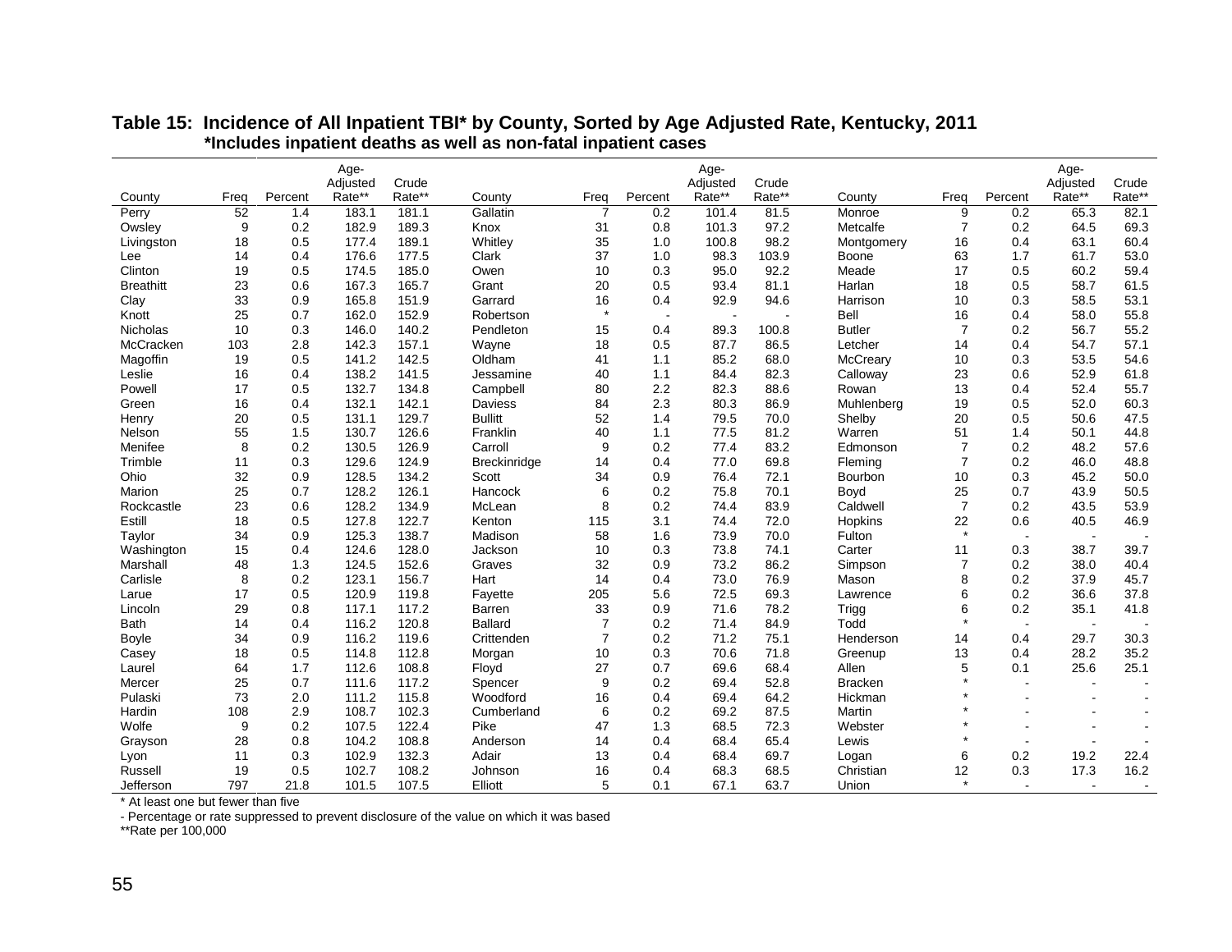**Table 15: Incidence of All Inpatient TBI* by County, Sorted by Age Adjusted Rate, Kentucky, 2011**
***Includes inpatient deaths as well as non-fatal inpatient cases**

| County | Freq | Percent | Age-Adjusted Rate** | Crude Rate** | County | Freq | Percent | Age-Adjusted Rate** | Crude Rate** | County | Freq | Percent | Age-Adjusted Rate** | Crude Rate** |
|---|---|---|---|---|---|---|---|---|---|---|---|---|---|---|
| Perry | 52 | 1.4 | 183.1 | 181.1 | Gallatin | 7 | 0.2 | 101.4 | 81.5 | Monroe | 9 | 0.2 | 65.3 | 82.1 |
| Owsley | 9 | 0.2 | 182.9 | 189.3 | Knox | 31 | 0.8 | 101.3 | 97.2 | Metcalfe | 7 | 0.2 | 64.5 | 69.3 |
| Livingston | 18 | 0.5 | 177.4 | 189.1 | Whitley | 35 | 1.0 | 100.8 | 98.2 | Montgomery | 16 | 0.4 | 63.1 | 60.4 |
| Lee | 14 | 0.4 | 176.6 | 177.5 | Clark | 37 | 1.0 | 98.3 | 103.9 | Boone | 63 | 1.7 | 61.7 | 53.0 |
| Clinton | 19 | 0.5 | 174.5 | 185.0 | Owen | 10 | 0.3 | 95.0 | 92.2 | Meade | 17 | 0.5 | 60.2 | 59.4 |
| Breathitt | 23 | 0.6 | 167.3 | 165.7 | Grant | 20 | 0.5 | 93.4 | 81.1 | Harlan | 18 | 0.5 | 58.7 | 61.5 |
| Clay | 33 | 0.9 | 165.8 | 151.9 | Garrard | 16 | 0.4 | 92.9 | 94.6 | Harrison | 10 | 0.3 | 58.5 | 53.1 |
| Knott | 25 | 0.7 | 162.0 | 152.9 | Robertson | * | - | - | - | Bell | 16 | 0.4 | 58.0 | 55.8 |
| Nicholas | 10 | 0.3 | 146.0 | 140.2 | Pendleton | 15 | 0.4 | 89.3 | 100.8 | Butler | 7 | 0.2 | 56.7 | 55.2 |
| McCracken | 103 | 2.8 | 142.3 | 157.1 | Wayne | 18 | 0.5 | 87.7 | 86.5 | Letcher | 14 | 0.4 | 54.7 | 57.1 |
| Magoffin | 19 | 0.5 | 141.2 | 142.5 | Oldham | 41 | 1.1 | 85.2 | 68.0 | McCreary | 10 | 0.3 | 53.5 | 54.6 |
| Leslie | 16 | 0.4 | 138.2 | 141.5 | Jessamine | 40 | 1.1 | 84.4 | 82.3 | Calloway | 23 | 0.6 | 52.9 | 61.8 |
| Powell | 17 | 0.5 | 132.7 | 134.8 | Campbell | 80 | 2.2 | 82.3 | 88.6 | Rowan | 13 | 0.4 | 52.4 | 55.7 |
| Green | 16 | 0.4 | 132.1 | 142.1 | Daviess | 84 | 2.3 | 80.3 | 86.9 | Muhlenberg | 19 | 0.5 | 52.0 | 60.3 |
| Henry | 20 | 0.5 | 131.1 | 129.7 | Bullitt | 52 | 1.4 | 79.5 | 70.0 | Shelby | 20 | 0.5 | 50.6 | 47.5 |
| Nelson | 55 | 1.5 | 130.7 | 126.6 | Franklin | 40 | 1.1 | 77.5 | 81.2 | Warren | 51 | 1.4 | 50.1 | 44.8 |
| Menifee | 8 | 0.2 | 130.5 | 126.9 | Carroll | 9 | 0.2 | 77.4 | 83.2 | Edmonson | 7 | 0.2 | 48.2 | 57.6 |
| Trimble | 11 | 0.3 | 129.6 | 124.9 | Breckinridge | 14 | 0.4 | 77.0 | 69.8 | Fleming | 7 | 0.2 | 46.0 | 48.8 |
| Ohio | 32 | 0.9 | 128.5 | 134.2 | Scott | 34 | 0.9 | 76.4 | 72.1 | Bourbon | 10 | 0.3 | 45.2 | 50.0 |
| Marion | 25 | 0.7 | 128.2 | 126.1 | Hancock | 6 | 0.2 | 75.8 | 70.1 | Boyd | 25 | 0.7 | 43.9 | 50.5 |
| Rockcastle | 23 | 0.6 | 128.2 | 134.9 | McLean | 8 | 0.2 | 74.4 | 83.9 | Caldwell | 7 | 0.2 | 43.5 | 53.9 |
| Estill | 18 | 0.5 | 127.8 | 122.7 | Kenton | 115 | 3.1 | 74.4 | 72.0 | Hopkins | 22 | 0.6 | 40.5 | 46.9 |
| Taylor | 34 | 0.9 | 125.3 | 138.7 | Madison | 58 | 1.6 | 73.9 | 70.0 | Fulton | * | - | - | - |
| Washington | 15 | 0.4 | 124.6 | 128.0 | Jackson | 10 | 0.3 | 73.8 | 74.1 | Carter | 11 | 0.3 | 38.7 | 39.7 |
| Marshall | 48 | 1.3 | 124.5 | 152.6 | Graves | 32 | 0.9 | 73.2 | 86.2 | Simpson | 7 | 0.2 | 38.0 | 40.4 |
| Carlisle | 8 | 0.2 | 123.1 | 156.7 | Hart | 14 | 0.4 | 73.0 | 76.9 | Mason | 8 | 0.2 | 37.9 | 45.7 |
| Larue | 17 | 0.5 | 120.9 | 119.8 | Fayette | 205 | 5.6 | 72.5 | 69.3 | Lawrence | 6 | 0.2 | 36.6 | 37.8 |
| Lincoln | 29 | 0.8 | 117.1 | 117.2 | Barren | 33 | 0.9 | 71.6 | 78.2 | Trigg | 6 | 0.2 | 35.1 | 41.8 |
| Bath | 14 | 0.4 | 116.2 | 120.8 | Ballard | 7 | 0.2 | 71.4 | 84.9 | Todd | * | - | - | - |
| Boyle | 34 | 0.9 | 116.2 | 119.6 | Crittenden | 7 | 0.2 | 71.2 | 75.1 | Henderson | 14 | 0.4 | 29.7 | 30.3 |
| Casey | 18 | 0.5 | 114.8 | 112.8 | Morgan | 10 | 0.3 | 70.6 | 71.8 | Greenup | 13 | 0.4 | 28.2 | 35.2 |
| Laurel | 64 | 1.7 | 112.6 | 108.8 | Floyd | 27 | 0.7 | 69.6 | 68.4 | Allen | 5 | 0.1 | 25.6 | 25.1 |
| Mercer | 25 | 0.7 | 111.6 | 117.2 | Spencer | 9 | 0.2 | 69.4 | 52.8 | Bracken | * | - | - | - |
| Pulaski | 73 | 2.0 | 111.2 | 115.8 | Woodford | 16 | 0.4 | 69.4 | 64.2 | Hickman | * | - | - | - |
| Hardin | 108 | 2.9 | 108.7 | 102.3 | Cumberland | 6 | 0.2 | 69.2 | 87.5 | Martin | * | - | - | - |
| Wolfe | 9 | 0.2 | 107.5 | 122.4 | Pike | 47 | 1.3 | 68.5 | 72.3 | Webster | * | - | - | - |
| Grayson | 28 | 0.8 | 104.2 | 108.8 | Anderson | 14 | 0.4 | 68.4 | 65.4 | Lewis | * | - | - | - |
| Lyon | 11 | 0.3 | 102.9 | 132.3 | Adair | 13 | 0.4 | 68.4 | 69.7 | Logan | 6 | 0.2 | 19.2 | 22.4 |
| Russell | 19 | 0.5 | 102.7 | 108.2 | Johnson | 16 | 0.4 | 68.3 | 68.5 | Christian | 12 | 0.3 | 17.3 | 16.2 |
| Jefferson | 797 | 21.8 | 101.5 | 107.5 | Elliott | 5 | 0.1 | 67.1 | 63.7 | Union | * | - | - | - |

* At least one but fewer than five

- Percentage or rate suppressed to prevent disclosure of the value on which it was based

**Rate per 100,000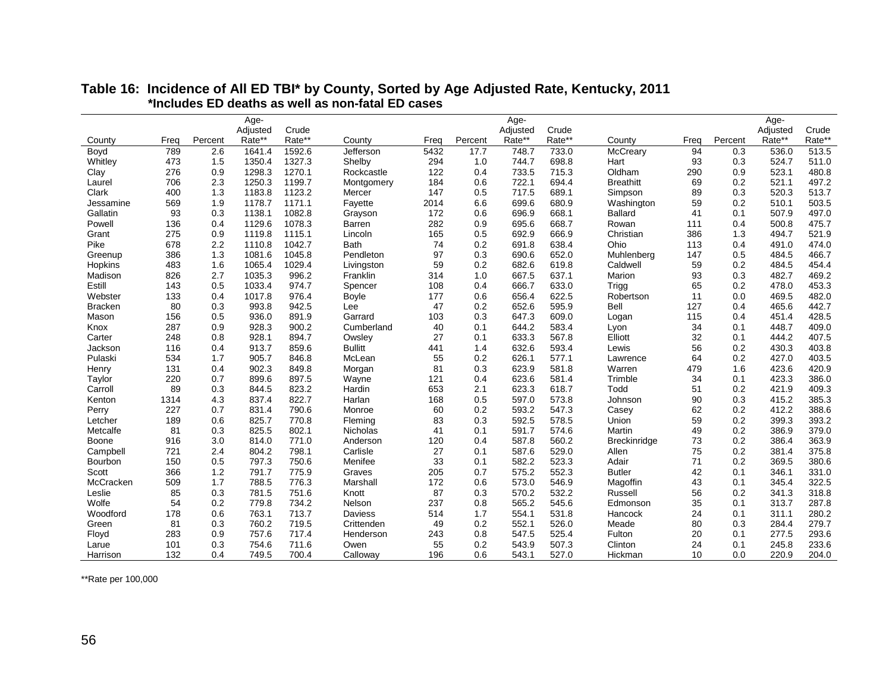**Table 16: Incidence of All ED TBI* by County, Sorted by Age Adjusted Rate, Kentucky, 2011**
***Includes ED deaths as well as non-fatal ED cases**

| County | Freq | Percent | Age-Adjusted Rate** | Crude Rate** | County | Freq | Percent | Age-Adjusted Rate** | Crude Rate** | County | Freq | Percent | Age-Adjusted Rate** | Crude Rate** |
|---|---|---|---|---|---|---|---|---|---|---|---|---|---|---|
| Boyd | 789 | 2.6 | 1641.4 | 1592.6 | Jefferson | 5432 | 17.7 | 748.7 | 733.0 | McCreary | 94 | 0.3 | 536.0 | 513.5 |
| Whitley | 473 | 1.5 | 1350.4 | 1327.3 | Shelby | 294 | 1.0 | 744.7 | 698.8 | Hart | 93 | 0.3 | 524.7 | 511.0 |
| Clay | 276 | 0.9 | 1298.3 | 1270.1 | Rockcastle | 122 | 0.4 | 733.5 | 715.3 | Oldham | 290 | 0.9 | 523.1 | 480.8 |
| Laurel | 706 | 2.3 | 1250.3 | 1199.7 | Montgomery | 184 | 0.6 | 722.1 | 694.4 | Breathitt | 69 | 0.2 | 521.1 | 497.2 |
| Clark | 400 | 1.3 | 1183.8 | 1123.2 | Mercer | 147 | 0.5 | 717.5 | 689.1 | Simpson | 89 | 0.3 | 520.3 | 513.7 |
| Jessamine | 569 | 1.9 | 1178.7 | 1171.1 | Fayette | 2014 | 6.6 | 699.6 | 680.9 | Washington | 59 | 0.2 | 510.1 | 503.5 |
| Gallatin | 93 | 0.3 | 1138.1 | 1082.8 | Grayson | 172 | 0.6 | 696.9 | 668.1 | Ballard | 41 | 0.1 | 507.9 | 497.0 |
| Powell | 136 | 0.4 | 1129.6 | 1078.3 | Barren | 282 | 0.9 | 695.6 | 668.7 | Rowan | 111 | 0.4 | 500.8 | 475.7 |
| Grant | 275 | 0.9 | 1119.8 | 1115.1 | Lincoln | 165 | 0.5 | 692.9 | 666.9 | Christian | 386 | 1.3 | 494.7 | 521.9 |
| Pike | 678 | 2.2 | 1110.8 | 1042.7 | Bath | 74 | 0.2 | 691.8 | 638.4 | Ohio | 113 | 0.4 | 491.0 | 474.0 |
| Greenup | 386 | 1.3 | 1081.6 | 1045.8 | Pendleton | 97 | 0.3 | 690.6 | 652.0 | Muhlenberg | 147 | 0.5 | 484.5 | 466.7 |
| Hopkins | 483 | 1.6 | 1065.4 | 1029.4 | Livingston | 59 | 0.2 | 682.6 | 619.8 | Caldwell | 59 | 0.2 | 484.5 | 454.4 |
| Madison | 826 | 2.7 | 1035.3 | 996.2 | Franklin | 314 | 1.0 | 667.5 | 637.1 | Marion | 93 | 0.3 | 482.7 | 469.2 |
| Estill | 143 | 0.5 | 1033.4 | 974.7 | Spencer | 108 | 0.4 | 666.7 | 633.0 | Trigg | 65 | 0.2 | 478.0 | 453.3 |
| Webster | 133 | 0.4 | 1017.8 | 976.4 | Boyle | 177 | 0.6 | 656.4 | 622.5 | Robertson | 11 | 0.0 | 469.5 | 482.0 |
| Bracken | 80 | 0.3 | 993.8 | 942.5 | Lee | 47 | 0.2 | 652.6 | 595.9 | Bell | 127 | 0.4 | 465.6 | 442.7 |
| Mason | 156 | 0.5 | 936.0 | 891.9 | Garrard | 103 | 0.3 | 647.3 | 609.0 | Logan | 115 | 0.4 | 451.4 | 428.5 |
| Knox | 287 | 0.9 | 928.3 | 900.2 | Cumberland | 40 | 0.1 | 644.2 | 583.4 | Lyon | 34 | 0.1 | 448.7 | 409.0 |
| Carter | 248 | 0.8 | 928.1 | 894.7 | Owsley | 27 | 0.1 | 633.3 | 567.8 | Elliott | 32 | 0.1 | 444.2 | 407.5 |
| Jackson | 116 | 0.4 | 913.7 | 859.6 | Bullitt | 441 | 1.4 | 632.6 | 593.4 | Lewis | 56 | 0.2 | 430.3 | 403.8 |
| Pulaski | 534 | 1.7 | 905.7 | 846.8 | McLean | 55 | 0.2 | 626.1 | 577.1 | Lawrence | 64 | 0.2 | 427.0 | 403.5 |
| Henry | 131 | 0.4 | 902.3 | 849.8 | Morgan | 81 | 0.3 | 623.9 | 581.8 | Warren | 479 | 1.6 | 423.6 | 420.9 |
| Taylor | 220 | 0.7 | 899.6 | 897.5 | Wayne | 121 | 0.4 | 623.6 | 581.4 | Trimble | 34 | 0.1 | 423.3 | 386.0 |
| Carroll | 89 | 0.3 | 844.5 | 823.2 | Hardin | 653 | 2.1 | 623.3 | 618.7 | Todd | 51 | 0.2 | 421.9 | 409.3 |
| Kenton | 1314 | 4.3 | 837.4 | 822.7 | Harlan | 168 | 0.5 | 597.0 | 573.8 | Johnson | 90 | 0.3 | 415.2 | 385.3 |
| Perry | 227 | 0.7 | 831.4 | 790.6 | Monroe | 60 | 0.2 | 593.2 | 547.3 | Casey | 62 | 0.2 | 412.2 | 388.6 |
| Letcher | 189 | 0.6 | 825.7 | 770.8 | Fleming | 83 | 0.3 | 592.5 | 578.5 | Union | 59 | 0.2 | 399.3 | 393.2 |
| Metcalfe | 81 | 0.3 | 825.5 | 802.1 | Nicholas | 41 | 0.1 | 591.7 | 574.6 | Martin | 49 | 0.2 | 386.9 | 379.0 |
| Boone | 916 | 3.0 | 814.0 | 771.0 | Anderson | 120 | 0.4 | 587.8 | 560.2 | Breckinridge | 73 | 0.2 | 386.4 | 363.9 |
| Campbell | 721 | 2.4 | 804.2 | 798.1 | Carlisle | 27 | 0.1 | 587.6 | 529.0 | Allen | 75 | 0.2 | 381.4 | 375.8 |
| Bourbon | 150 | 0.5 | 797.3 | 750.6 | Menifee | 33 | 0.1 | 582.2 | 523.3 | Adair | 71 | 0.2 | 369.5 | 380.6 |
| Scott | 366 | 1.2 | 791.7 | 775.9 | Graves | 205 | 0.7 | 575.2 | 552.3 | Butler | 42 | 0.1 | 346.1 | 331.0 |
| McCracken | 509 | 1.7 | 788.5 | 776.3 | Marshall | 172 | 0.6 | 573.0 | 546.9 | Magoffin | 43 | 0.1 | 345.4 | 322.5 |
| Leslie | 85 | 0.3 | 781.5 | 751.6 | Knott | 87 | 0.3 | 570.2 | 532.2 | Russell | 56 | 0.2 | 341.3 | 318.8 |
| Wolfe | 54 | 0.2 | 779.8 | 734.2 | Nelson | 237 | 0.8 | 565.2 | 545.6 | Edmonson | 35 | 0.1 | 313.7 | 287.8 |
| Woodford | 178 | 0.6 | 763.1 | 713.7 | Daviess | 514 | 1.7 | 554.1 | 531.8 | Hancock | 24 | 0.1 | 311.1 | 280.2 |
| Green | 81 | 0.3 | 760.2 | 719.5 | Crittenden | 49 | 0.2 | 552.1 | 526.0 | Meade | 80 | 0.3 | 284.4 | 279.7 |
| Floyd | 283 | 0.9 | 757.6 | 717.4 | Henderson | 243 | 0.8 | 547.5 | 525.4 | Fulton | 20 | 0.1 | 277.5 | 293.6 |
| Larue | 101 | 0.3 | 754.6 | 711.6 | Owen | 55 | 0.2 | 543.9 | 507.3 | Clinton | 24 | 0.1 | 245.8 | 233.6 |
| Harrison | 132 | 0.4 | 749.5 | 700.4 | Calloway | 196 | 0.6 | 543.1 | 527.0 | Hickman | 10 | 0.0 | 220.9 | 204.0 |

**Rate per 100,000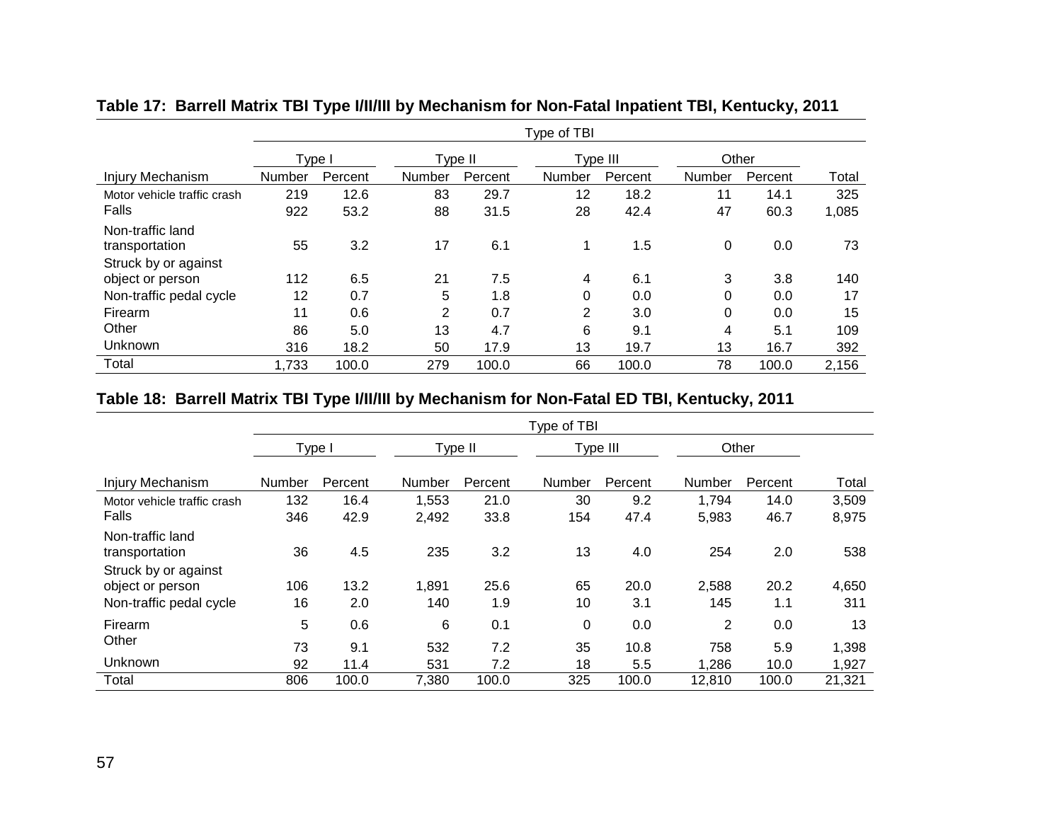**Table 17: Barrell Matrix TBI Type I/II/III by Mechanism for Non-Fatal Inpatient TBI, Kentucky, 2011**

| | Type of TBI | | | | | | | | |
|---|---|---|---|---|---|---|---|---|---|
| | Type I | | Type II | | Type III | | Other | | |
| Injury Mechanism | Number | Percent | Number | Percent | Number | Percent | Number | Percent | Total |
| Motor vehicle traffic crash | 219 | 12.6 | 83 | 29.7 | 12 | 18.2 | 11 | 14.1 | 325 |
| Falls | 922 | 53.2 | 88 | 31.5 | 28 | 42.4 | 47 | 60.3 | 1,085 |
| Non-traffic land transportation | 55 | 3.2 | 17 | 6.1 | 1 | 1.5 | 0 | 0.0 | 73 |
| Struck by or against object or person | 112 | 6.5 | 21 | 7.5 | 4 | 6.1 | 3 | 3.8 | 140 |
| Non-traffic pedal cycle | 12 | 0.7 | 5 | 1.8 | 0 | 0.0 | 0 | 0.0 | 17 |
| Firearm | 11 | 0.6 | 2 | 0.7 | 2 | 3.0 | 0 | 0.0 | 15 |
| Other | 86 | 5.0 | 13 | 4.7 | 6 | 9.1 | 4 | 5.1 | 109 |
| Unknown | 316 | 18.2 | 50 | 17.9 | 13 | 19.7 | 13 | 16.7 | 392 |
| Total | 1,733 | 100.0 | 279 | 100.0 | 66 | 100.0 | 78 | 100.0 | 2,156 |

**Table 18: Barrell Matrix TBI Type I/II/III by Mechanism for Non-Fatal ED TBI, Kentucky, 2011**

| | Type of TBI | | | | | | | | |
|---|---|---|---|---|---|---|---|---|---|
| | Type I | | Type II | | Type III | | Other | | |
| Injury Mechanism | Number | Percent | Number | Percent | Number | Percent | Number | Percent | Total |
| Motor vehicle traffic crash | 132 | 16.4 | 1,553 | 21.0 | 30 | 9.2 | 1,794 | 14.0 | 3,509 |
| Falls | 346 | 42.9 | 2,492 | 33.8 | 154 | 47.4 | 5,983 | 46.7 | 8,975 |
| Non-traffic land transportation | 36 | 4.5 | 235 | 3.2 | 13 | 4.0 | 254 | 2.0 | 538 |
| Struck by or against object or person | 106 | 13.2 | 1,891 | 25.6 | 65 | 20.0 | 2,588 | 20.2 | 4,650 |
| Non-traffic pedal cycle | 16 | 2.0 | 140 | 1.9 | 10 | 3.1 | 145 | 1.1 | 311 |
| Firearm | 5 | 0.6 | 6 | 0.1 | 0 | 0.0 | 2 | 0.0 | 13 |
| Other | 73 | 9.1 | 532 | 7.2 | 35 | 10.8 | 758 | 5.9 | 1,398 |
| Unknown | 92 | 11.4 | 531 | 7.2 | 18 | 5.5 | 1,286 | 10.0 | 1,927 |
| Total | 806 | 100.0 | 7,380 | 100.0 | 325 | 100.0 | 12,810 | 100.0 | 21,321 |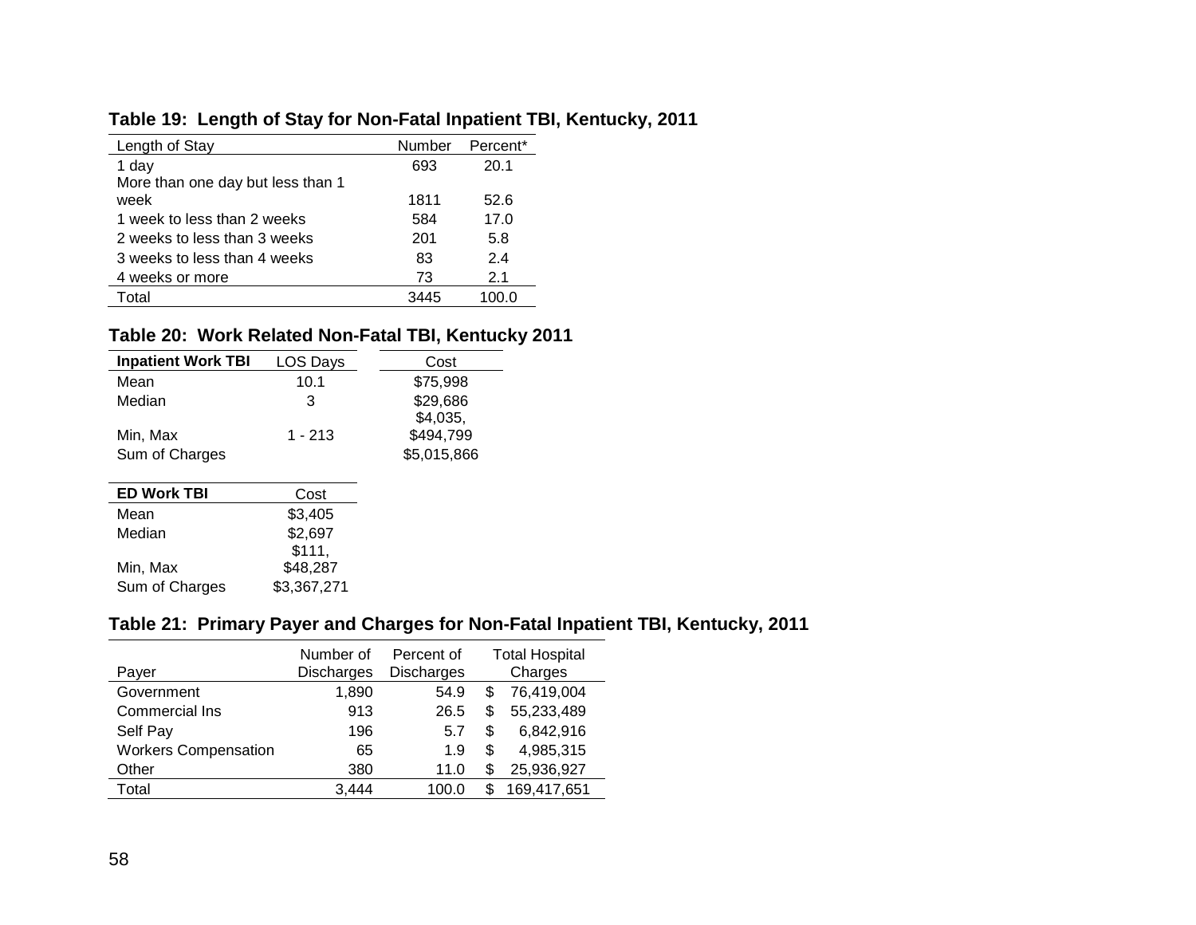**Table 19: Length of Stay for Non-Fatal Inpatient TBI, Kentucky, 2011**

| Length of Stay | Number | Percent* |
|---|---|---|
| 1 day | 693 | 20.1 |
| More than one day but less than 1 week | 1811 | 52.6 |
| 1 week to less than 2 weeks | 584 | 17.0 |
| 2 weeks to less than 3 weeks | 201 | 5.8 |
| 3 weeks to less than 4 weeks | 83 | 2.4 |
| 4 weeks or more | 73 | 2.1 |
| Total | 3445 | 100.0 |

**Table 20: Work Related Non-Fatal TBI, Kentucky 2011**

| **Inpatient Work TBI** | LOS Days | Cost |
|---|---|---|
| Mean | 10.1 | $75,998 |
| Median | 3 | $29,686 |
| Min, Max | 1 - 213 | $4,035, $494,799 |
| Sum of Charges | | $5,015,866 |

| **ED Work TBI** | Cost |
|---|---|
| Mean | $3,405 |
| Median | $2,697 |
| Min, Max | $111, $48,287 |
| Sum of Charges | $3,367,271 |

**Table 21: Primary Payer and Charges for Non-Fatal Inpatient TBI, Kentucky, 2011**

| Payer | Number of Discharges | Percent of Discharges | Total Hospital Charges |
|---|---|---|---|
| Government | 1,890 | 54.9 | $ 76,419,004 |
| Commercial Ins | 913 | 26.5 | $ 55,233,489 |
| Self Pay | 196 | 5.7 | $ 6,842,916 |
| Workers Compensation | 65 | 1.9 | $ 4,985,315 |
| Other | 380 | 11.0 | $ 25,936,927 |
| Total | 3,444 | 100.0 | $ 169,417,651 |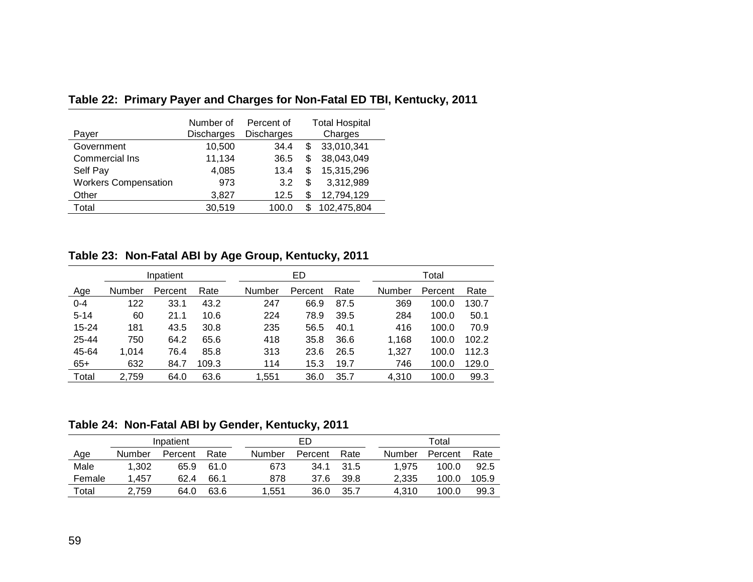**Table 22: Primary Payer and Charges for Non-Fatal ED TBI, Kentucky, 2011**

| Payer | Number of Discharges | Percent of Discharges | Total Hospital Charges |
|---|---|---|---|
| Government | 10,500 | 34.4 | $ 33,010,341 |
| Commercial Ins | 11,134 | 36.5 | $ 38,043,049 |
| Self Pay | 4,085 | 13.4 | $ 15,315,296 |
| Workers Compensation | 973 | 3.2 | $ 3,312,989 |
| Other | 3,827 | 12.5 | $ 12,794,129 |
| Total | 30,519 | 100.0 | $ 102,475,804 |

**Table 23: Non-Fatal ABI by Age Group, Kentucky, 2011**

| | Inpatient | | | ED | | | Total | | |
|---|---|---|---|---|---|---|---|---|---|
| Age | Number | Percent | Rate | Number | Percent | Rate | Number | Percent | Rate |
| 0-4 | 122 | 33.1 | 43.2 | 247 | 66.9 | 87.5 | 369 | 100.0 | 130.7 |
| 5-14 | 60 | 21.1 | 10.6 | 224 | 78.9 | 39.5 | 284 | 100.0 | 50.1 |
| 15-24 | 181 | 43.5 | 30.8 | 235 | 56.5 | 40.1 | 416 | 100.0 | 70.9 |
| 25-44 | 750 | 64.2 | 65.6 | 418 | 35.8 | 36.6 | 1,168 | 100.0 | 102.2 |
| 45-64 | 1,014 | 76.4 | 85.8 | 313 | 23.6 | 26.5 | 1,327 | 100.0 | 112.3 |
| 65+ | 632 | 84.7 | 109.3 | 114 | 15.3 | 19.7 | 746 | 100.0 | 129.0 |
| Total | 2,759 | 64.0 | 63.6 | 1,551 | 36.0 | 35.7 | 4,310 | 100.0 | 99.3 |

**Table 24: Non-Fatal ABI by Gender, Kentucky, 2011**

| | Inpatient | | | ED | | | Total | | |
|---|---|---|---|---|---|---|---|---|---|
| Age | Number | Percent | Rate | Number | Percent | Rate | Number | Percent | Rate |
| Male | 1,302 | 65.9 | 61.0 | 673 | 34.1 | 31.5 | 1,975 | 100.0 | 92.5 |
| Female | 1,457 | 62.4 | 66.1 | 878 | 37.6 | 39.8 | 2,335 | 100.0 | 105.9 |
| Total | 2,759 | 64.0 | 63.6 | 1,551 | 36.0 | 35.7 | 4,310 | 100.0 | 99.3 |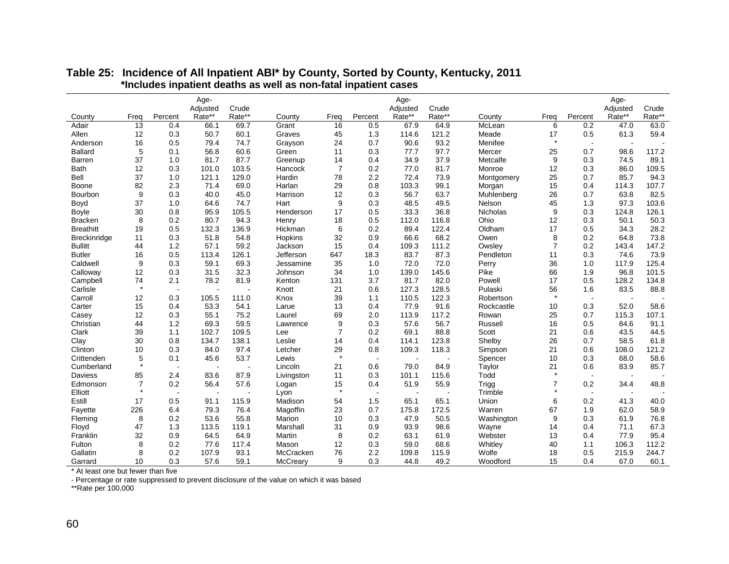**Table 25: Incidence of All Inpatient ABI* by County, Sorted by County, Kentucky, 2011**
***Includes inpatient deaths as well as non-fatal inpatient cases**

| County | Freq | Percent | Age-Adjusted Rate** | Crude Rate** | County | Freq | Percent | Age-Adjusted Rate** | Crude Rate** | County | Freq | Percent | Age-Adjusted Rate** | Crude Rate** |
|---|---|---|---|---|---|---|---|---|---|---|---|---|---|---|
| Adair | 13 | 0.4 | 66.1 | 69.7 | Grant | 16 | 0.5 | 67.9 | 64.9 | McLean | 6 | 0.2 | 47.0 | 63.0 |
| Allen | 12 | 0.3 | 50.7 | 60.1 | Graves | 45 | 1.3 | 114.6 | 121.2 | Meade | 17 | 0.5 | 61.3 | 59.4 |
| Anderson | 16 | 0.5 | 79.4 | 74.7 | Grayson | 24 | 0.7 | 90.6 | 93.2 | Menifee | * | - | - | - |
| Ballard | 5 | 0.1 | 56.8 | 60.6 | Green | 11 | 0.3 | 77.7 | 97.7 | Mercer | 25 | 0.7 | 98.6 | 117.2 |
| Barren | 37 | 1.0 | 81.7 | 87.7 | Greenup | 14 | 0.4 | 34.9 | 37.9 | Metcalfe | 9 | 0.3 | 74.5 | 89.1 |
| Bath | 12 | 0.3 | 101.0 | 103.5 | Hancock | 7 | 0.2 | 77.0 | 81.7 | Monroe | 12 | 0.3 | 86.0 | 109.5 |
| Bell | 37 | 1.0 | 121.1 | 129.0 | Hardin | 78 | 2.2 | 72.4 | 73.9 | Montgomery | 25 | 0.7 | 85.7 | 94.3 |
| Boone | 82 | 2.3 | 71.4 | 69.0 | Harlan | 29 | 0.8 | 103.3 | 99.1 | Morgan | 15 | 0.4 | 114.3 | 107.7 |
| Bourbon | 9 | 0.3 | 40.0 | 45.0 | Harrison | 12 | 0.3 | 56.7 | 63.7 | Muhlenberg | 26 | 0.7 | 63.8 | 82.5 |
| Boyd | 37 | 1.0 | 64.6 | 74.7 | Hart | 9 | 0.3 | 48.5 | 49.5 | Nelson | 45 | 1.3 | 97.3 | 103.6 |
| Boyle | 30 | 0.8 | 95.9 | 105.5 | Henderson | 17 | 0.5 | 33.3 | 36.8 | Nicholas | 9 | 0.3 | 124.8 | 126.1 |
| Bracken | 8 | 0.2 | 80.7 | 94.3 | Henry | 18 | 0.5 | 112.0 | 116.8 | Ohio | 12 | 0.3 | 50.1 | 50.3 |
| Breathitt | 19 | 0.5 | 132.3 | 136.9 | Hickman | 6 | 0.2 | 89.4 | 122.4 | Oldham | 17 | 0.5 | 34.3 | 28.2 |
| Breckinridge | 11 | 0.3 | 51.8 | 54.8 | Hopkins | 32 | 0.9 | 66.6 | 68.2 | Owen | 8 | 0.2 | 64.8 | 73.8 |
| Bullitt | 44 | 1.2 | 57.1 | 59.2 | Jackson | 15 | 0.4 | 109.3 | 111.2 | Owsley | 7 | 0.2 | 143.4 | 147.2 |
| Butler | 16 | 0.5 | 113.4 | 126.1 | Jefferson | 647 | 18.3 | 83.7 | 87.3 | Pendleton | 11 | 0.3 | 74.6 | 73.9 |
| Caldwell | 9 | 0.3 | 59.1 | 69.3 | Jessamine | 35 | 1.0 | 72.0 | 72.0 | Perry | 36 | 1.0 | 117.9 | 125.4 |
| Calloway | 12 | 0.3 | 31.5 | 32.3 | Johnson | 34 | 1.0 | 139.0 | 145.6 | Pike | 66 | 1.9 | 96.8 | 101.5 |
| Campbell | 74 | 2.1 | 78.2 | 81.9 | Kenton | 131 | 3.7 | 81.7 | 82.0 | Powell | 17 | 0.5 | 128.2 | 134.8 |
| Carlisle | * | - | - | - | Knott | 21 | 0.6 | 127.3 | 128.5 | Pulaski | 56 | 1.6 | 83.5 | 88.8 |
| Carroll | 12 | 0.3 | 105.5 | 111.0 | Knox | 39 | 1.1 | 110.5 | 122.3 | Robertson | * | - | - | - |
| Carter | 15 | 0.4 | 53.3 | 54.1 | Larue | 13 | 0.4 | 77.9 | 91.6 | Rockcastle | 10 | 0.3 | 52.0 | 58.6 |
| Casey | 12 | 0.3 | 55.1 | 75.2 | Laurel | 69 | 2.0 | 113.9 | 117.2 | Rowan | 25 | 0.7 | 115.3 | 107.1 |
| Christian | 44 | 1.2 | 69.3 | 59.5 | Lawrence | 9 | 0.3 | 57.6 | 56.7 | Russell | 16 | 0.5 | 84.6 | 91.1 |
| Clark | 39 | 1.1 | 102.7 | 109.5 | Lee | 7 | 0.2 | 69.1 | 88.8 | Scott | 21 | 0.6 | 43.5 | 44.5 |
| Clay | 30 | 0.8 | 134.7 | 138.1 | Leslie | 14 | 0.4 | 114.1 | 123.8 | Shelby | 26 | 0.7 | 58.5 | 61.8 |
| Clinton | 10 | 0.3 | 84.0 | 97.4 | Letcher | 29 | 0.8 | 109.3 | 118.3 | Simpson | 21 | 0.6 | 108.0 | 121.2 |
| Crittenden | 5 | 0.1 | 45.6 | 53.7 | Lewis | * | - | - | - | Spencer | 10 | 0.3 | 68.0 | 58.6 |
| Cumberland | * | - | - | - | Lincoln | 21 | 0.6 | 79.0 | 84.9 | Taylor | 21 | 0.6 | 83.9 | 85.7 |
| Daviess | 85 | 2.4 | 83.6 | 87.9 | Livingston | 11 | 0.3 | 101.1 | 115.6 | Todd | * | - | - | - |
| Edmonson | 7 | 0.2 | 56.4 | 57.6 | Logan | 15 | 0.4 | 51.9 | 55.9 | Trigg | 7 | 0.2 | 34.4 | 48.8 |
| Elliott | * | - | - | - | Lyon | * | - | - | - | Trimble | * | - | - | - |
| Estill | 17 | 0.5 | 91.1 | 115.9 | Madison | 54 | 1.5 | 65.1 | 65.1 | Union | 6 | 0.2 | 41.3 | 40.0 |
| Fayette | 226 | 6.4 | 79.3 | 76.4 | Magoffin | 23 | 0.7 | 175.8 | 172.5 | Warren | 67 | 1.9 | 62.0 | 58.9 |
| Fleming | 8 | 0.2 | 53.6 | 55.8 | Marion | 10 | 0.3 | 47.9 | 50.5 | Washington | 9 | 0.3 | 61.9 | 76.8 |
| Floyd | 47 | 1.3 | 113.5 | 119.1 | Marshall | 31 | 0.9 | 93.9 | 98.6 | Wayne | 14 | 0.4 | 71.1 | 67.3 |
| Franklin | 32 | 0.9 | 64.5 | 64.9 | Martin | 8 | 0.2 | 63.1 | 61.9 | Webster | 13 | 0.4 | 77.9 | 95.4 |
| Fulton | 8 | 0.2 | 77.6 | 117.4 | Mason | 12 | 0.3 | 59.0 | 68.6 | Whitley | 40 | 1.1 | 106.3 | 112.2 |
| Gallatin | 8 | 0.2 | 107.9 | 93.1 | McCracken | 76 | 2.2 | 109.8 | 115.9 | Wolfe | 18 | 0.5 | 215.9 | 244.7 |
| Garrard | 10 | 0.3 | 57.6 | 59.1 | McCreary | 9 | 0.3 | 44.8 | 49.2 | Woodford | 15 | 0.4 | 67.0 | 60.1 |

\* At least one but fewer than five

\- Percentage or rate suppressed to prevent disclosure of the value on which it was based

**Rate per 100,000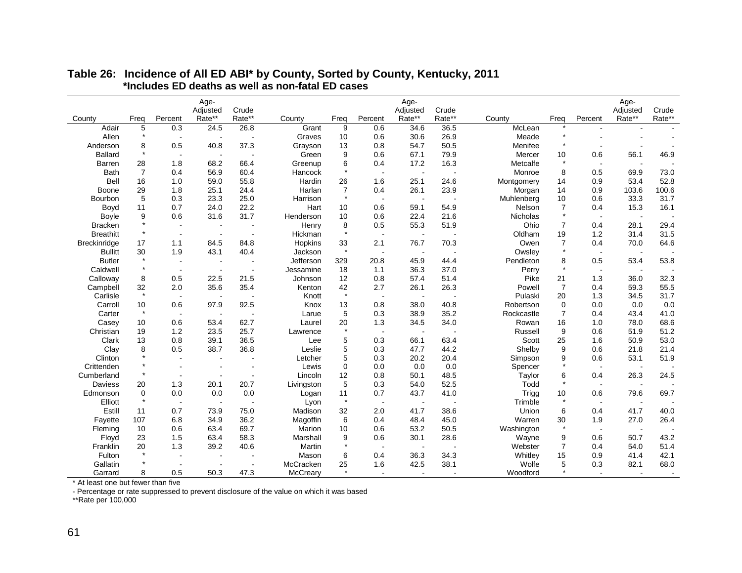**Table 26: Incidence of All ED ABI* by County, Sorted by County, Kentucky, 2011**
**\*Includes ED deaths as well as non-fatal ED cases**

| County | Freq | Percent | Age-Adjusted Rate** | Crude Rate** | County | Freq | Percent | Age-Adjusted Rate** | Crude Rate** | County | Freq | Percent | Age-Adjusted Rate** | Crude Rate** |
|---|---|---|---|---|---|---|---|---|---|---|---|---|---|---|
| Adair | 5 | 0.3 | 24.5 | 26.8 | Grant | 9 | 0.6 | 34.6 | 36.5 | McLean | * | - | - | - |
| Allen | * | - | - | - | Graves | 10 | 0.6 | 30.6 | 26.9 | Meade | * | - | - | - |
| Anderson | 8 | 0.5 | 40.8 | 37.3 | Grayson | 13 | 0.8 | 54.7 | 50.5 | Menifee | * | - | - | - |
| Ballard | * | - | - | - | Green | 9 | 0.6 | 67.1 | 79.9 | Mercer | 10 | 0.6 | 56.1 | 46.9 |
| Barren | 28 | 1.8 | 68.2 | 66.4 | Greenup | 6 | 0.4 | 17.2 | 16.3 | Metcalfe | * | - | - | - |
| Bath | 7 | 0.4 | 56.9 | 60.4 | Hancock | * | - | - | - | Monroe | 8 | 0.5 | 69.9 | 73.0 |
| Bell | 16 | 1.0 | 59.0 | 55.8 | Hardin | 26 | 1.6 | 25.1 | 24.6 | Montgomery | 14 | 0.9 | 53.4 | 52.8 |
| Boone | 29 | 1.8 | 25.1 | 24.4 | Harlan | 7 | 0.4 | 26.1 | 23.9 | Morgan | 14 | 0.9 | 103.6 | 100.6 |
| Bourbon | 5 | 0.3 | 23.3 | 25.0 | Harrison | * | - | - | - | Muhlenberg | 10 | 0.6 | 33.3 | 31.7 |
| Boyd | 11 | 0.7 | 24.0 | 22.2 | Hart | 10 | 0.6 | 59.1 | 54.9 | Nelson | 7 | 0.4 | 15.3 | 16.1 |
| Boyle | 9 | 0.6 | 31.6 | 31.7 | Henderson | 10 | 0.6 | 22.4 | 21.6 | Nicholas | * | - | - | - |
| Bracken | * | - | - | - | Henry | 8 | 0.5 | 55.3 | 51.9 | Ohio | 7 | 0.4 | 28.1 | 29.4 |
| Breathitt | * | - | - | - | Hickman | * | - | - | - | Oldham | 19 | 1.2 | 31.4 | 31.5 |
| Breckinridge | 17 | 1.1 | 84.5 | 84.8 | Hopkins | 33 | 2.1 | 76.7 | 70.3 | Owen | 7 | 0.4 | 70.0 | 64.6 |
| Bullitt | 30 | 1.9 | 43.1 | 40.4 | Jackson | * | - | - | - | Owsley | * | - | - | - |
| Butler | * | - | - | - | Jefferson | 329 | 20.8 | 45.9 | 44.4 | Pendleton | 8 | 0.5 | 53.4 | 53.8 |
| Caldwell | * | - | - | - | Jessamine | 18 | 1.1 | 36.3 | 37.0 | Perry | * | - | - | - |
| Calloway | 8 | 0.5 | 22.5 | 21.5 | Johnson | 12 | 0.8 | 57.4 | 51.4 | Pike | 21 | 1.3 | 36.0 | 32.3 |
| Campbell | 32 | 2.0 | 35.6 | 35.4 | Kenton | 42 | 2.7 | 26.1 | 26.3 | Powell | 7 | 0.4 | 59.3 | 55.5 |
| Carlisle | * | - | - | - | Knott | * | - | - | - | Pulaski | 20 | 1.3 | 34.5 | 31.7 |
| Carroll | 10 | 0.6 | 97.9 | 92.5 | Knox | 13 | 0.8 | 38.0 | 40.8 | Robertson | 0 | 0.0 | 0.0 | 0.0 |
| Carter | * | - | - | - | Larue | 5 | 0.3 | 38.9 | 35.2 | Rockcastle | 7 | 0.4 | 43.4 | 41.0 |
| Casey | 10 | 0.6 | 53.4 | 62.7 | Laurel | 20 | 1.3 | 34.5 | 34.0 | Rowan | 16 | 1.0 | 78.0 | 68.6 |
| Christian | 19 | 1.2 | 23.5 | 25.7 | Lawrence | * | - | - | - | Russell | 9 | 0.6 | 51.9 | 51.2 |
| Clark | 13 | 0.8 | 39.1 | 36.5 | Lee | 5 | 0.3 | 66.1 | 63.4 | Scott | 25 | 1.6 | 50.9 | 53.0 |
| Clay | 8 | 0.5 | 38.7 | 36.8 | Leslie | 5 | 0.3 | 47.7 | 44.2 | Shelby | 9 | 0.6 | 21.8 | 21.4 |
| Clinton | * | - | - | - | Letcher | 5 | 0.3 | 20.2 | 20.4 | Simpson | 9 | 0.6 | 53.1 | 51.9 |
| Crittenden | * | - | - | - | Lewis | 0 | 0.0 | 0.0 | 0.0 | Spencer | * | - | - | - |
| Cumberland | * | - | - | - | Lincoln | 12 | 0.8 | 50.1 | 48.5 | Taylor | 6 | 0.4 | 26.3 | 24.5 |
| Daviess | 20 | 1.3 | 20.1 | 20.7 | Livingston | 5 | 0.3 | 54.0 | 52.5 | Todd | * | - | - | - |
| Edmonson | 0 | 0.0 | 0.0 | 0.0 | Logan | 11 | 0.7 | 43.7 | 41.0 | Trigg | 10 | 0.6 | 79.6 | 69.7 |
| Elliott | * | - | - | - | Lyon | * | - | - | - | Trimble | * | - | - | - |
| Estill | 11 | 0.7 | 73.9 | 75.0 | Madison | 32 | 2.0 | 41.7 | 38.6 | Union | 6 | 0.4 | 41.7 | 40.0 |
| Fayette | 107 | 6.8 | 34.9 | 36.2 | Magoffin | 6 | 0.4 | 48.4 | 45.0 | Warren | 30 | 1.9 | 27.0 | 26.4 |
| Fleming | 10 | 0.6 | 63.4 | 69.7 | Marion | 10 | 0.6 | 53.2 | 50.5 | Washington | * | - | - | - |
| Floyd | 23 | 1.5 | 63.4 | 58.3 | Marshall | 9 | 0.6 | 30.1 | 28.6 | Wayne | 9 | 0.6 | 50.7 | 43.2 |
| Franklin | 20 | 1.3 | 39.2 | 40.6 | Martin | * | - | - | - | Webster | 7 | 0.4 | 54.0 | 51.4 |
| Fulton | * | - | - | - | Mason | 6 | 0.4 | 36.3 | 34.3 | Whitley | 15 | 0.9 | 41.4 | 42.1 |
| Gallatin | * | - | - | - | McCracken | 25 | 1.6 | 42.5 | 38.1 | Wolfe | 5 | 0.3 | 82.1 | 68.0 |
| Garrard | 8 | 0.5 | 50.3 | 47.3 | McCreary | * | - | - | - | Woodford | * | - | - | - |

\* At least one but fewer than five

\- Percentage or rate suppressed to prevent disclosure of the value on which it was based

\*\*Rate per 100,000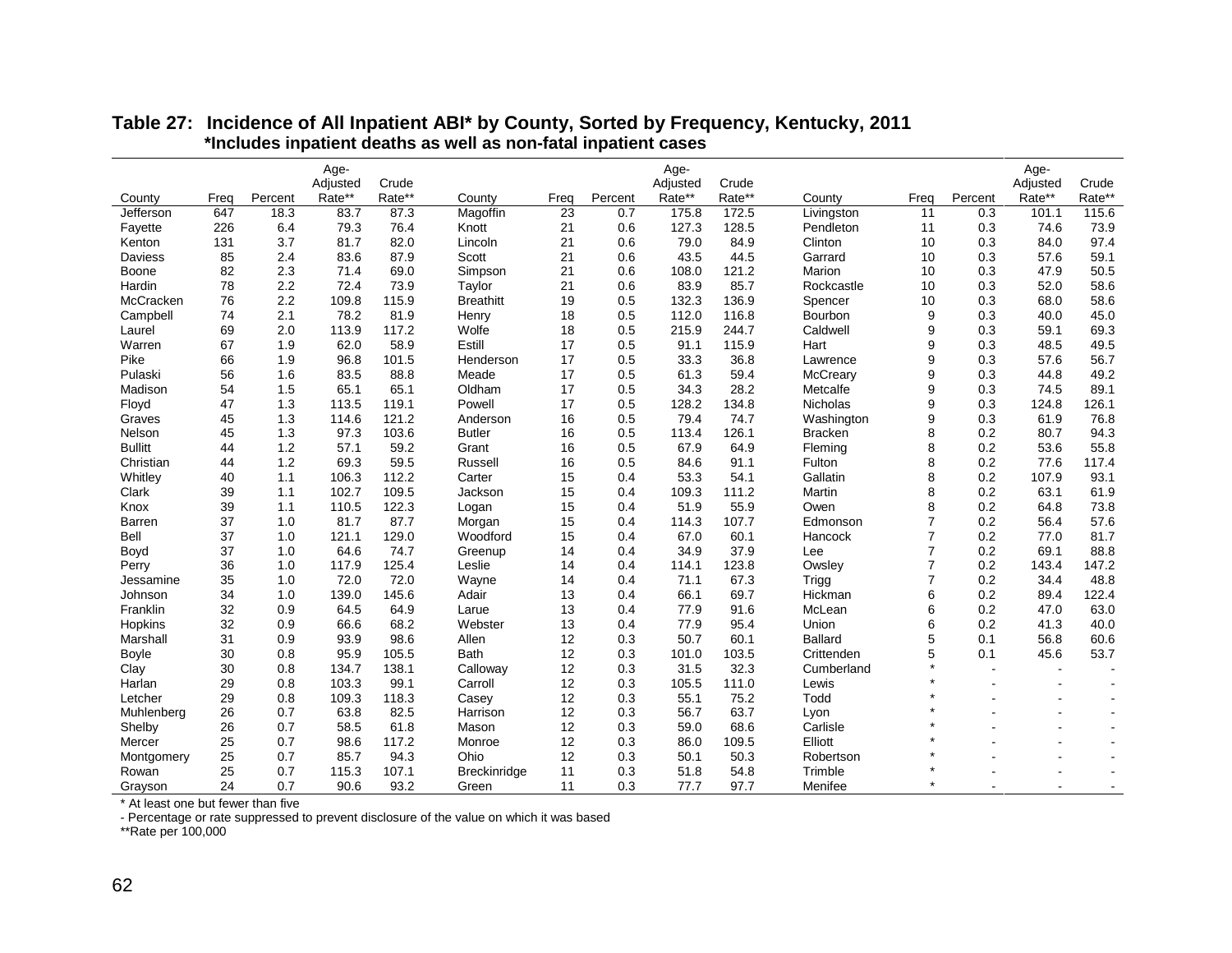**Table 27: Incidence of All Inpatient ABI* by County, Sorted by Frequency, Kentucky, 2011**
**\*Includes inpatient deaths as well as non-fatal inpatient cases**

| County | Freq | Percent | Age-Adjusted Rate** | Crude Rate** | County | Freq | Percent | Age-Adjusted Rate** | Crude Rate** | County | Freq | Percent | Age-Adjusted Rate** | Crude Rate** |
|---|---|---|---|---|---|---|---|---|---|---|---|---|---|---|
| Jefferson | 647 | 18.3 | 83.7 | 87.3 | Magoffin | 23 | 0.7 | 175.8 | 172.5 | Livingston | 11 | 0.3 | 101.1 | 115.6 |
| Fayette | 226 | 6.4 | 79.3 | 76.4 | Knott | 21 | 0.6 | 127.3 | 128.5 | Pendleton | 11 | 0.3 | 74.6 | 73.9 |
| Kenton | 131 | 3.7 | 81.7 | 82.0 | Lincoln | 21 | 0.6 | 79.0 | 84.9 | Clinton | 10 | 0.3 | 84.0 | 97.4 |
| Daviess | 85 | 2.4 | 83.6 | 87.9 | Scott | 21 | 0.6 | 43.5 | 44.5 | Garrard | 10 | 0.3 | 57.6 | 59.1 |
| Boone | 82 | 2.3 | 71.4 | 69.0 | Simpson | 21 | 0.6 | 108.0 | 121.2 | Marion | 10 | 0.3 | 47.9 | 50.5 |
| Hardin | 78 | 2.2 | 72.4 | 73.9 | Taylor | 21 | 0.6 | 83.9 | 85.7 | Rockcastle | 10 | 0.3 | 52.0 | 58.6 |
| McCracken | 76 | 2.2 | 109.8 | 115.9 | Breathitt | 19 | 0.5 | 132.3 | 136.9 | Spencer | 10 | 0.3 | 68.0 | 58.6 |
| Campbell | 74 | 2.1 | 78.2 | 81.9 | Henry | 18 | 0.5 | 112.0 | 116.8 | Bourbon | 9 | 0.3 | 40.0 | 45.0 |
| Laurel | 69 | 2.0 | 113.9 | 117.2 | Wolfe | 18 | 0.5 | 215.9 | 244.7 | Caldwell | 9 | 0.3 | 59.1 | 69.3 |
| Warren | 67 | 1.9 | 62.0 | 58.9 | Estill | 17 | 0.5 | 91.1 | 115.9 | Hart | 9 | 0.3 | 48.5 | 49.5 |
| Pike | 66 | 1.9 | 96.8 | 101.5 | Henderson | 17 | 0.5 | 33.3 | 36.8 | Lawrence | 9 | 0.3 | 57.6 | 56.7 |
| Pulaski | 56 | 1.6 | 83.5 | 88.8 | Meade | 17 | 0.5 | 61.3 | 59.4 | McCreary | 9 | 0.3 | 44.8 | 49.2 |
| Madison | 54 | 1.5 | 65.1 | 65.1 | Oldham | 17 | 0.5 | 34.3 | 28.2 | Metcalfe | 9 | 0.3 | 74.5 | 89.1 |
| Floyd | 47 | 1.3 | 113.5 | 119.1 | Powell | 17 | 0.5 | 128.2 | 134.8 | Nicholas | 9 | 0.3 | 124.8 | 126.1 |
| Graves | 45 | 1.3 | 114.6 | 121.2 | Anderson | 16 | 0.5 | 79.4 | 74.7 | Washington | 9 | 0.3 | 61.9 | 76.8 |
| Nelson | 45 | 1.3 | 97.3 | 103.6 | Butler | 16 | 0.5 | 113.4 | 126.1 | Bracken | 8 | 0.2 | 80.7 | 94.3 |
| Bullitt | 44 | 1.2 | 57.1 | 59.2 | Grant | 16 | 0.5 | 67.9 | 64.9 | Fleming | 8 | 0.2 | 53.6 | 55.8 |
| Christian | 44 | 1.2 | 69.3 | 59.5 | Russell | 16 | 0.5 | 84.6 | 91.1 | Fulton | 8 | 0.2 | 77.6 | 117.4 |
| Whitley | 40 | 1.1 | 106.3 | 112.2 | Carter | 15 | 0.4 | 53.3 | 54.1 | Gallatin | 8 | 0.2 | 107.9 | 93.1 |
| Clark | 39 | 1.1 | 102.7 | 109.5 | Jackson | 15 | 0.4 | 109.3 | 111.2 | Martin | 8 | 0.2 | 63.1 | 61.9 |
| Knox | 39 | 1.1 | 110.5 | 122.3 | Logan | 15 | 0.4 | 51.9 | 55.9 | Owen | 8 | 0.2 | 64.8 | 73.8 |
| Barren | 37 | 1.0 | 81.7 | 87.7 | Morgan | 15 | 0.4 | 114.3 | 107.7 | Edmonson | 7 | 0.2 | 56.4 | 57.6 |
| Bell | 37 | 1.0 | 121.1 | 129.0 | Woodford | 15 | 0.4 | 67.0 | 60.1 | Hancock | 7 | 0.2 | 77.0 | 81.7 |
| Boyd | 37 | 1.0 | 64.6 | 74.7 | Greenup | 14 | 0.4 | 34.9 | 37.9 | Lee | 7 | 0.2 | 69.1 | 88.8 |
| Perry | 36 | 1.0 | 117.9 | 125.4 | Leslie | 14 | 0.4 | 114.1 | 123.8 | Owsley | 7 | 0.2 | 143.4 | 147.2 |
| Jessamine | 35 | 1.0 | 72.0 | 72.0 | Wayne | 14 | 0.4 | 71.1 | 67.3 | Trigg | 7 | 0.2 | 34.4 | 48.8 |
| Johnson | 34 | 1.0 | 139.0 | 145.6 | Adair | 13 | 0.4 | 66.1 | 69.7 | Hickman | 6 | 0.2 | 89.4 | 122.4 |
| Franklin | 32 | 0.9 | 64.5 | 64.9 | Larue | 13 | 0.4 | 77.9 | 91.6 | McLean | 6 | 0.2 | 47.0 | 63.0 |
| Hopkins | 32 | 0.9 | 66.6 | 68.2 | Webster | 13 | 0.4 | 77.9 | 95.4 | Union | 6 | 0.2 | 41.3 | 40.0 |
| Marshall | 31 | 0.9 | 93.9 | 98.6 | Allen | 12 | 0.3 | 50.7 | 60.1 | Ballard | 5 | 0.1 | 56.8 | 60.6 |
| Boyle | 30 | 0.8 | 95.9 | 105.5 | Bath | 12 | 0.3 | 101.0 | 103.5 | Crittenden | 5 | 0.1 | 45.6 | 53.7 |
| Clay | 30 | 0.8 | 134.7 | 138.1 | Calloway | 12 | 0.3 | 31.5 | 32.3 | Cumberland | * | - | - | - |
| Harlan | 29 | 0.8 | 103.3 | 99.1 | Carroll | 12 | 0.3 | 105.5 | 111.0 | Lewis | * | - | - | - |
| Letcher | 29 | 0.8 | 109.3 | 118.3 | Casey | 12 | 0.3 | 55.1 | 75.2 | Todd | * | - | - | - |
| Muhlenberg | 26 | 0.7 | 63.8 | 82.5 | Harrison | 12 | 0.3 | 56.7 | 63.7 | Lyon | * | - | - | - |
| Shelby | 26 | 0.7 | 58.5 | 61.8 | Mason | 12 | 0.3 | 59.0 | 68.6 | Carlisle | * | - | - | - |
| Mercer | 25 | 0.7 | 98.6 | 117.2 | Monroe | 12 | 0.3 | 86.0 | 109.5 | Elliott | * | - | - | - |
| Montgomery | 25 | 0.7 | 85.7 | 94.3 | Ohio | 12 | 0.3 | 50.1 | 50.3 | Robertson | * | - | - | - |
| Rowan | 25 | 0.7 | 115.3 | 107.1 | Breckinridge | 11 | 0.3 | 51.8 | 54.8 | Trimble | * | - | - | - |
| Grayson | 24 | 0.7 | 90.6 | 93.2 | Green | 11 | 0.3 | 77.7 | 97.7 | Menifee | * | - | - | - |

\* At least one but fewer than five

\- Percentage or rate suppressed to prevent disclosure of the value on which it was based

\*\*Rate per 100,000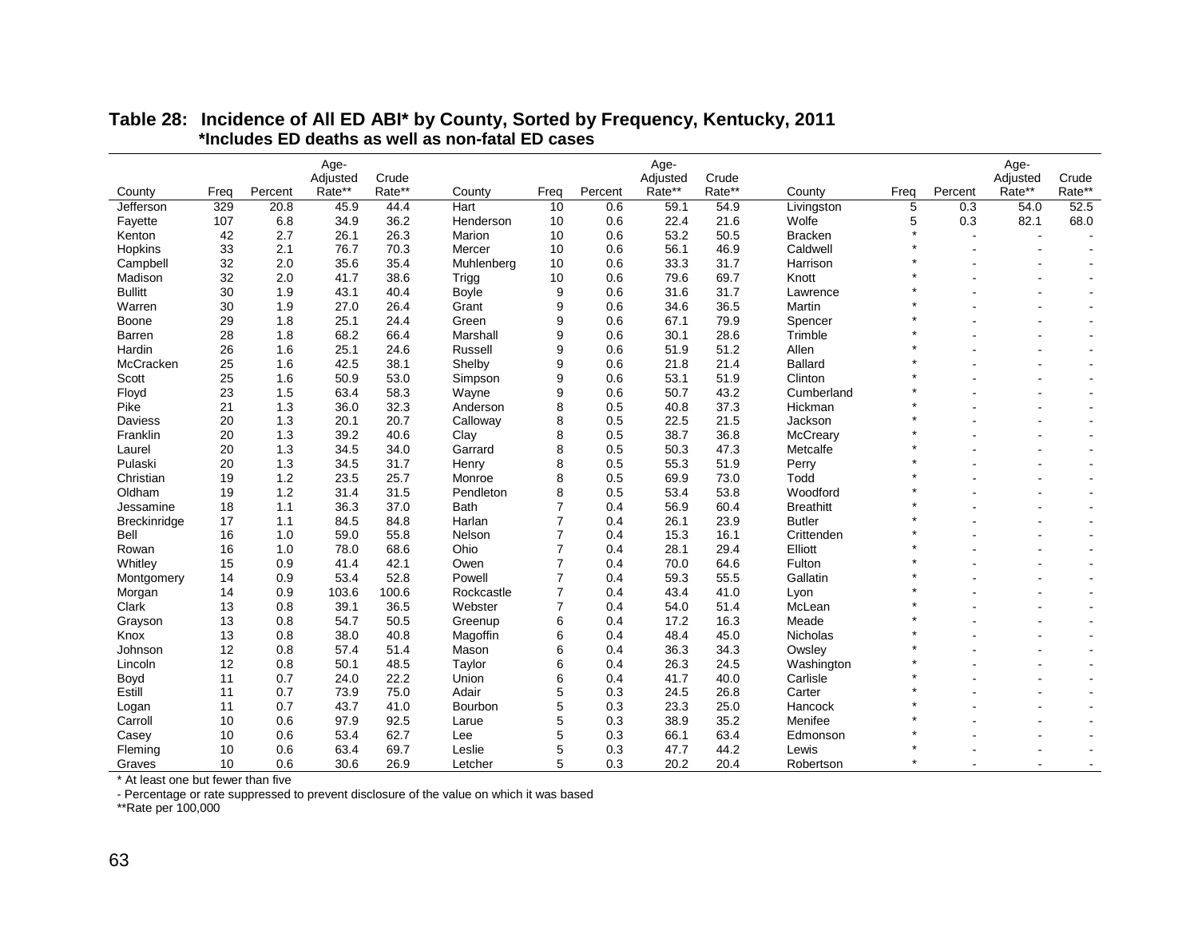**Table 28: Incidence of All ED ABI* by County, Sorted by Frequency, Kentucky, 2011**
***Includes ED deaths as well as non-fatal ED cases**

| County | Freq | Percent | Age-Adjusted Rate** | Crude Rate** | County | Freq | Percent | Age-Adjusted Rate** | Crude Rate** | County | Freq | Percent | Age-Adjusted Rate** | Crude Rate** |
|---|---|---|---|---|---|---|---|---|---|---|---|---|---|---|
| Jefferson | 329 | 20.8 | 45.9 | 44.4 | Hart | 10 | 0.6 | 59.1 | 54.9 | Livingston | 5 | 0.3 | 54.0 | 52.5 |
| Fayette | 107 | 6.8 | 34.9 | 36.2 | Henderson | 10 | 0.6 | 22.4 | 21.6 | Wolfe | 5 | 0.3 | 82.1 | 68.0 |
| Kenton | 42 | 2.7 | 26.1 | 26.3 | Marion | 10 | 0.6 | 53.2 | 50.5 | Bracken | * | - | - | - |
| Hopkins | 33 | 2.1 | 76.7 | 70.3 | Mercer | 10 | 0.6 | 56.1 | 46.9 | Caldwell | * | - | - | - |
| Campbell | 32 | 2.0 | 35.6 | 35.4 | Muhlenberg | 10 | 0.6 | 33.3 | 31.7 | Harrison | * | - | - | - |
| Madison | 32 | 2.0 | 41.7 | 38.6 | Trigg | 10 | 0.6 | 79.6 | 69.7 | Knott | * | - | - | - |
| Bullitt | 30 | 1.9 | 43.1 | 40.4 | Boyle | 9 | 0.6 | 31.6 | 31.7 | Lawrence | * | - | - | - |
| Warren | 30 | 1.9 | 27.0 | 26.4 | Grant | 9 | 0.6 | 34.6 | 36.5 | Martin | * | - | - | - |
| Boone | 29 | 1.8 | 25.1 | 24.4 | Green | 9 | 0.6 | 67.1 | 79.9 | Spencer | * | - | - | - |
| Barren | 28 | 1.8 | 68.2 | 66.4 | Marshall | 9 | 0.6 | 30.1 | 28.6 | Trimble | * | - | - | - |
| Hardin | 26 | 1.6 | 25.1 | 24.6 | Russell | 9 | 0.6 | 51.9 | 51.2 | Allen | * | - | - | - |
| McCracken | 25 | 1.6 | 42.5 | 38.1 | Shelby | 9 | 0.6 | 21.8 | 21.4 | Ballard | * | - | - | - |
| Scott | 25 | 1.6 | 50.9 | 53.0 | Simpson | 9 | 0.6 | 53.1 | 51.9 | Clinton | * | - | - | - |
| Floyd | 23 | 1.5 | 63.4 | 58.3 | Wayne | 9 | 0.6 | 50.7 | 43.2 | Cumberland | * | - | - | - |
| Pike | 21 | 1.3 | 36.0 | 32.3 | Anderson | 8 | 0.5 | 40.8 | 37.3 | Hickman | * | - | - | - |
| Daviess | 20 | 1.3 | 20.1 | 20.7 | Calloway | 8 | 0.5 | 22.5 | 21.5 | Jackson | * | - | - | - |
| Franklin | 20 | 1.3 | 39.2 | 40.6 | Clay | 8 | 0.5 | 38.7 | 36.8 | McCreary | * | - | - | - |
| Laurel | 20 | 1.3 | 34.5 | 34.0 | Garrard | 8 | 0.5 | 50.3 | 47.3 | Metcalfe | * | - | - | - |
| Pulaski | 20 | 1.3 | 34.5 | 31.7 | Henry | 8 | 0.5 | 55.3 | 51.9 | Perry | * | - | - | - |
| Christian | 19 | 1.2 | 23.5 | 25.7 | Monroe | 8 | 0.5 | 69.9 | 73.0 | Todd | * | - | - | - |
| Oldham | 19 | 1.2 | 31.4 | 31.5 | Pendleton | 8 | 0.5 | 53.4 | 53.8 | Woodford | * | - | - | - |
| Jessamine | 18 | 1.1 | 36.3 | 37.0 | Bath | 7 | 0.4 | 56.9 | 60.4 | Breathitt | * | - | - | - |
| Breckinridge | 17 | 1.1 | 84.5 | 84.8 | Harlan | 7 | 0.4 | 26.1 | 23.9 | Butler | * | - | - | - |
| Bell | 16 | 1.0 | 59.0 | 55.8 | Nelson | 7 | 0.4 | 15.3 | 16.1 | Crittenden | * | - | - | - |
| Rowan | 16 | 1.0 | 78.0 | 68.6 | Ohio | 7 | 0.4 | 28.1 | 29.4 | Elliott | * | - | - | - |
| Whitley | 15 | 0.9 | 41.4 | 42.1 | Owen | 7 | 0.4 | 70.0 | 64.6 | Fulton | * | - | - | - |
| Montgomery | 14 | 0.9 | 53.4 | 52.8 | Powell | 7 | 0.4 | 59.3 | 55.5 | Gallatin | * | - | - | - |
| Morgan | 14 | 0.9 | 103.6 | 100.6 | Rockcastle | 7 | 0.4 | 43.4 | 41.0 | Lyon | * | - | - | - |
| Clark | 13 | 0.8 | 39.1 | 36.5 | Webster | 7 | 0.4 | 54.0 | 51.4 | McLean | * | - | - | - |
| Grayson | 13 | 0.8 | 54.7 | 50.5 | Greenup | 6 | 0.4 | 17.2 | 16.3 | Meade | * | - | - | - |
| Knox | 13 | 0.8 | 38.0 | 40.8 | Magoffin | 6 | 0.4 | 48.4 | 45.0 | Nicholas | * | - | - | - |
| Johnson | 12 | 0.8 | 57.4 | 51.4 | Mason | 6 | 0.4 | 36.3 | 34.3 | Owsley | * | - | - | - |
| Lincoln | 12 | 0.8 | 50.1 | 48.5 | Taylor | 6 | 0.4 | 26.3 | 24.5 | Washington | * | - | - | - |
| Boyd | 11 | 0.7 | 24.0 | 22.2 | Union | 6 | 0.4 | 41.7 | 40.0 | Carlisle | * | - | - | - |
| Estill | 11 | 0.7 | 73.9 | 75.0 | Adair | 5 | 0.3 | 24.5 | 26.8 | Carter | * | - | - | - |
| Logan | 11 | 0.7 | 43.7 | 41.0 | Bourbon | 5 | 0.3 | 23.3 | 25.0 | Hancock | * | - | - | - |
| Carroll | 10 | 0.6 | 97.9 | 92.5 | Larue | 5 | 0.3 | 38.9 | 35.2 | Menifee | * | - | - | - |
| Casey | 10 | 0.6 | 53.4 | 62.7 | Lee | 5 | 0.3 | 66.1 | 63.4 | Edmonson | * | - | - | - |
| Fleming | 10 | 0.6 | 63.4 | 69.7 | Leslie | 5 | 0.3 | 47.7 | 44.2 | Lewis | * | - | - | - |
| Graves | 10 | 0.6 | 30.6 | 26.9 | Letcher | 5 | 0.3 | 20.2 | 20.4 | Robertson | * | - | - | - |

\* At least one but fewer than five

\- Percentage or rate suppressed to prevent disclosure of the value on which it was based

**Rate per 100,000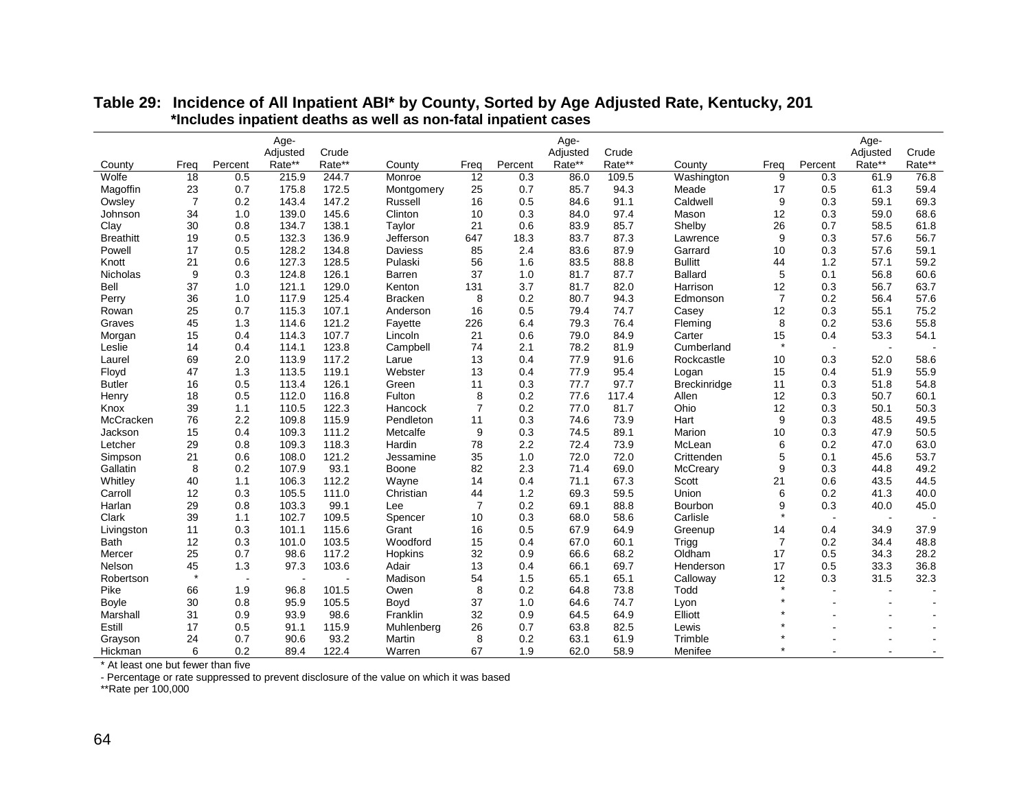**Table 29: Incidence of All Inpatient ABI* by County, Sorted by Age Adjusted Rate, Kentucky, 201**
**\*Includes inpatient deaths as well as non-fatal inpatient cases**

| County | Freq | Percent | Age-Adjusted Rate** | Crude Rate** | County | Freq | Percent | Age-Adjusted Rate** | Crude Rate** | County | Freq | Percent | Age-Adjusted Rate** | Crude Rate** |
|---|---|---|---|---|---|---|---|---|---|---|---|---|---|---|
| Wolfe | 18 | 0.5 | 215.9 | 244.7 | Monroe | 12 | 0.3 | 86.0 | 109.5 | Washington | 9 | 0.3 | 61.9 | 76.8 |
| Magoffin | 23 | 0.7 | 175.8 | 172.5 | Montgomery | 25 | 0.7 | 85.7 | 94.3 | Meade | 17 | 0.5 | 61.3 | 59.4 |
| Owsley | 7 | 0.2 | 143.4 | 147.2 | Russell | 16 | 0.5 | 84.6 | 91.1 | Caldwell | 9 | 0.3 | 59.1 | 69.3 |
| Johnson | 34 | 1.0 | 139.0 | 145.6 | Clinton | 10 | 0.3 | 84.0 | 97.4 | Mason | 12 | 0.3 | 59.0 | 68.6 |
| Clay | 30 | 0.8 | 134.7 | 138.1 | Taylor | 21 | 0.6 | 83.9 | 85.7 | Shelby | 26 | 0.7 | 58.5 | 61.8 |
| Breathitt | 19 | 0.5 | 132.3 | 136.9 | Jefferson | 647 | 18.3 | 83.7 | 87.3 | Lawrence | 9 | 0.3 | 57.6 | 56.7 |
| Powell | 17 | 0.5 | 128.2 | 134.8 | Daviess | 85 | 2.4 | 83.6 | 87.9 | Garrard | 10 | 0.3 | 57.6 | 59.1 |
| Knott | 21 | 0.6 | 127.3 | 128.5 | Pulaski | 56 | 1.6 | 83.5 | 88.8 | Bullitt | 44 | 1.2 | 57.1 | 59.2 |
| Nicholas | 9 | 0.3 | 124.8 | 126.1 | Barren | 37 | 1.0 | 81.7 | 87.7 | Ballard | 5 | 0.1 | 56.8 | 60.6 |
| Bell | 37 | 1.0 | 121.1 | 129.0 | Kenton | 131 | 3.7 | 81.7 | 82.0 | Harrison | 12 | 0.3 | 56.7 | 63.7 |
| Perry | 36 | 1.0 | 117.9 | 125.4 | Bracken | 8 | 0.2 | 80.7 | 94.3 | Edmonson | 7 | 0.2 | 56.4 | 57.6 |
| Rowan | 25 | 0.7 | 115.3 | 107.1 | Anderson | 16 | 0.5 | 79.4 | 74.7 | Casey | 12 | 0.3 | 55.1 | 75.2 |
| Graves | 45 | 1.3 | 114.6 | 121.2 | Fayette | 226 | 6.4 | 79.3 | 76.4 | Fleming | 8 | 0.2 | 53.6 | 55.8 |
| Morgan | 15 | 0.4 | 114.3 | 107.7 | Lincoln | 21 | 0.6 | 79.0 | 84.9 | Carter | 15 | 0.4 | 53.3 | 54.1 |
| Leslie | 14 | 0.4 | 114.1 | 123.8 | Campbell | 74 | 2.1 | 78.2 | 81.9 | Cumberland | * | - | - | - |
| Laurel | 69 | 2.0 | 113.9 | 117.2 | Larue | 13 | 0.4 | 77.9 | 91.6 | Rockcastle | 10 | 0.3 | 52.0 | 58.6 |
| Floyd | 47 | 1.3 | 113.5 | 119.1 | Webster | 13 | 0.4 | 77.9 | 95.4 | Logan | 15 | 0.4 | 51.9 | 55.9 |
| Butler | 16 | 0.5 | 113.4 | 126.1 | Green | 11 | 0.3 | 77.7 | 97.7 | Breckinridge | 11 | 0.3 | 51.8 | 54.8 |
| Henry | 18 | 0.5 | 112.0 | 116.8 | Fulton | 8 | 0.2 | 77.6 | 117.4 | Allen | 12 | 0.3 | 50.7 | 60.1 |
| Knox | 39 | 1.1 | 110.5 | 122.3 | Hancock | 7 | 0.2 | 77.0 | 81.7 | Ohio | 12 | 0.3 | 50.1 | 50.3 |
| McCracken | 76 | 2.2 | 109.8 | 115.9 | Pendleton | 11 | 0.3 | 74.6 | 73.9 | Hart | 9 | 0.3 | 48.5 | 49.5 |
| Jackson | 15 | 0.4 | 109.3 | 111.2 | Metcalfe | 9 | 0.3 | 74.5 | 89.1 | Marion | 10 | 0.3 | 47.9 | 50.5 |
| Letcher | 29 | 0.8 | 109.3 | 118.3 | Hardin | 78 | 2.2 | 72.4 | 73.9 | McLean | 6 | 0.2 | 47.0 | 63.0 |
| Simpson | 21 | 0.6 | 108.0 | 121.2 | Jessamine | 35 | 1.0 | 72.0 | 72.0 | Crittenden | 5 | 0.1 | 45.6 | 53.7 |
| Gallatin | 8 | 0.2 | 107.9 | 93.1 | Boone | 82 | 2.3 | 71.4 | 69.0 | McCreary | 9 | 0.3 | 44.8 | 49.2 |
| Whitley | 40 | 1.1 | 106.3 | 112.2 | Wayne | 14 | 0.4 | 71.1 | 67.3 | Scott | 21 | 0.6 | 43.5 | 44.5 |
| Carroll | 12 | 0.3 | 105.5 | 111.0 | Christian | 44 | 1.2 | 69.3 | 59.5 | Union | 6 | 0.2 | 41.3 | 40.0 |
| Harlan | 29 | 0.8 | 103.3 | 99.1 | Lee | 7 | 0.2 | 69.1 | 88.8 | Bourbon | 9 | 0.3 | 40.0 | 45.0 |
| Clark | 39 | 1.1 | 102.7 | 109.5 | Spencer | 10 | 0.3 | 68.0 | 58.6 | Carlisle | * | - | - | - |
| Livingston | 11 | 0.3 | 101.1 | 115.6 | Grant | 16 | 0.5 | 67.9 | 64.9 | Greenup | 14 | 0.4 | 34.9 | 37.9 |
| Bath | 12 | 0.3 | 101.0 | 103.5 | Woodford | 15 | 0.4 | 67.0 | 60.1 | Trigg | 7 | 0.2 | 34.4 | 48.8 |
| Mercer | 25 | 0.7 | 98.6 | 117.2 | Hopkins | 32 | 0.9 | 66.6 | 68.2 | Oldham | 17 | 0.5 | 34.3 | 28.2 |
| Nelson | 45 | 1.3 | 97.3 | 103.6 | Adair | 13 | 0.4 | 66.1 | 69.7 | Henderson | 17 | 0.5 | 33.3 | 36.8 |
| Robertson | * | - | - | - | Madison | 54 | 1.5 | 65.1 | 65.1 | Calloway | 12 | 0.3 | 31.5 | 32.3 |
| Pike | 66 | 1.9 | 96.8 | 101.5 | Owen | 8 | 0.2 | 64.8 | 73.8 | Todd | * | - | - | - |
| Boyle | 30 | 0.8 | 95.9 | 105.5 | Boyd | 37 | 1.0 | 64.6 | 74.7 | Lyon | * | - | - | - |
| Marshall | 31 | 0.9 | 93.9 | 98.6 | Franklin | 32 | 0.9 | 64.5 | 64.9 | Elliott | * | - | - | - |
| Estill | 17 | 0.5 | 91.1 | 115.9 | Muhlenberg | 26 | 0.7 | 63.8 | 82.5 | Lewis | * | - | - | - |
| Grayson | 24 | 0.7 | 90.6 | 93.2 | Martin | 8 | 0.2 | 63.1 | 61.9 | Trimble | * | - | - | - |
| Hickman | 6 | 0.2 | 89.4 | 122.4 | Warren | 67 | 1.9 | 62.0 | 58.9 | Menifee | * | - | - | - |

\* At least one but fewer than five

\- Percentage or rate suppressed to prevent disclosure of the value on which it was based

\*\*Rate per 100,000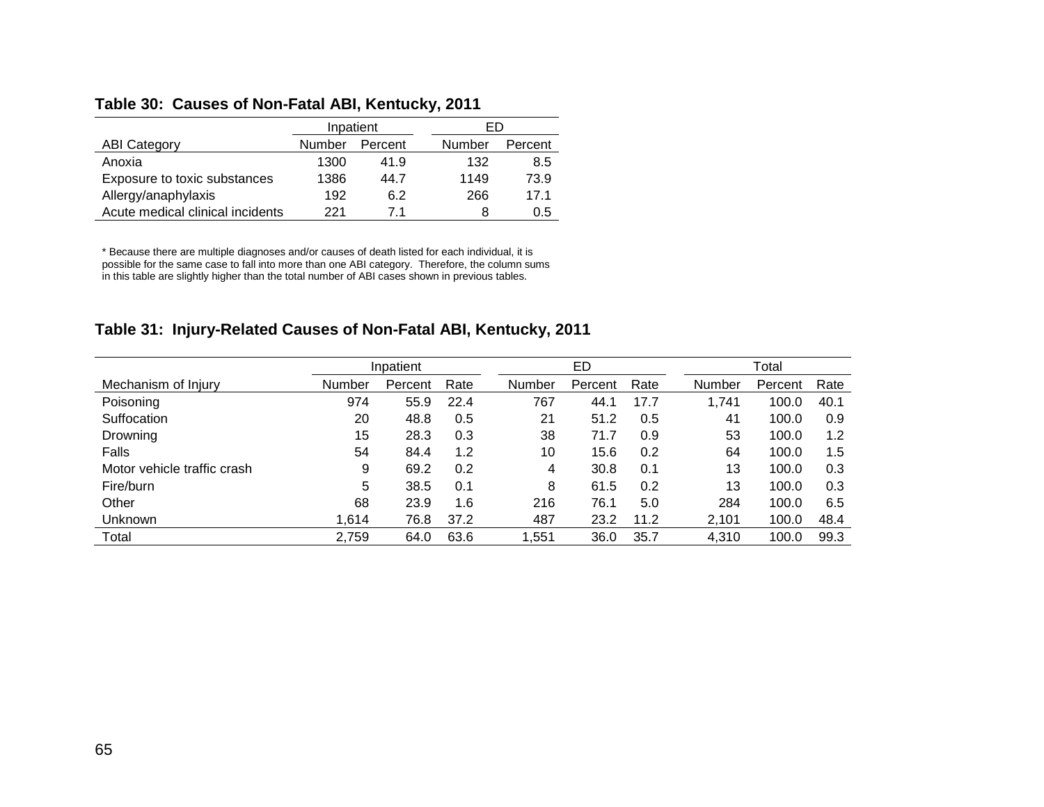### Table 30: Causes of Non-Fatal ABI, Kentucky, 2011

| | Inpatient | | ED | |
|---|---|---|---|---|
| ABI Category | Number | Percent | Number | Percent |
| Anoxia | 1300 | 41.9 | 132 | 8.5 |
| Exposure to toxic substances | 1386 | 44.7 | 1149 | 73.9 |
| Allergy/anaphylaxis | 192 | 6.2 | 266 | 17.1 |
| Acute medical clinical incidents | 221 | 7.1 | 8 | 0.5 |

* Because there are multiple diagnoses and/or causes of death listed for each individual, it is possible for the same case to fall into more than one ABI category. Therefore, the column sums in this table are slightly higher than the total number of ABI cases shown in previous tables.

### Table 31: Injury-Related Causes of Non-Fatal ABI, Kentucky, 2011

| | Inpatient | | | ED | | | Total | | |
|---|---|---|---|---|---|---|---|---|---|
| Mechanism of Injury | Number | Percent | Rate | Number | Percent | Rate | Number | Percent | Rate |
| Poisoning | 974 | 55.9 | 22.4 | 767 | 44.1 | 17.7 | 1,741 | 100.0 | 40.1 |
| Suffocation | 20 | 48.8 | 0.5 | 21 | 51.2 | 0.5 | 41 | 100.0 | 0.9 |
| Drowning | 15 | 28.3 | 0.3 | 38 | 71.7 | 0.9 | 53 | 100.0 | 1.2 |
| Falls | 54 | 84.4 | 1.2 | 10 | 15.6 | 0.2 | 64 | 100.0 | 1.5 |
| Motor vehicle traffic crash | 9 | 69.2 | 0.2 | 4 | 30.8 | 0.1 | 13 | 100.0 | 0.3 |
| Fire/burn | 5 | 38.5 | 0.1 | 8 | 61.5 | 0.2 | 13 | 100.0 | 0.3 |
| Other | 68 | 23.9 | 1.6 | 216 | 76.1 | 5.0 | 284 | 100.0 | 6.5 |
| Unknown | 1,614 | 76.8 | 37.2 | 487 | 23.2 | 11.2 | 2,101 | 100.0 | 48.4 |
| Total | 2,759 | 64.0 | 63.6 | 1,551 | 36.0 | 35.7 | 4,310 | 100.0 | 99.3 |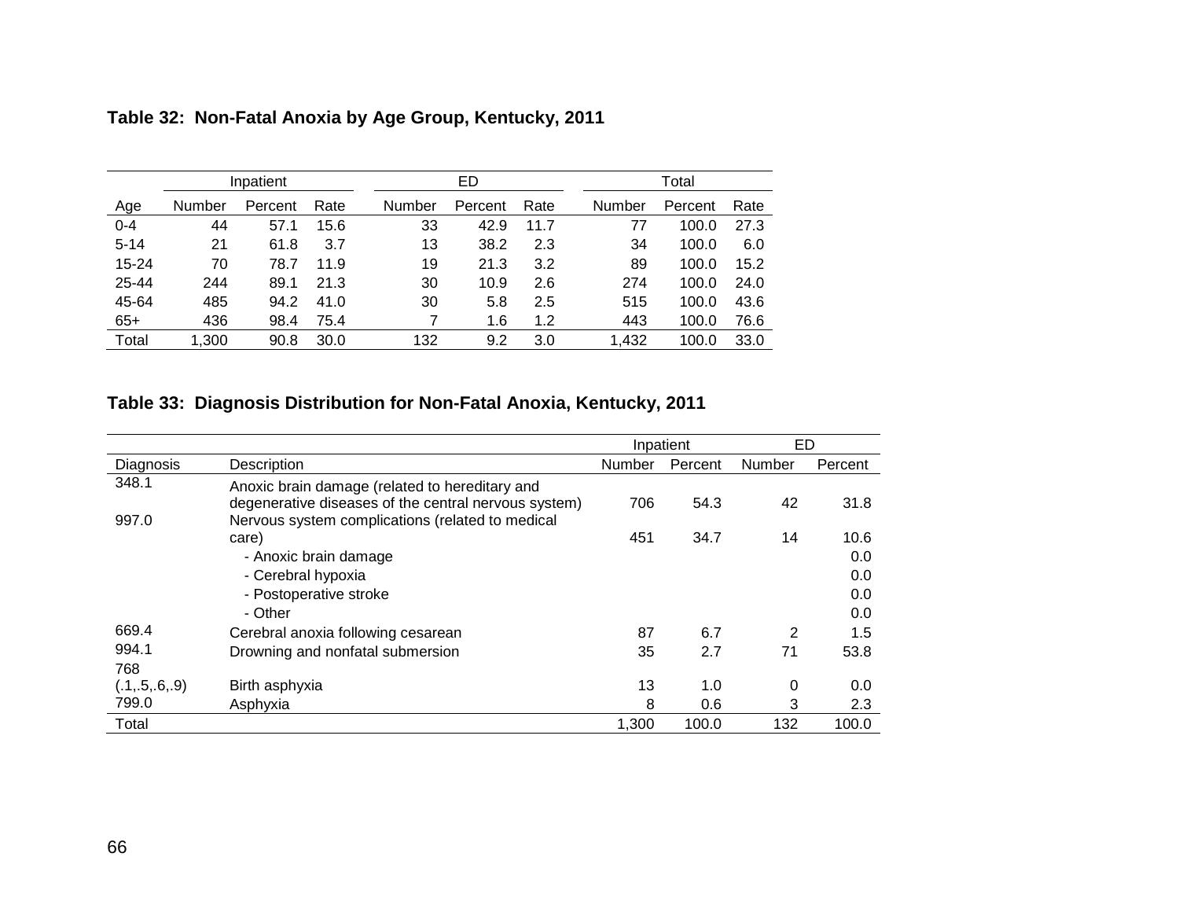**Table 32: Non-Fatal Anoxia by Age Group, Kentucky, 2011**

| | Inpatient | | | ED | | | Total | | |
|---|---|---|---|---|---|---|---|---|---|
| Age | Number | Percent | Rate | Number | Percent | Rate | Number | Percent | Rate |
| 0-4 | 44 | 57.1 | 15.6 | 33 | 42.9 | 11.7 | 77 | 100.0 | 27.3 |
| 5-14 | 21 | 61.8 | 3.7 | 13 | 38.2 | 2.3 | 34 | 100.0 | 6.0 |
| 15-24 | 70 | 78.7 | 11.9 | 19 | 21.3 | 3.2 | 89 | 100.0 | 15.2 |
| 25-44 | 244 | 89.1 | 21.3 | 30 | 10.9 | 2.6 | 274 | 100.0 | 24.0 |
| 45-64 | 485 | 94.2 | 41.0 | 30 | 5.8 | 2.5 | 515 | 100.0 | 43.6 |
| 65+ | 436 | 98.4 | 75.4 | 7 | 1.6 | 1.2 | 443 | 100.0 | 76.6 |
| Total | 1,300 | 90.8 | 30.0 | 132 | 9.2 | 3.0 | 1,432 | 100.0 | 33.0 |

**Table 33: Diagnosis Distribution for Non-Fatal Anoxia, Kentucky, 2011**

| | | Inpatient | | ED | |
|---|---|---|---|---|---|
| Diagnosis | Description | Number | Percent | Number | Percent |
| 348.1 | Anoxic brain damage (related to hereditary and degenerative diseases of the central nervous system) | 706 | 54.3 | 42 | 31.8 |
| 997.0 | Nervous system complications (related to medical care) | 451 | 34.7 | 14 | 10.6 |
| | - Anoxic brain damage | | | | 0.0 |
| | - Cerebral hypoxia | | | | 0.0 |
| | - Postoperative stroke | | | | 0.0 |
| | - Other | | | | 0.0 |
| 669.4 | Cerebral anoxia following cesarean | 87 | 6.7 | 2 | 1.5 |
| 994.1 | Drowning and nonfatal submersion | 35 | 2.7 | 71 | 53.8 |
| 768 (.1,.5,.6,.9) | Birth asphyxia | 13 | 1.0 | 0 | 0.0 |
| 799.0 | Asphyxia | 8 | 0.6 | 3 | 2.3 |
| Total | | 1,300 | 100.0 | 132 | 100.0 |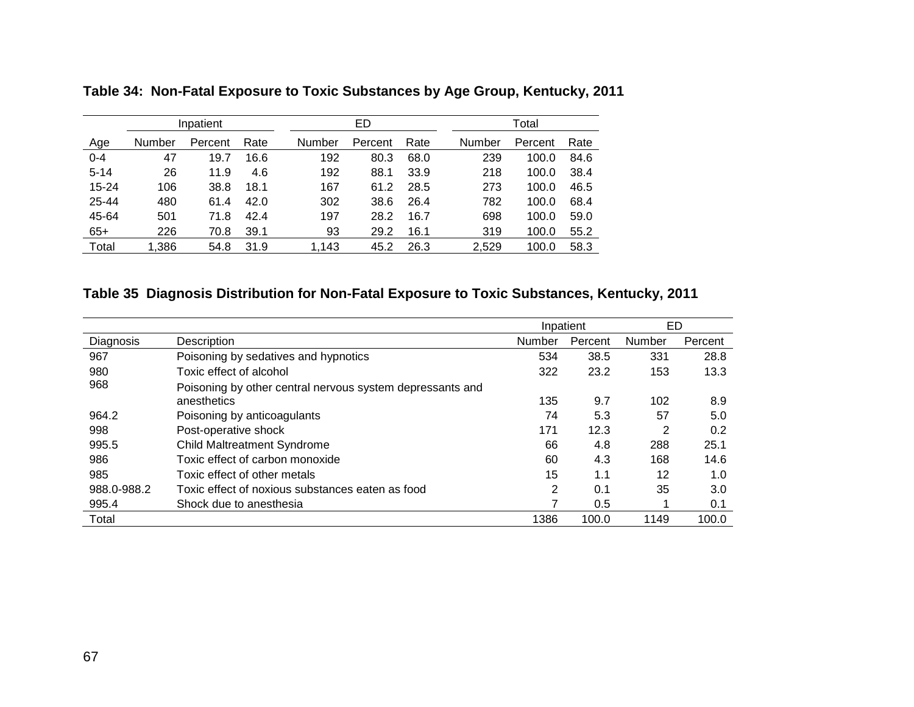**Table 34: Non-Fatal Exposure to Toxic Substances by Age Group, Kentucky, 2011**

| | Inpatient | | | ED | | | Total | | |
|---|---|---|---|---|---|---|---|---|---|
| Age | Number | Percent | Rate | Number | Percent | Rate | Number | Percent | Rate |
| 0-4 | 47 | 19.7 | 16.6 | 192 | 80.3 | 68.0 | 239 | 100.0 | 84.6 |
| 5-14 | 26 | 11.9 | 4.6 | 192 | 88.1 | 33.9 | 218 | 100.0 | 38.4 |
| 15-24 | 106 | 38.8 | 18.1 | 167 | 61.2 | 28.5 | 273 | 100.0 | 46.5 |
| 25-44 | 480 | 61.4 | 42.0 | 302 | 38.6 | 26.4 | 782 | 100.0 | 68.4 |
| 45-64 | 501 | 71.8 | 42.4 | 197 | 28.2 | 16.7 | 698 | 100.0 | 59.0 |
| 65+ | 226 | 70.8 | 39.1 | 93 | 29.2 | 16.1 | 319 | 100.0 | 55.2 |
| Total | 1,386 | 54.8 | 31.9 | 1,143 | 45.2 | 26.3 | 2,529 | 100.0 | 58.3 |

**Table 35 Diagnosis Distribution for Non-Fatal Exposure to Toxic Substances, Kentucky, 2011**

| | | Inpatient | | ED | |
|---|---|---|---|---|---|
| Diagnosis | Description | Number | Percent | Number | Percent |
| 967 | Poisoning by sedatives and hypnotics | 534 | 38.5 | 331 | 28.8 |
| 980 | Toxic effect of alcohol | 322 | 23.2 | 153 | 13.3 |
| 968 | Poisoning by other central nervous system depressants and anesthetics | 135 | 9.7 | 102 | 8.9 |
| 964.2 | Poisoning by anticoagulants | 74 | 5.3 | 57 | 5.0 |
| 998 | Post-operative shock | 171 | 12.3 | 2 | 0.2 |
| 995.5 | Child Maltreatment Syndrome | 66 | 4.8 | 288 | 25.1 |
| 986 | Toxic effect of carbon monoxide | 60 | 4.3 | 168 | 14.6 |
| 985 | Toxic effect of other metals | 15 | 1.1 | 12 | 1.0 |
| 988.0-988.2 | Toxic effect of noxious substances eaten as food | 2 | 0.1 | 35 | 3.0 |
| 995.4 | Shock due to anesthesia | 7 | 0.5 | 1 | 0.1 |
| Total | | 1386 | 100.0 | 1149 | 100.0 |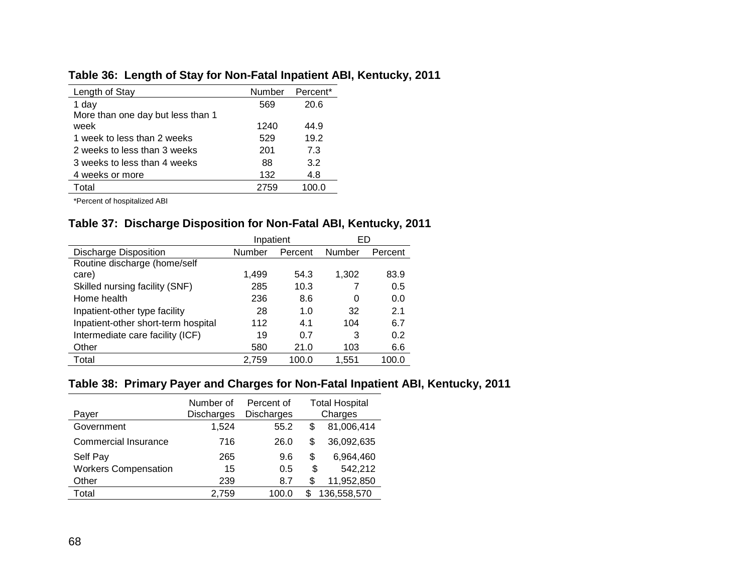**Table 36: Length of Stay for Non-Fatal Inpatient ABI, Kentucky, 2011**

| Length of Stay | Number | Percent* |
|---|---|---|
| 1 day | 569 | 20.6 |
| More than one day but less than 1 week | 1240 | 44.9 |
| 1 week to less than 2 weeks | 529 | 19.2 |
| 2 weeks to less than 3 weeks | 201 | 7.3 |
| 3 weeks to less than 4 weeks | 88 | 3.2 |
| 4 weeks or more | 132 | 4.8 |
| Total | 2759 | 100.0 |

*Percent of hospitalized ABI

**Table 37: Discharge Disposition for Non-Fatal ABI, Kentucky, 2011**

| | Inpatient | | ED | |
|---|---|---|---|---|
| Discharge Disposition | Number | Percent | Number | Percent |
| Routine discharge (home/self care) | 1,499 | 54.3 | 1,302 | 83.9 |
| Skilled nursing facility (SNF) | 285 | 10.3 | 7 | 0.5 |
| Home health | 236 | 8.6 | 0 | 0.0 |
| Inpatient-other type facility | 28 | 1.0 | 32 | 2.1 |
| Inpatient-other short-term hospital | 112 | 4.1 | 104 | 6.7 |
| Intermediate care facility (ICF) | 19 | 0.7 | 3 | 0.2 |
| Other | 580 | 21.0 | 103 | 6.6 |
| Total | 2,759 | 100.0 | 1,551 | 100.0 |

**Table 38: Primary Payer and Charges for Non-Fatal Inpatient ABI, Kentucky, 2011**

| Payer | Number of Discharges | Percent of Discharges | Total Hospital Charges |
|---|---|---|---|
| Government | 1,524 | 55.2 | $ 81,006,414 |
| Commercial Insurance | 716 | 26.0 | $ 36,092,635 |
| Self Pay | 265 | 9.6 | $ 6,964,460 |
| Workers Compensation | 15 | 0.5 | $ 542,212 |
| Other | 239 | 8.7 | $ 11,952,850 |
| Total | 2,759 | 100.0 | $ 136,558,570 |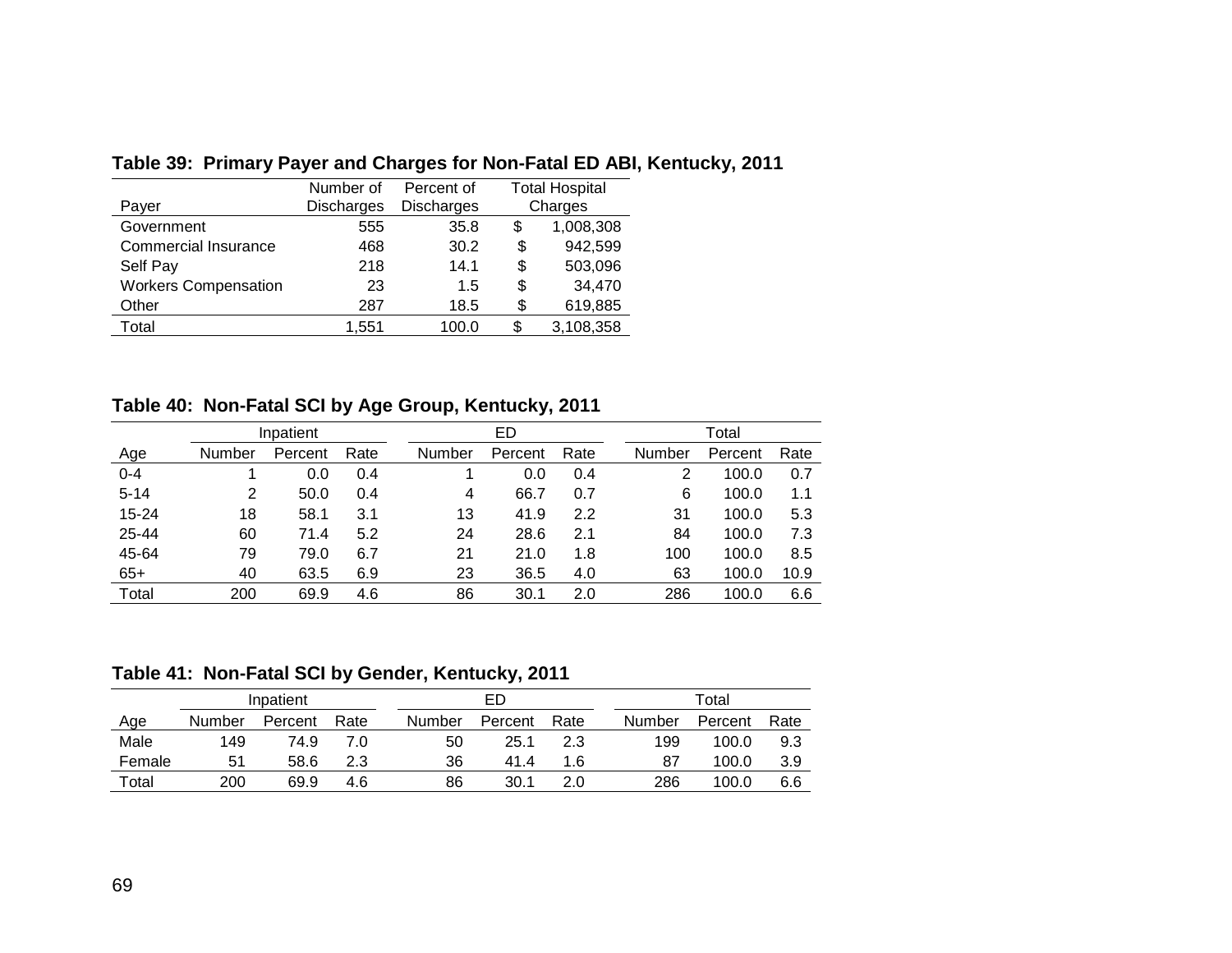**Table 39: Primary Payer and Charges for Non-Fatal ED ABI, Kentucky, 2011**

| Payer | Number of Discharges | Percent of Discharges | Total Hospital Charges |
|---|---|---|---|
| Government | 555 | 35.8 | $ 1,008,308 |
| Commercial Insurance | 468 | 30.2 | $ 942,599 |
| Self Pay | 218 | 14.1 | $ 503,096 |
| Workers Compensation | 23 | 1.5 | $ 34,470 |
| Other | 287 | 18.5 | $ 619,885 |
| Total | 1,551 | 100.0 | $ 3,108,358 |

**Table 40: Non-Fatal SCI by Age Group, Kentucky, 2011**

| | Inpatient | | | ED | | | Total | | |
|---|---|---|---|---|---|---|---|---|---|
| Age | Number | Percent | Rate | Number | Percent | Rate | Number | Percent | Rate |
| 0-4 | 1 | 0.0 | 0.4 | 1 | 0.0 | 0.4 | 2 | 100.0 | 0.7 |
| 5-14 | 2 | 50.0 | 0.4 | 4 | 66.7 | 0.7 | 6 | 100.0 | 1.1 |
| 15-24 | 18 | 58.1 | 3.1 | 13 | 41.9 | 2.2 | 31 | 100.0 | 5.3 |
| 25-44 | 60 | 71.4 | 5.2 | 24 | 28.6 | 2.1 | 84 | 100.0 | 7.3 |
| 45-64 | 79 | 79.0 | 6.7 | 21 | 21.0 | 1.8 | 100 | 100.0 | 8.5 |
| 65+ | 40 | 63.5 | 6.9 | 23 | 36.5 | 4.0 | 63 | 100.0 | 10.9 |
| Total | 200 | 69.9 | 4.6 | 86 | 30.1 | 2.0 | 286 | 100.0 | 6.6 |

**Table 41: Non-Fatal SCI by Gender, Kentucky, 2011**

| | Inpatient | | | ED | | | Total | | |
|---|---|---|---|---|---|---|---|---|---|
| Age | Number | Percent | Rate | Number | Percent | Rate | Number | Percent | Rate |
| Male | 149 | 74.9 | 7.0 | 50 | 25.1 | 2.3 | 199 | 100.0 | 9.3 |
| Female | 51 | 58.6 | 2.3 | 36 | 41.4 | 1.6 | 87 | 100.0 | 3.9 |
| Total | 200 | 69.9 | 4.6 | 86 | 30.1 | 2.0 | 286 | 100.0 | 6.6 |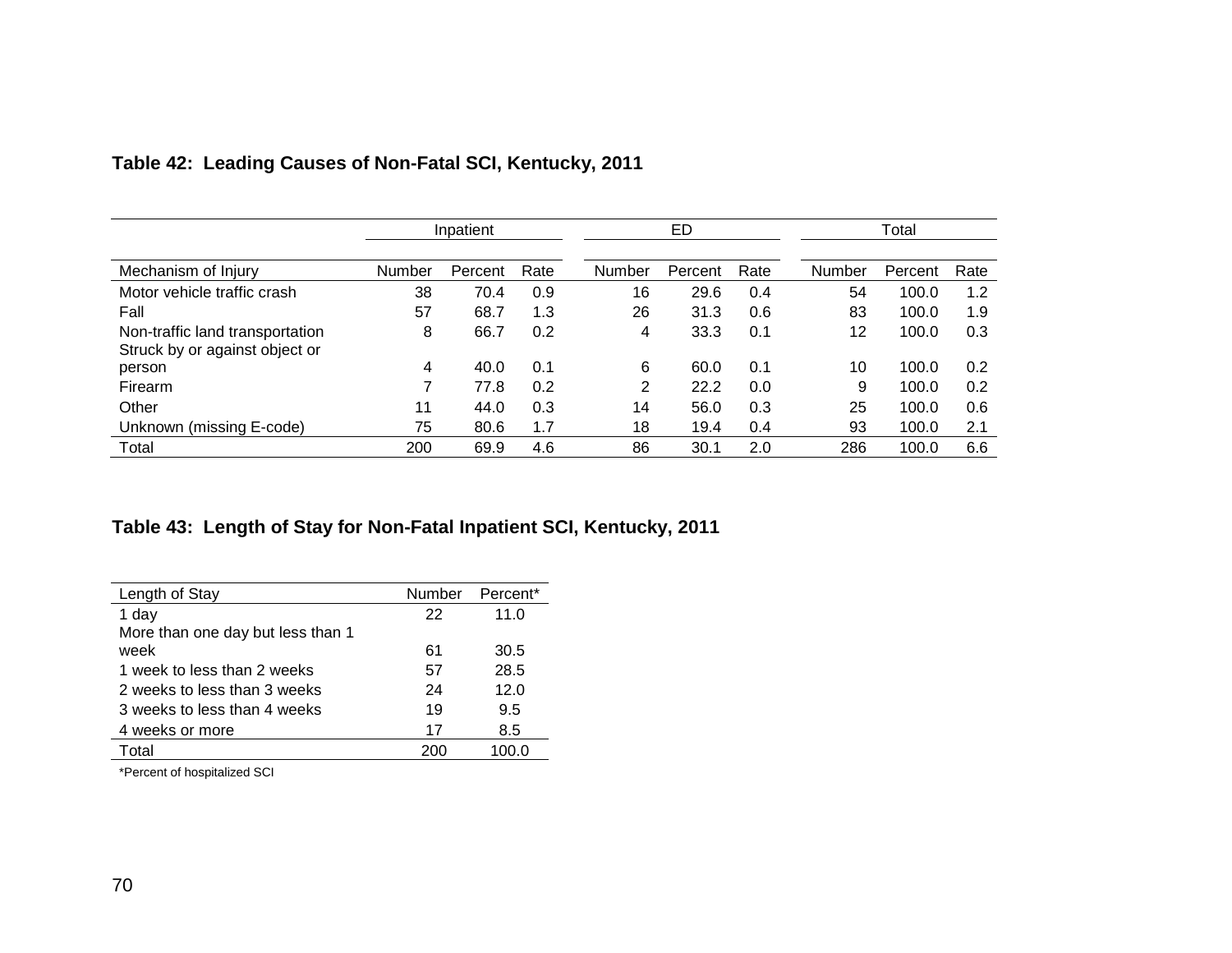**Table 42: Leading Causes of Non-Fatal SCI, Kentucky, 2011**

| | Inpatient | | | ED | | | Total | | |
|---|---|---|---|---|---|---|---|---|---|
| Mechanism of Injury | Number | Percent | Rate | Number | Percent | Rate | Number | Percent | Rate |
| Motor vehicle traffic crash | 38 | 70.4 | 0.9 | 16 | 29.6 | 0.4 | 54 | 100.0 | 1.2 |
| Fall | 57 | 68.7 | 1.3 | 26 | 31.3 | 0.6 | 83 | 100.0 | 1.9 |
| Non-traffic land transportation | 8 | 66.7 | 0.2 | 4 | 33.3 | 0.1 | 12 | 100.0 | 0.3 |
| Struck by or against object or person | 4 | 40.0 | 0.1 | 6 | 60.0 | 0.1 | 10 | 100.0 | 0.2 |
| Firearm | 7 | 77.8 | 0.2 | 2 | 22.2 | 0.0 | 9 | 100.0 | 0.2 |
| Other | 11 | 44.0 | 0.3 | 14 | 56.0 | 0.3 | 25 | 100.0 | 0.6 |
| Unknown (missing E-code) | 75 | 80.6 | 1.7 | 18 | 19.4 | 0.4 | 93 | 100.0 | 2.1 |
| Total | 200 | 69.9 | 4.6 | 86 | 30.1 | 2.0 | 286 | 100.0 | 6.6 |

**Table 43: Length of Stay for Non-Fatal Inpatient SCI, Kentucky, 2011**

| Length of Stay | Number | Percent* |
|---|---|---|
| 1 day | 22 | 11.0 |
| More than one day but less than 1 week | 61 | 30.5 |
| 1 week to less than 2 weeks | 57 | 28.5 |
| 2 weeks to less than 3 weeks | 24 | 12.0 |
| 3 weeks to less than 4 weeks | 19 | 9.5 |
| 4 weeks or more | 17 | 8.5 |
| Total | 200 | 100.0 |

*Percent of hospitalized SCI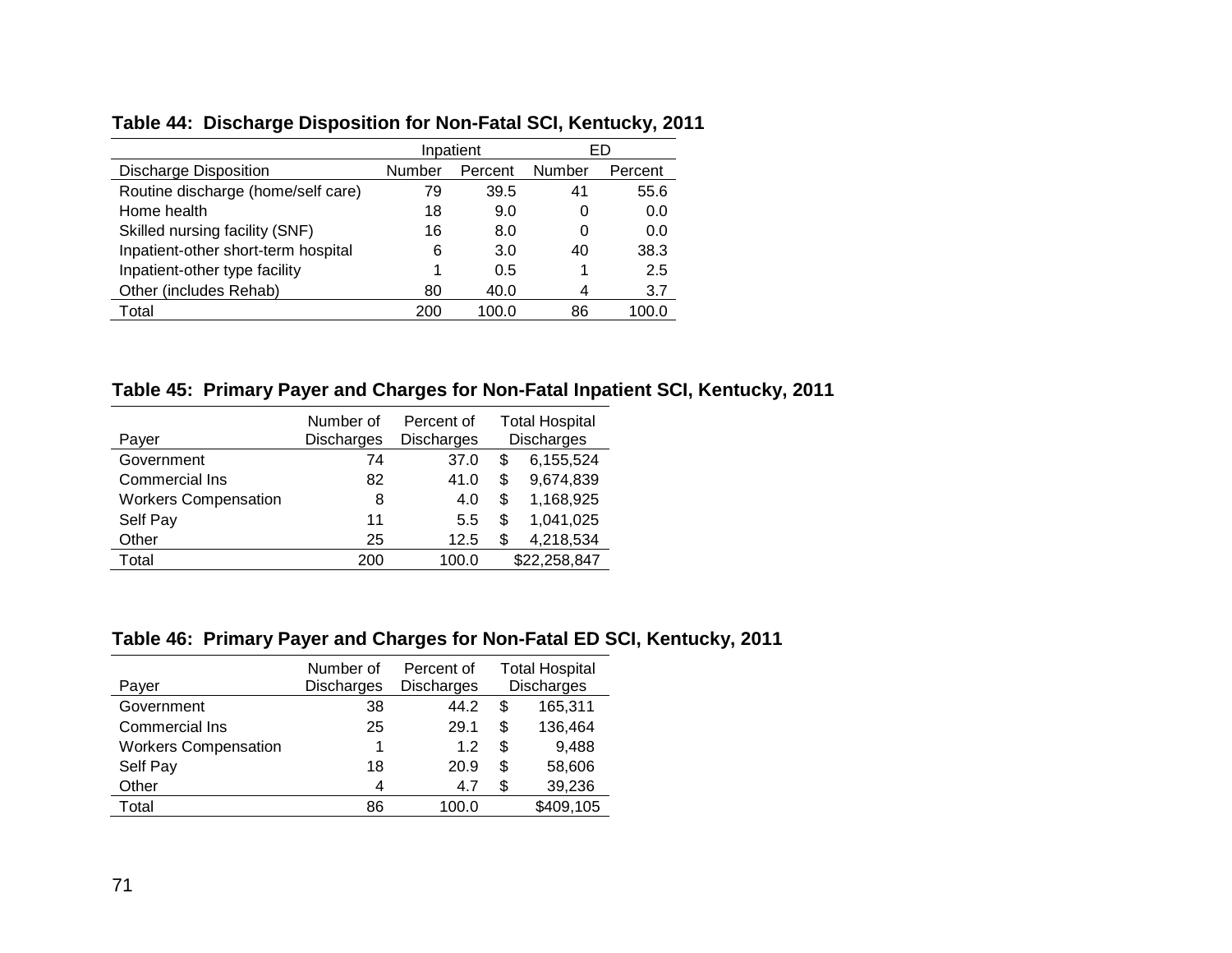**Table 44: Discharge Disposition for Non-Fatal SCI, Kentucky, 2011**

| | Inpatient | | ED | |
|---|---|---|---|---|
| Discharge Disposition | Number | Percent | Number | Percent |
| Routine discharge (home/self care) | 79 | 39.5 | 41 | 55.6 |
| Home health | 18 | 9.0 | 0 | 0.0 |
| Skilled nursing facility (SNF) | 16 | 8.0 | 0 | 0.0 |
| Inpatient-other short-term hospital | 6 | 3.0 | 40 | 38.3 |
| Inpatient-other type facility | 1 | 0.5 | 1 | 2.5 |
| Other (includes Rehab) | 80 | 40.0 | 4 | 3.7 |
| Total | 200 | 100.0 | 86 | 100.0 |

**Table 45: Primary Payer and Charges for Non-Fatal Inpatient SCI, Kentucky, 2011**

| Payer | Number of Discharges | Percent of Discharges | Total Hospital Discharges |
|---|---|---|---|
| Government | 74 | 37.0 | $ 6,155,524 |
| Commercial Ins | 82 | 41.0 | $ 9,674,839 |
| Workers Compensation | 8 | 4.0 | $ 1,168,925 |
| Self Pay | 11 | 5.5 | $ 1,041,025 |
| Other | 25 | 12.5 | $ 4,218,534 |
| Total | 200 | 100.0 | $22,258,847 |

**Table 46: Primary Payer and Charges for Non-Fatal ED SCI, Kentucky, 2011**

| Payer | Number of Discharges | Percent of Discharges | Total Hospital Discharges |
|---|---|---|---|
| Government | 38 | 44.2 | $ 165,311 |
| Commercial Ins | 25 | 29.1 | $ 136,464 |
| Workers Compensation | 1 | 1.2 | $ 9,488 |
| Self Pay | 18 | 20.9 | $ 58,606 |
| Other | 4 | 4.7 | $ 39,236 |
| Total | 86 | 100.0 | $409,105 |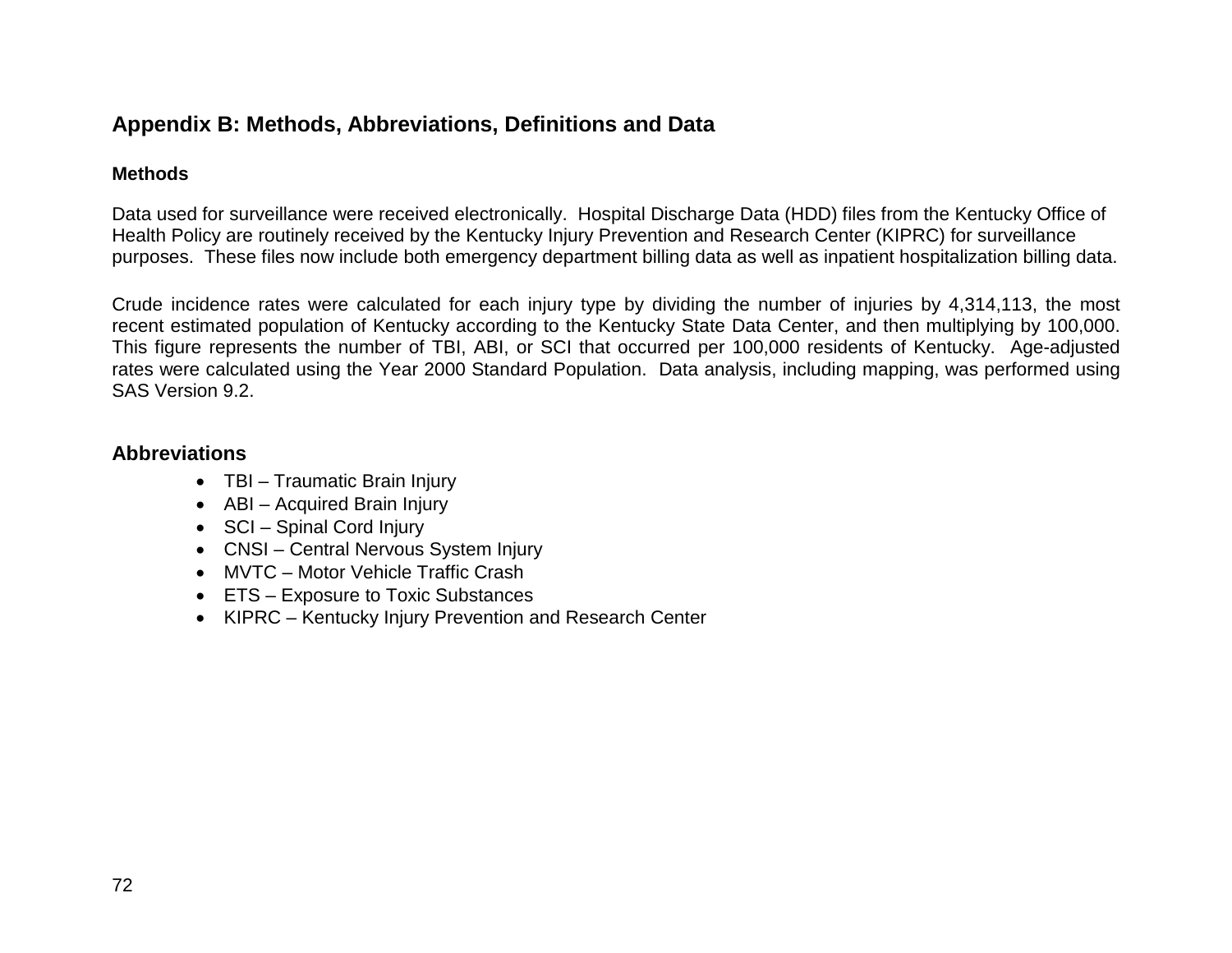## Appendix B: Methods, Abbreviations, Definitions and Data

### Methods

Data used for surveillance were received electronically. Hospital Discharge Data (HDD) files from the Kentucky Office of Health Policy are routinely received by the Kentucky Injury Prevention and Research Center (KIPRC) for surveillance purposes. These files now include both emergency department billing data as well as inpatient hospitalization billing data.

Crude incidence rates were calculated for each injury type by dividing the number of injuries by 4,314,113, the most recent estimated population of Kentucky according to the Kentucky State Data Center, and then multiplying by 100,000. This figure represents the number of TBI, ABI, or SCI that occurred per 100,000 residents of Kentucky. Age-adjusted rates were calculated using the Year 2000 Standard Population. Data analysis, including mapping, was performed using SAS Version 9.2.

### Abbreviations

- TBI – Traumatic Brain Injury
- ABI – Acquired Brain Injury
- SCI – Spinal Cord Injury
- CNSI – Central Nervous System Injury
- MVTC – Motor Vehicle Traffic Crash
- ETS – Exposure to Toxic Substances
- KIPRC – Kentucky Injury Prevention and Research Center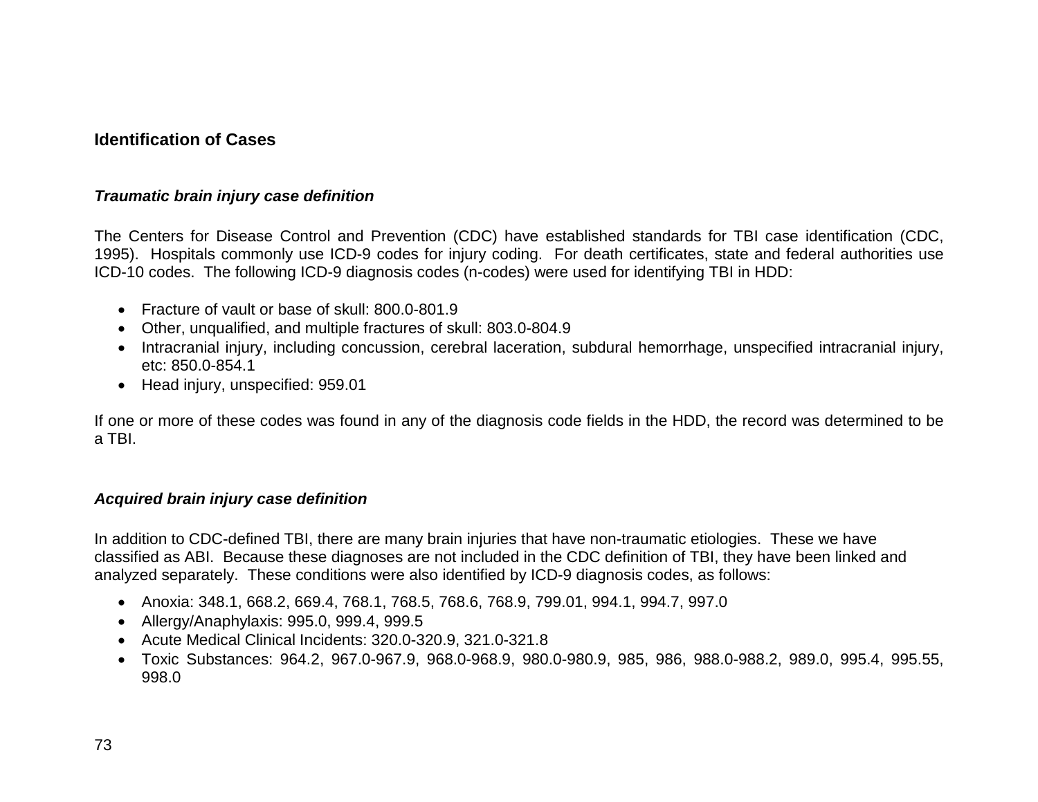## Identification of Cases

### *Traumatic brain injury case definition*

The Centers for Disease Control and Prevention (CDC) have established standards for TBI case identification (CDC, 1995). Hospitals commonly use ICD-9 codes for injury coding. For death certificates, state and federal authorities use ICD-10 codes. The following ICD-9 diagnosis codes (n-codes) were used for identifying TBI in HDD:

- Fracture of vault or base of skull: 800.0-801.9
- Other, unqualified, and multiple fractures of skull: 803.0-804.9
- Intracranial injury, including concussion, cerebral laceration, subdural hemorrhage, unspecified intracranial injury, etc: 850.0-854.1
- Head injury, unspecified: 959.01

If one or more of these codes was found in any of the diagnosis code fields in the HDD, the record was determined to be a TBI.

### *Acquired brain injury case definition*

In addition to CDC-defined TBI, there are many brain injuries that have non-traumatic etiologies. These we have classified as ABI. Because these diagnoses are not included in the CDC definition of TBI, they have been linked and analyzed separately. These conditions were also identified by ICD-9 diagnosis codes, as follows:

- Anoxia: 348.1, 668.2, 669.4, 768.1, 768.5, 768.6, 768.9, 799.01, 994.1, 994.7, 997.0
- Allergy/Anaphylaxis: 995.0, 999.4, 999.5
- Acute Medical Clinical Incidents: 320.0-320.9, 321.0-321.8
- Toxic Substances: 964.2, 967.0-967.9, 968.0-968.9, 980.0-980.9, 985, 986, 988.0-988.2, 989.0, 995.4, 995.55, 998.0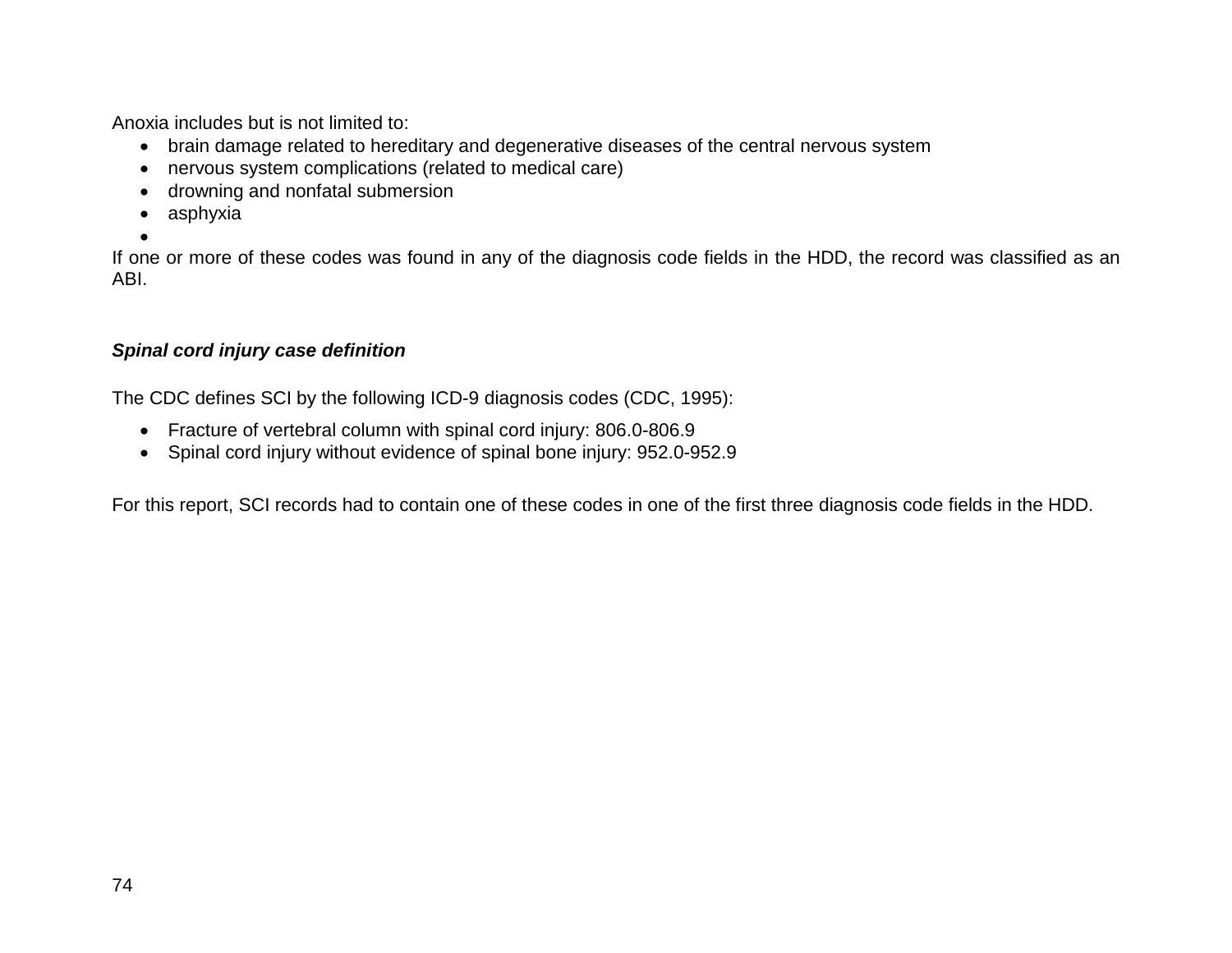Anoxia includes but is not limited to:

- brain damage related to hereditary and degenerative diseases of the central nervous system
- nervous system complications (related to medical care)
- drowning and nonfatal submersion
- asphyxia
-

If one or more of these codes was found in any of the diagnosis code fields in the HDD, the record was classified as an ABI.

### ***Spinal cord injury case definition***

The CDC defines SCI by the following ICD-9 diagnosis codes (CDC, 1995):

- Fracture of vertebral column with spinal cord injury: 806.0-806.9
- Spinal cord injury without evidence of spinal bone injury: 952.0-952.9

For this report, SCI records had to contain one of these codes in one of the first three diagnosis code fields in the HDD.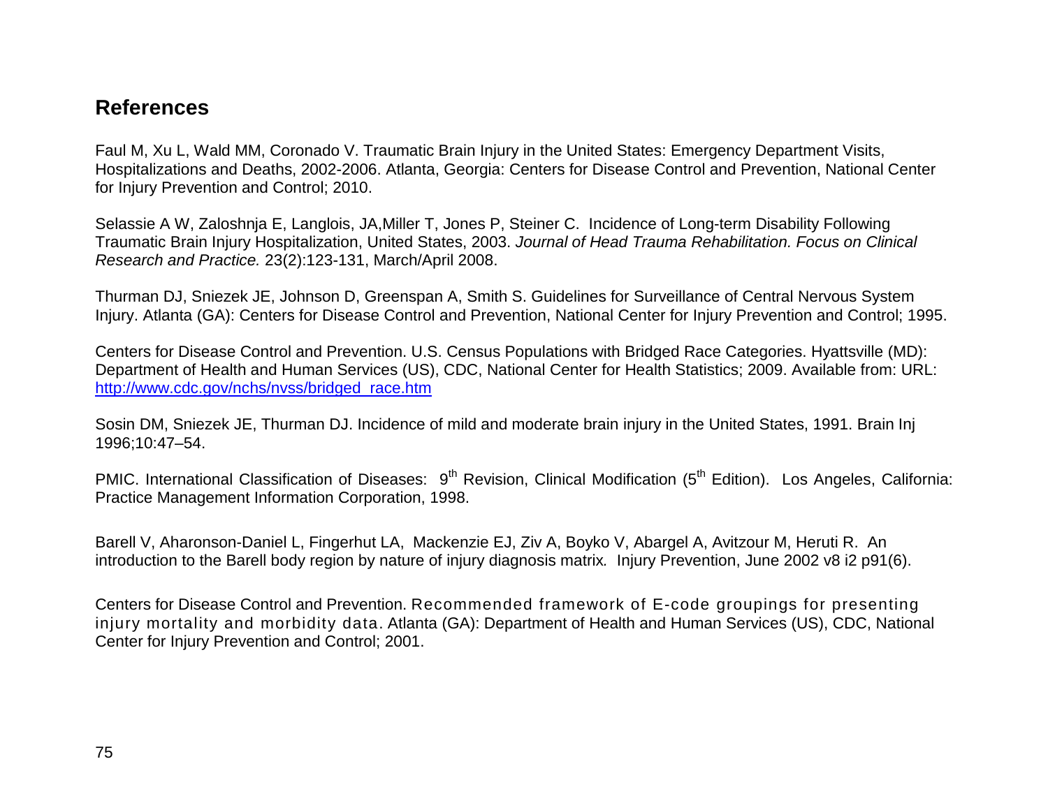## References

Faul M, Xu L, Wald MM, Coronado V. Traumatic Brain Injury in the United States: Emergency Department Visits, Hospitalizations and Deaths, 2002-2006. Atlanta, Georgia: Centers for Disease Control and Prevention, National Center for Injury Prevention and Control; 2010.

Selassie A W, Zaloshnja E, Langlois, JA,Miller T, Jones P, Steiner C. Incidence of Long-term Disability Following Traumatic Brain Injury Hospitalization, United States, 2003. *Journal of Head Trauma Rehabilitation. Focus on Clinical Research and Practice.* 23(2):123-131, March/April 2008.

Thurman DJ, Sniezek JE, Johnson D, Greenspan A, Smith S. Guidelines for Surveillance of Central Nervous System Injury. Atlanta (GA): Centers for Disease Control and Prevention, National Center for Injury Prevention and Control; 1995.

Centers for Disease Control and Prevention. U.S. Census Populations with Bridged Race Categories. Hyattsville (MD): Department of Health and Human Services (US), CDC, National Center for Health Statistics; 2009. Available from: URL: [http://www.cdc.gov/nchs/nvss/bridged_race.htm](http://www.cdc.gov/nchs/nvss/bridged_race.htm)

Sosin DM, Sniezek JE, Thurman DJ. Incidence of mild and moderate brain injury in the United States, 1991. Brain Inj 1996;10:47–54.

PMIC. International Classification of Diseases: 9th Revision, Clinical Modification (5th Edition). Los Angeles, California: Practice Management Information Corporation, 1998.

Barell V, Aharonson-Daniel L, Fingerhut LA, Mackenzie EJ, Ziv A, Boyko V, Abargel A, Avitzour M, Heruti R. An introduction to the Barell body region by nature of injury diagnosis matrix*.* Injury Prevention, June 2002 v8 i2 p91(6).

Centers for Disease Control and Prevention. Recommended framework of E-code groupings for presenting injury mortality and morbidity data. Atlanta (GA): Department of Health and Human Services (US), CDC, National Center for Injury Prevention and Control; 2001.